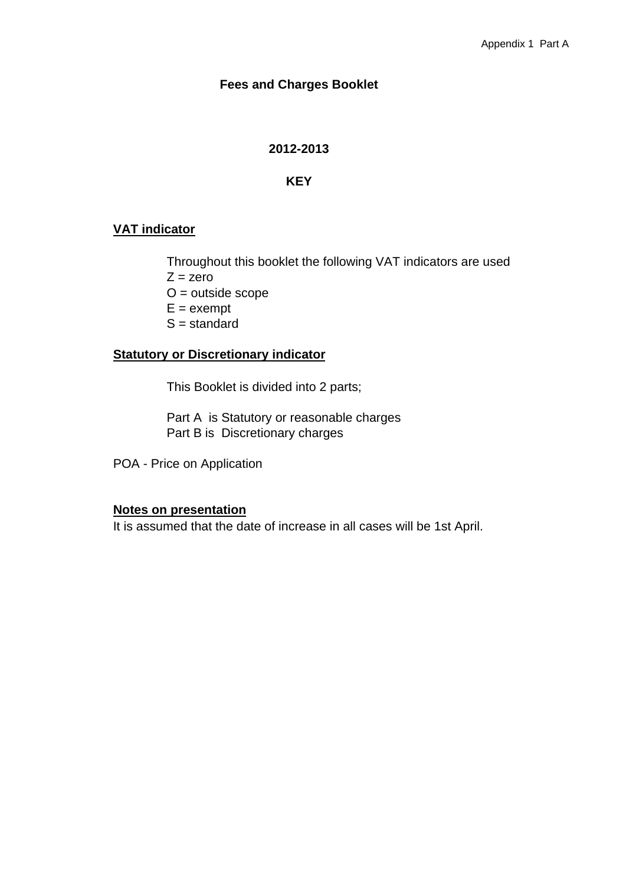Appendix 1 Part A

# Fees and Charges Booklet

## 2012-2013

## KEY

**VAT indicator**

Throughout this booklet the following VAT indicators are used
Z = zero
O = outside scope
E = exempt
S = standard

**Statutory or Discretionary indicator**

This Booklet is divided into 2 parts;

Part A is Statutory or reasonable charges
Part B is Discretionary charges

POA - Price on Application

**Notes on presentation**
It is assumed that the date of increase in all cases will be 1st April.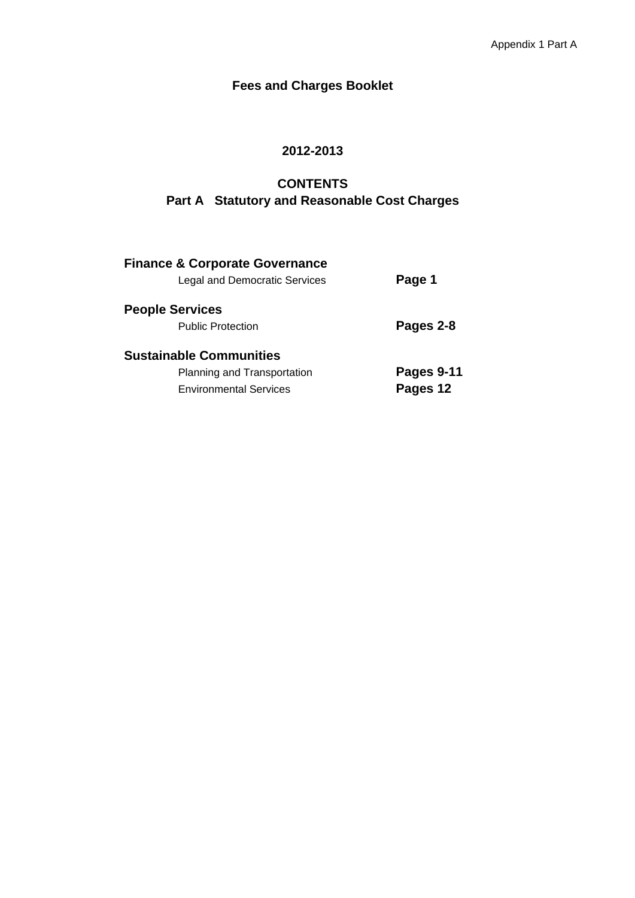Appendix 1 Part A

# Fees and Charges Booklet

## 2012-2013

## CONTENTS
## Part A Statutory and Reasonable Cost Charges

| | |
|---|---|
| **Finance & Corporate Governance** | |
| Legal and Democratic Services | **Page 1** |
| **People Services** | |
| Public Protection | **Pages 2-8** |
| **Sustainable Communities** | |
| Planning and Transportation | **Pages 9-11** |
| Environmental Services | **Pages 12** |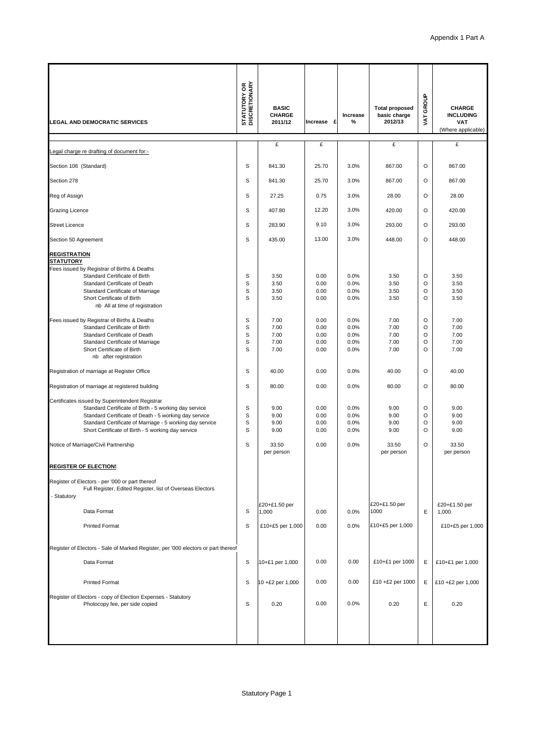Appendix 1 Part A

| LEGAL AND DEMOCRATIC SERVICES | STATUTORY OR DISCRETIONARY | BASIC CHARGE 2011/12 | Increase £ | Increase % | Total proposed basic charge 2012/13 | VAT GROUP | CHARGE INCLUDING VAT (Where applicable) |
|---|---|---|---|---|---|---|---|
| | | £ | £ | | £ | | £ |
| Legal charge re drafting of document for:- | | | | | | | |
| Section 106 (Standard) | S | 841.30 | 25.70 | 3.0% | 867.00 | O | 867.00 |
| Section 278 | S | 841.30 | 25.70 | 3.0% | 867.00 | O | 867.00 |
| Reg of Assign | S | 27.25 | 0.75 | 3.0% | 28.00 | O | 28.00 |
| Grazing Licence | S | 407.80 | 12.20 | 3.0% | 420.00 | O | 420.00 |
| Street Licence | S | 283.90 | 9.10 | 3.0% | 293.00 | O | 293.00 |
| Section 50 Agreement | S | 435.00 | 13.00 | 3.0% | 448.00 | O | 448.00 |
| **REGISTRATION** | | | | | | | |
| **STATUTORY** | | | | | | | |
| Fees issued by Registrar of Births & Deaths | | | | | | | |
| Standard Certificate of Birth | S | 3.50 | 0.00 | 0.0% | 3.50 | O | 3.50 |
| Standard Certificate of Death | S | 3.50 | 0.00 | 0.0% | 3.50 | O | 3.50 |
| Standard Certificate of Marriage | S | 3.50 | 0.00 | 0.0% | 3.50 | O | 3.50 |
| Short Certificate of Birth | S | 3.50 | 0.00 | 0.0% | 3.50 | O | 3.50 |
| nb All at time of registration | | | | | | | |
| Fees issued by Registrar of Births & Deaths | S | 7.00 | 0.00 | 0.0% | 7.00 | O | 7.00 |
| Standard Certificate of Birth | S | 7.00 | 0.00 | 0.0% | 7.00 | O | 7.00 |
| Standard Certificate of Death | S | 7.00 | 0.00 | 0.0% | 7.00 | O | 7.00 |
| Standard Certificate of Marriage | S | 7.00 | 0.00 | 0.0% | 7.00 | O | 7.00 |
| Short Certificate of Birth | S | 7.00 | 0.00 | 0.0% | 7.00 | O | 7.00 |
| nb after registration | | | | | | | |
| Registration of marriage at Register Office | S | 40.00 | 0.00 | 0.0% | 40.00 | O | 40.00 |
| Registration of marriage at registered building | S | 80.00 | 0.00 | 0.0% | 80.00 | O | 80.00 |
| Certificates issued by Superintendent Registrar | | | | | | | |
| Standard Certificate of Birth - 5 working day service | S | 9.00 | 0.00 | 0.0% | 9.00 | O | 9.00 |
| Standard Certificate of Death - 5 working day service | S | 9.00 | 0.00 | 0.0% | 9.00 | O | 9.00 |
| Standard Certificate of Marriage - 5 working day service | S | 9.00 | 0.00 | 0.0% | 9.00 | O | 9.00 |
| Short Certificate of Birth - 5 working day service | S | 9.00 | 0.00 | 0.0% | 9.00 | O | 9.00 |
| Notice of Marriage/Civil Partnership | S | 33.50 per person | 0.00 | 0.0% | 33.50 per person | O | 33.50 per person |
| **REGISTER OF ELECTIONS** | | | | | | | |
| Register of Electors - per '000 or part thereof | | | | | | | |
| Full Register, Edited Register, list of Overseas Electors | | | | | | | |
| - Statutory | | | | | | | |
| Data Format | S | £20+£1.50 per 1,000 | 0.00 | 0.0% | £20+£1.50 per 1000 | E | £20+£1.50 per 1,000 |
| Printed Format | S | £10+£5 per 1,000 | 0.00 | 0.0% | £10+£5 per 1,000 | | £10+£5 per 1,000 |
| Register of Electors - Sale of Marked Register, per '000 electors or part thereof | | | | | | | |
| Data Format | S | 10+£1 per 1,000 | 0.00 | 0.00 | £10+£1 per 1000 | E | £10+£1 per 1,000 |
| Printed Format | S | 10 +£2 per 1,000 | 0.00 | 0.00 | £10 +£2 per 1000 | E | £10 +£2 per 1,000 |
| Register of Electors - copy of Election Expenses - Statutory | | | | | | | |
| Photocopy fee, per side copied | S | 0.20 | 0.00 | 0.0% | 0.20 | E | 0.20 |

Statutory Page 1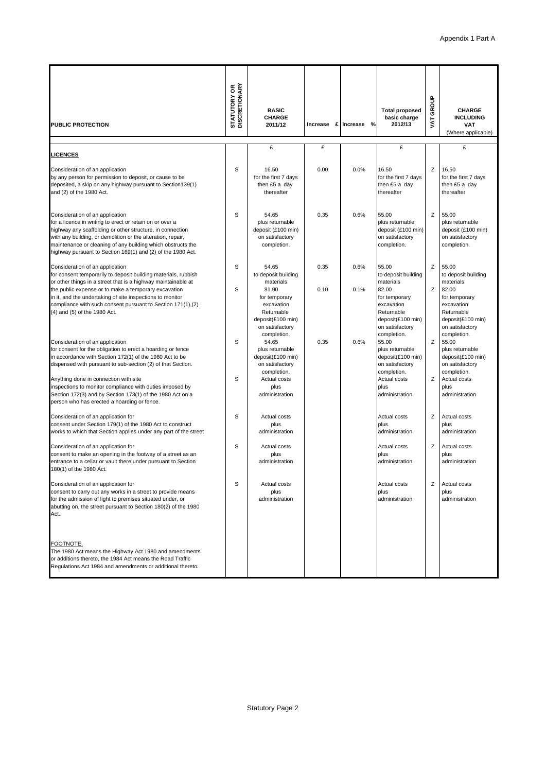Appendix 1 Part A

| PUBLIC PROTECTION | STATUTORY OR DISCRETIONARY | BASIC CHARGE 2011/12 | Increase £ | Increase % | Total proposed basic charge 2012/13 | VAT GROUP | CHARGE INCLUDING VAT (Where applicable) |
|---|---|---|---|---|---|---|---|
| | | £ | £ | | £ | | £ |
| **LICENCES** | | | | | | | |
| Consideration of an application by any person for permission to deposit, or cause to be deposited, a skip on any highway pursuant to Section139(1) and (2) of the 1980 Act. | S | 16.50 for the first 7 days then £5 a day thereafter | 0.00 | 0.0% | 16.50 for the first 7 days then £5 a day thereafter | Z | 16.50 for the first 7 days then £5 a day thereafter |
| Consideration of an application for a licence in writing to erect or retain on or over a highway any scaffolding or other structure, in connection with any building, or demolition or the alteration, repair, maintenance or cleaning of any building which obstructs the highway pursuant to Section 169(1) and (2) of the 1980 Act. | S | 54.65 plus returnable deposit (£100 min) on satisfactory completion. | 0.35 | 0.6% | 55.00 plus returnable deposit (£100 min) on satisfactory completion. | Z | 55.00 plus returnable deposit (£100 min) on satisfactory completion. |
| Consideration of an application for consent temporarily to deposit building materials, rubbish or other things in a street that is a highway maintainable at | S | 54.65 to deposit building materials | 0.35 | 0.6% | 55.00 to deposit building materials | Z | 55.00 to deposit building materials |
| the public expense or to make a temporary excavation in it, and the undertaking of site inspections to monitor compliance with such consent pursuant to Section 171(1),(2) (4) and (5) of the 1980 Act. | S | 81.90 for temporary excavation Returnable deposit(£100 min) on satisfactory completion. | 0.10 | 0.1% | 82.00 for temporary excavation Returnable deposit(£100 min) on satisfactory completion. | Z | 82.00 for temporary excavation Returnable deposit(£100 min) on satisfactory completion. |
| Consideration of an application for consent for the obligation to erect a hoarding or fence in accordance with Section 172(1) of the 1980 Act to be dispensed with pursuant to sub-section (2) of that Section. | S | 54.65 plus returnable deposit(£100 min) on satisfactory completion. | 0.35 | 0.6% | 55.00 plus returnable deposit(£100 min) on satisfactory completion. | Z | 55.00 plus returnable deposit(£100 min) on satisfactory completion. |
| Anything done in connection with site inspections to monitor compliance with duties imposed by Section 172(3) and by Section 173(1) of the 1980 Act on a person who has erected a hoarding or fence. | S | Actual costs plus administration | | | Actual costs plus administration | Z | Actual costs plus administration |
| Consideration of an application for consent under Section 179(1) of the 1980 Act to construct works to which that Section applies under any part of the street | S | Actual costs plus administration | | | Actual costs plus administration | Z | Actual costs plus administration |
| Consideration of an application for consent to make an opening in the footway of a street as an entrance to a cellar or vault there under pursuant to Section 180(1) of the 1980 Act. | S | Actual costs plus administration | | | Actual costs plus administration | Z | Actual costs plus administration |
| Consideration of an application for consent to carry out any works in a street to provide means for the admission of light to premises situated under, or abutting on, the street pursuant to Section 180(2) of the 1980 Act. | S | Actual costs plus administration | | | Actual costs plus administration | Z | Actual costs plus administration |
| FOOTNOTE. The 1980 Act means the Highway Act 1980 and amendments or additions thereto, the 1984 Act means the Road Traffic Regulations Act 1984 and amendments or additional thereto. | | | | | | | |

Statutory Page 2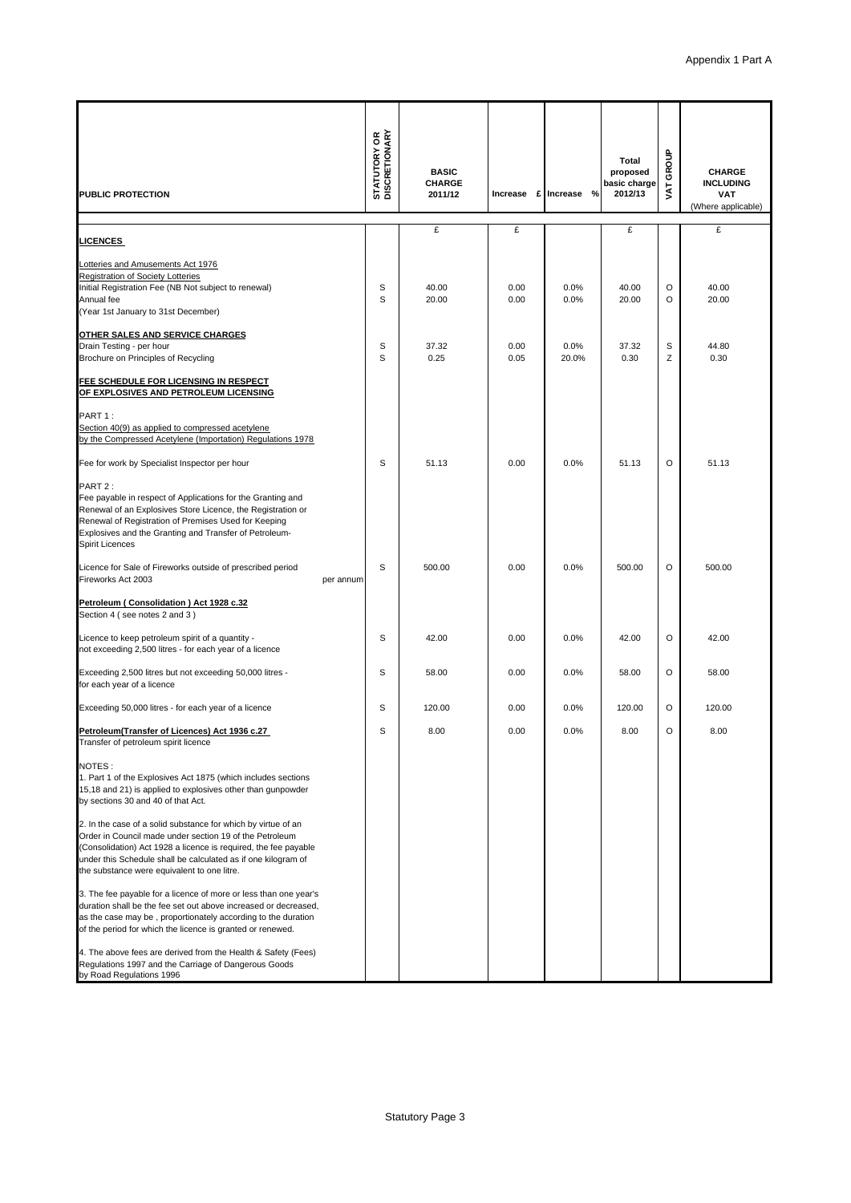Appendix 1 Part A

| PUBLIC PROTECTION | STATUTORY OR DISCRETIONARY | BASIC CHARGE 2011/12 | Increase £ | Increase % | Total proposed basic charge 2012/13 | VAT GROUP | CHARGE INCLUDING VAT (Where applicable) |
|---|---|---|---|---|---|---|---|
| | | £ | £ | | £ | | £ |
| **LICENCES** | | | | | | | |
| Lotteries and Amusements Act 1976 | | | | | | | |
| Registration of Society Lotteries | | | | | | | |
| Initial Registration Fee (NB Not subject to renewal) | S | 40.00 | 0.00 | 0.0% | 40.00 | O | 40.00 |
| Annual fee | S | 20.00 | 0.00 | 0.0% | 20.00 | O | 20.00 |
| (Year 1st January to 31st December) | | | | | | | |
| **OTHER SALES AND SERVICE CHARGES** | | | | | | | |
| Drain Testing - per hour | S | 37.32 | 0.00 | 0.0% | 37.32 | S | 44.80 |
| Brochure on Principles of Recycling | S | 0.25 | 0.05 | 20.0% | 0.30 | Z | 0.30 |
| **FEE SCHEDULE FOR LICENSING IN RESPECT OF EXPLOSIVES AND PETROLEUM LICENSING** | | | | | | | |
| PART 1 : Section 40(9) as applied to compressed acetylene by the Compressed Acetylene (Importation) Regulations 1978 | | | | | | | |
| Fee for work by Specialist Inspector per hour | S | 51.13 | 0.00 | 0.0% | 51.13 | O | 51.13 |
| PART 2 : Fee payable in respect of Applications for the Granting and Renewal of an Explosives Store Licence, the Registration or Renewal of Registration of Premises Used for Keeping Explosives and the Granting and Transfer of Petroleum-Spirit Licences | | | | | | | |
| Licence for Sale of Fireworks outside of prescribed period Fireworks Act 2003 per annum | S | 500.00 | 0.00 | 0.0% | 500.00 | O | 500.00 |
| **Petroleum ( Consolidation ) Act 1928 c.32** Section 4 ( see notes 2 and 3 ) | | | | | | | |
| Licence to keep petroleum spirit of a quantity - not exceeding 2,500 litres - for each year of a licence | S | 42.00 | 0.00 | 0.0% | 42.00 | O | 42.00 |
| Exceeding 2,500 litres but not exceeding 50,000 litres - for each year of a licence | S | 58.00 | 0.00 | 0.0% | 58.00 | O | 58.00 |
| Exceeding 50,000 litres - for each year of a licence | S | 120.00 | 0.00 | 0.0% | 120.00 | O | 120.00 |
| **Petroleum(Transfer of Licences) Act 1936 c.27** Transfer of petroleum spirit licence | S | 8.00 | 0.00 | 0.0% | 8.00 | O | 8.00 |

NOTES :

1. Part 1 of the Explosives Act 1875 (which includes sections 15,18 and 21) is applied to explosives other than gunpowder by sections 30 and 40 of that Act.

2. In the case of a solid substance for which by virtue of an Order in Council made under section 19 of the Petroleum (Consolidation) Act 1928 a licence is required, the fee payable under this Schedule shall be calculated as if one kilogram of the substance were equivalent to one litre.

3. The fee payable for a licence of more or less than one year's duration shall be the fee set out above increased or decreased, as the case may be , proportionately according to the duration of the period for which the licence is granted or renewed.

4. The above fees are derived from the Health & Safety (Fees) Regulations 1997 and the Carriage of Dangerous Goods by Road Regulations 1996

Statutory Page 3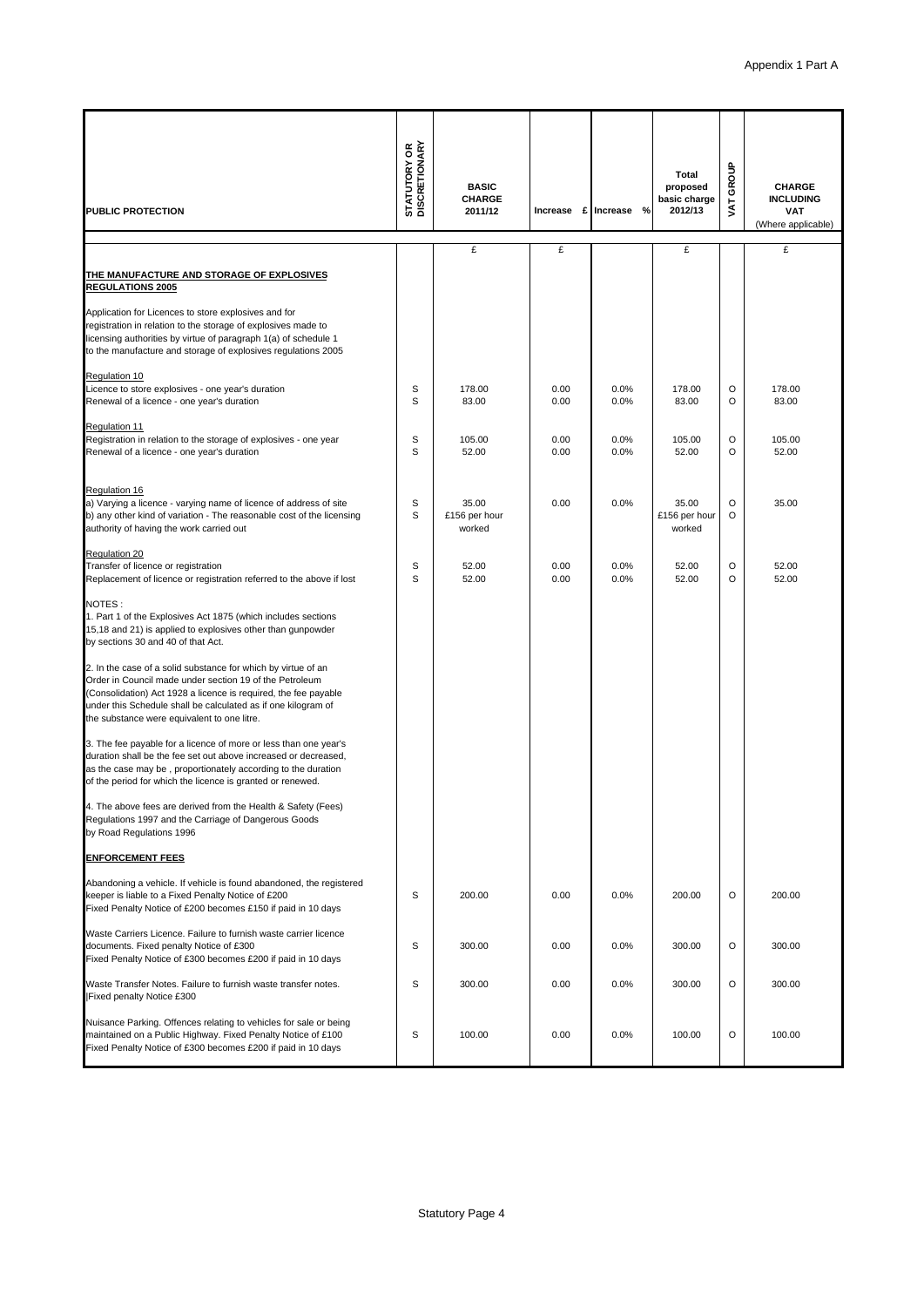Appendix 1 Part A

| PUBLIC PROTECTION | STATUTORY OR DISCRETIONARY | BASIC CHARGE 2011/12 | Increase £ | Increase % | Total proposed basic charge 2012/13 | VAT GROUP | CHARGE INCLUDING VAT (Where applicable) |
|---|---|---|---|---|---|---|---|
| | | £ | £ | | £ | | £ |
| **THE MANUFACTURE AND STORAGE OF EXPLOSIVES REGULATIONS 2005** | | | | | | | |
| Application for Licences to store explosives and for registration in relation to the storage of explosives made to licensing authorities by virtue of paragraph 1(a) of schedule 1 to the manufacture and storage of explosives regulations 2005 | | | | | | | |
| Regulation 10 | | | | | | | |
| Licence to store explosives - one year's duration | S | 178.00 | 0.00 | 0.0% | 178.00 | O | 178.00 |
| Renewal of a licence - one year's duration | S | 83.00 | 0.00 | 0.0% | 83.00 | O | 83.00 |
| Regulation 11 | | | | | | | |
| Registration in relation to the storage of explosives - one year | S | 105.00 | 0.00 | 0.0% | 105.00 | O | 105.00 |
| Renewal of a licence - one year's duration | S | 52.00 | 0.00 | 0.0% | 52.00 | O | 52.00 |
| Regulation 16 | | | | | | | |
| a) Varying a licence - varying name of licence of address of site | S | 35.00 | 0.00 | 0.0% | 35.00 | O | 35.00 |
| b) any other kind of variation - The reasonable cost of the licensing authority of having the work carried out | S | £156 per hour worked | | | £156 per hour worked | O | |
| Regulation 20 | | | | | | | |
| Transfer of licence or registration | S | 52.00 | 0.00 | 0.0% | 52.00 | O | 52.00 |
| Replacement of licence or registration referred to the above if lost | S | 52.00 | 0.00 | 0.0% | 52.00 | O | 52.00 |
| NOTES : | | | | | | | |
| 1. Part 1 of the Explosives Act 1875 (which includes sections 15,18 and 21) is applied to explosives other than gunpowder by sections 30 and 40 of that Act. | | | | | | | |
| 2. In the case of a solid substance for which by virtue of an Order in Council made under section 19 of the Petroleum (Consolidation) Act 1928 a licence is required, the fee payable under this Schedule shall be calculated as if one kilogram of the substance were equivalent to one litre. | | | | | | | |
| 3. The fee payable for a licence of more or less than one year's duration shall be the fee set out above increased or decreased, as the case may be , proportionately according to the duration of the period for which the licence is granted or renewed. | | | | | | | |
| 4. The above fees are derived from the Health & Safety (Fees) Regulations 1997 and the Carriage of Dangerous Goods by Road Regulations 1996 | | | | | | | |
| **ENFORCEMENT FEES** | | | | | | | |
| Abandoning a vehicle. If vehicle is found abandoned, the registered keeper is liable to a Fixed Penalty Notice of £200 Fixed Penalty Notice of £200 becomes £150 if paid in 10 days | S | 200.00 | 0.00 | 0.0% | 200.00 | O | 200.00 |
| Waste Carriers Licence. Failure to furnish waste carrier licence documents. Fixed penalty Notice of £300 Fixed Penalty Notice of £300 becomes £200 if paid in 10 days | S | 300.00 | 0.00 | 0.0% | 300.00 | O | 300.00 |
| Waste Transfer Notes. Failure to furnish waste transfer notes. \|Fixed penalty Notice £300 | S | 300.00 | 0.00 | 0.0% | 300.00 | O | 300.00 |
| Nuisance Parking. Offences relating to vehicles for sale or being maintained on a Public Highway. Fixed Penalty Notice of £100 Fixed Penalty Notice of £300 becomes £200 if paid in 10 days | S | 100.00 | 0.00 | 0.0% | 100.00 | O | 100.00 |

Statutory Page 4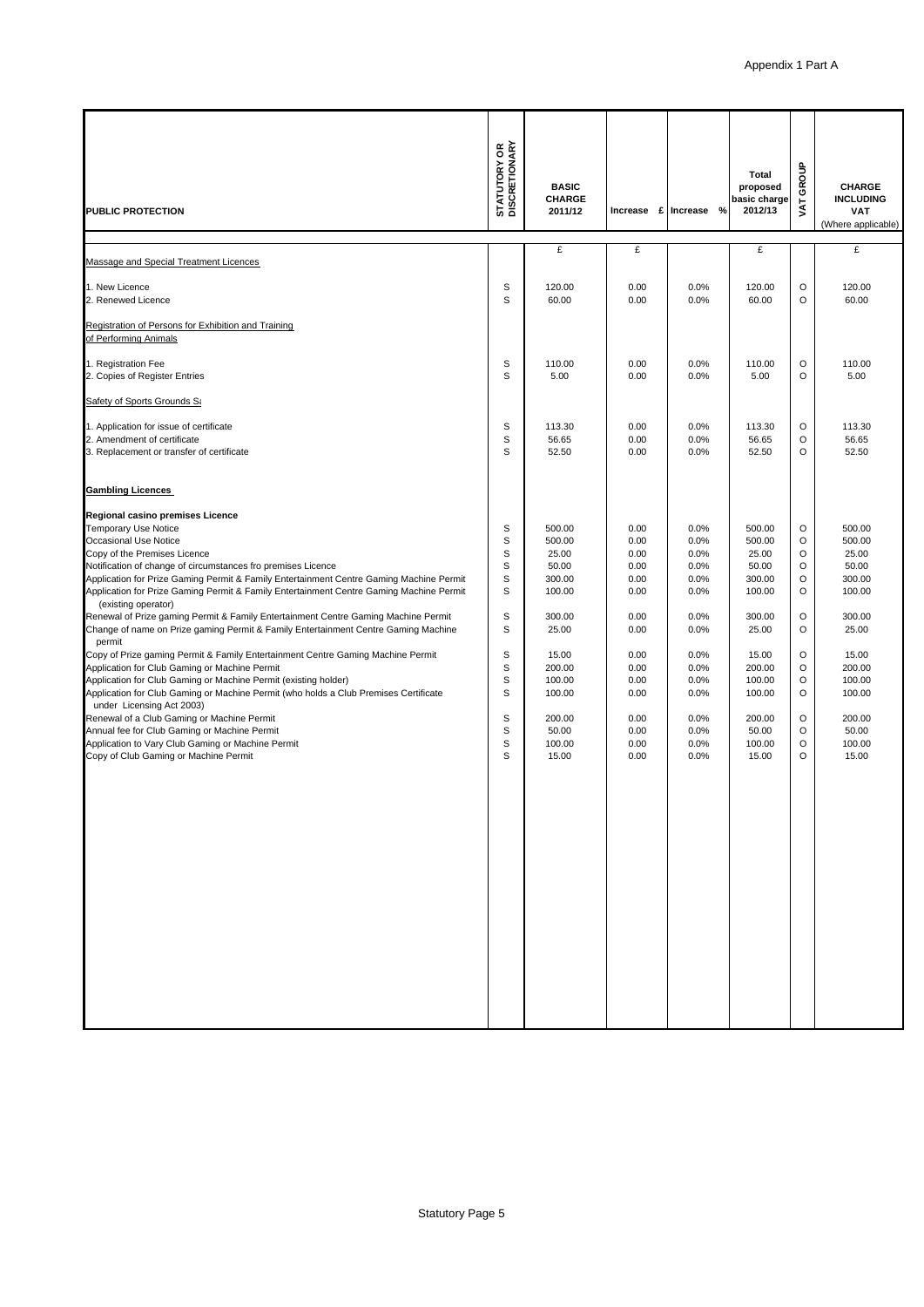Appendix 1 Part A

| PUBLIC PROTECTION | STATUTORY OR DISCRETIONARY | BASIC CHARGE 2011/12 | Increase £ | Increase % | Total proposed basic charge 2012/13 | VAT GROUP | CHARGE INCLUDING VAT (Where applicable) |
|---|---|---|---|---|---|---|---|
| | | £ | £ | | £ | | £ |
| Massage and Special Treatment Licences | | | | | | | |
| 1. New Licence | S | 120.00 | 0.00 | 0.0% | 120.00 | O | 120.00 |
| 2. Renewed Licence | S | 60.00 | 0.00 | 0.0% | 60.00 | O | 60.00 |
| Registration of Persons for Exhibition and Training of Performing Animals | | | | | | | |
| 1. Registration Fee | S | 110.00 | 0.00 | 0.0% | 110.00 | O | 110.00 |
| 2. Copies of Register Entries | S | 5.00 | 0.00 | 0.0% | 5.00 | O | 5.00 |
| Safety of Sports Grounds Sa | | | | | | | |
| 1. Application for issue of certificate | S | 113.30 | 0.00 | 0.0% | 113.30 | O | 113.30 |
| 2. Amendment of certificate | S | 56.65 | 0.00 | 0.0% | 56.65 | O | 56.65 |
| 3. Replacement or transfer of certificate | S | 52.50 | 0.00 | 0.0% | 52.50 | O | 52.50 |
| **Gambling Licences** | | | | | | | |
| **Regional casino premises Licence** | | | | | | | |
| Temporary Use Notice | S | 500.00 | 0.00 | 0.0% | 500.00 | O | 500.00 |
| Occasional Use Notice | S | 500.00 | 0.00 | 0.0% | 500.00 | O | 500.00 |
| Copy of the Premises Licence | S | 25.00 | 0.00 | 0.0% | 25.00 | O | 25.00 |
| Notification of change of circumstances fro premises Licence | S | 50.00 | 0.00 | 0.0% | 50.00 | O | 50.00 |
| Application for Prize Gaming Permit & Family Entertainment Centre Gaming Machine Permit | S | 300.00 | 0.00 | 0.0% | 300.00 | O | 300.00 |
| Application for Prize Gaming Permit & Family Entertainment Centre Gaming Machine Permit (existing operator) | S | 100.00 | 0.00 | 0.0% | 100.00 | O | 100.00 |
| Renewal of Prize gaming Permit & Family Entertainment Centre Gaming Machine Permit | S | 300.00 | 0.00 | 0.0% | 300.00 | O | 300.00 |
| Change of name on Prize gaming Permit & Family Entertainment Centre Gaming Machine permit | S | 25.00 | 0.00 | 0.0% | 25.00 | O | 25.00 |
| Copy of Prize gaming Permit & Family Entertainment Centre Gaming Machine Permit | S | 15.00 | 0.00 | 0.0% | 15.00 | O | 15.00 |
| Application for Club Gaming or Machine Permit | S | 200.00 | 0.00 | 0.0% | 200.00 | O | 200.00 |
| Application for Club Gaming or Machine Permit (existing holder) | S | 100.00 | 0.00 | 0.0% | 100.00 | O | 100.00 |
| Application for Club Gaming or Machine Permit (who holds a Club Premises Certificate under Licensing Act 2003) | S | 100.00 | 0.00 | 0.0% | 100.00 | O | 100.00 |
| Renewal of a Club Gaming or Machine Permit | S | 200.00 | 0.00 | 0.0% | 200.00 | O | 200.00 |
| Annual fee for Club Gaming or Machine Permit | S | 50.00 | 0.00 | 0.0% | 50.00 | O | 50.00 |
| Application to Vary Club Gaming or Machine Permit | S | 100.00 | 0.00 | 0.0% | 100.00 | O | 100.00 |
| Copy of Club Gaming or Machine Permit | S | 15.00 | 0.00 | 0.0% | 15.00 | O | 15.00 |

Statutory Page 5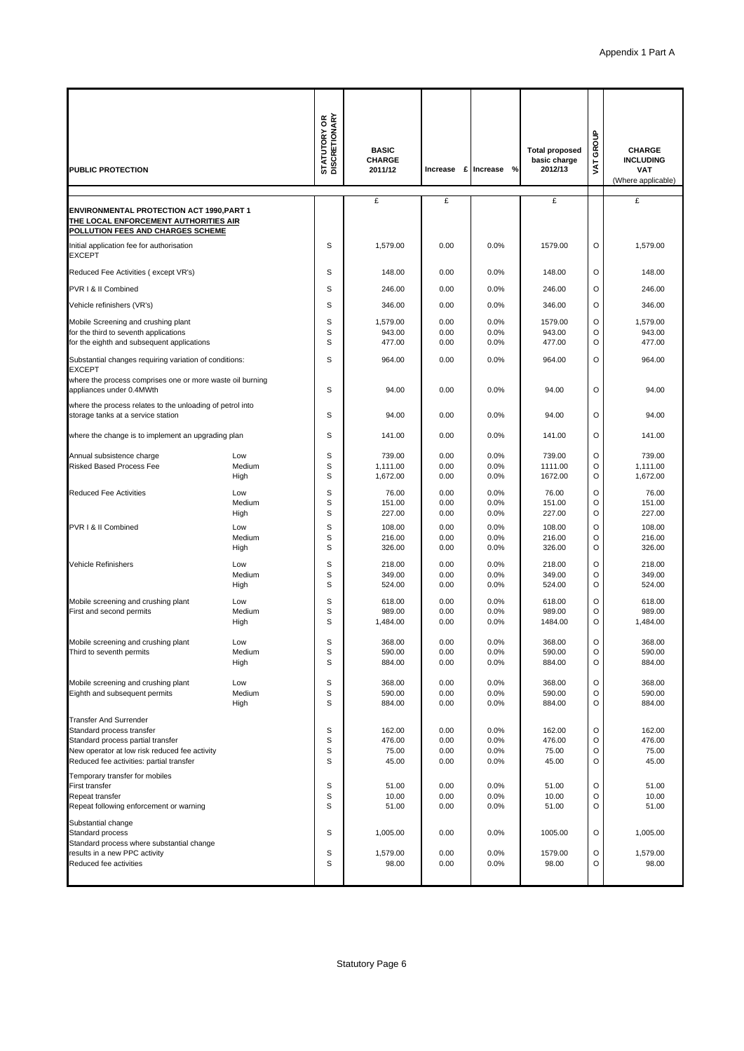Appendix 1 Part A

| PUBLIC PROTECTION | | STATUTORY OR DISCRETIONARY | BASIC CHARGE 2011/12 | Increase £ | Increase % | Total proposed basic charge 2012/13 | VAT GROUP | CHARGE INCLUDING VAT (Where applicable) |
|---|---|---|---|---|---|---|---|---|
| | | | £ | £ | | £ | | £ |
| **ENVIRONMENTAL PROTECTION ACT 1990,PART 1** | | | | | | | | |
| **THE LOCAL ENFORCEMENT AUTHORITIES AIR POLLUTION FEES AND CHARGES SCHEME** | | | | | | | | |
| Initial application fee for authorisation EXCEPT | | S | 1,579.00 | 0.00 | 0.0% | 1579.00 | O | 1,579.00 |
| Reduced Fee Activities ( except VR's) | | S | 148.00 | 0.00 | 0.0% | 148.00 | O | 148.00 |
| PVR I & II Combined | | S | 246.00 | 0.00 | 0.0% | 246.00 | O | 246.00 |
| Vehicle refinishers (VR's) | | S | 346.00 | 0.00 | 0.0% | 346.00 | O | 346.00 |
| Mobile Screening and crushing plant | | S | 1,579.00 | 0.00 | 0.0% | 1579.00 | O | 1,579.00 |
| for the third to seventh applications | | S | 943.00 | 0.00 | 0.0% | 943.00 | O | 943.00 |
| for the eighth and subsequent applications | | S | 477.00 | 0.00 | 0.0% | 477.00 | O | 477.00 |
| Substantial changes requiring variation of conditions: EXCEPT | | S | 964.00 | 0.00 | 0.0% | 964.00 | O | 964.00 |
| where the process comprises one or more waste oil burning appliances under 0.4MWth | | S | 94.00 | 0.00 | 0.0% | 94.00 | O | 94.00 |
| where the process relates to the unloading of petrol into storage tanks at a service station | | S | 94.00 | 0.00 | 0.0% | 94.00 | O | 94.00 |
| where the change is to implement an upgrading plan | | S | 141.00 | 0.00 | 0.0% | 141.00 | O | 141.00 |
| Annual subsistence charge | Low | S | 739.00 | 0.00 | 0.0% | 739.00 | O | 739.00 |
| Risked Based Process Fee | Medium | S | 1,111.00 | 0.00 | 0.0% | 1111.00 | O | 1,111.00 |
| | High | S | 1,672.00 | 0.00 | 0.0% | 1672.00 | O | 1,672.00 |
| Reduced Fee Activities | Low | S | 76.00 | 0.00 | 0.0% | 76.00 | O | 76.00 |
| | Medium | S | 151.00 | 0.00 | 0.0% | 151.00 | O | 151.00 |
| | High | S | 227.00 | 0.00 | 0.0% | 227.00 | O | 227.00 |
| PVR I & II Combined | Low | S | 108.00 | 0.00 | 0.0% | 108.00 | O | 108.00 |
| | Medium | S | 216.00 | 0.00 | 0.0% | 216.00 | O | 216.00 |
| | High | S | 326.00 | 0.00 | 0.0% | 326.00 | O | 326.00 |
| Vehicle Refinishers | Low | S | 218.00 | 0.00 | 0.0% | 218.00 | O | 218.00 |
| | Medium | S | 349.00 | 0.00 | 0.0% | 349.00 | O | 349.00 |
| | High | S | 524.00 | 0.00 | 0.0% | 524.00 | O | 524.00 |
| Mobile screening and crushing plant | Low | S | 618.00 | 0.00 | 0.0% | 618.00 | O | 618.00 |
| First and second permits | Medium | S | 989.00 | 0.00 | 0.0% | 989.00 | O | 989.00 |
| | High | S | 1,484.00 | 0.00 | 0.0% | 1484.00 | O | 1,484.00 |
| Mobile screening and crushing plant | Low | S | 368.00 | 0.00 | 0.0% | 368.00 | O | 368.00 |
| Third to seventh permits | Medium | S | 590.00 | 0.00 | 0.0% | 590.00 | O | 590.00 |
| | High | S | 884.00 | 0.00 | 0.0% | 884.00 | O | 884.00 |
| Mobile screening and crushing plant | Low | S | 368.00 | 0.00 | 0.0% | 368.00 | O | 368.00 |
| Eighth and subsequent permits | Medium | S | 590.00 | 0.00 | 0.0% | 590.00 | O | 590.00 |
| | High | S | 884.00 | 0.00 | 0.0% | 884.00 | O | 884.00 |
| Transfer And Surrender | | | | | | | | |
| Standard process transfer | | S | 162.00 | 0.00 | 0.0% | 162.00 | O | 162.00 |
| Standard process partial transfer | | S | 476.00 | 0.00 | 0.0% | 476.00 | O | 476.00 |
| New operator at low risk reduced fee activity | | S | 75.00 | 0.00 | 0.0% | 75.00 | O | 75.00 |
| Reduced fee activities: partial transfer | | S | 45.00 | 0.00 | 0.0% | 45.00 | O | 45.00 |
| Temporary transfer for mobiles | | | | | | | | |
| First transfer | | S | 51.00 | 0.00 | 0.0% | 51.00 | O | 51.00 |
| Repeat transfer | | S | 10.00 | 0.00 | 0.0% | 10.00 | O | 10.00 |
| Repeat following enforcement or warning | | S | 51.00 | 0.00 | 0.0% | 51.00 | O | 51.00 |
| Substantial change | | | | | | | | |
| Standard process | | S | 1,005.00 | 0.00 | 0.0% | 1005.00 | O | 1,005.00 |
| Standard process where substantial change results in a new PPC activity | | S | 1,579.00 | 0.00 | 0.0% | 1579.00 | O | 1,579.00 |
| Reduced fee activities | | S | 98.00 | 0.00 | 0.0% | 98.00 | O | 98.00 |

Statutory Page 6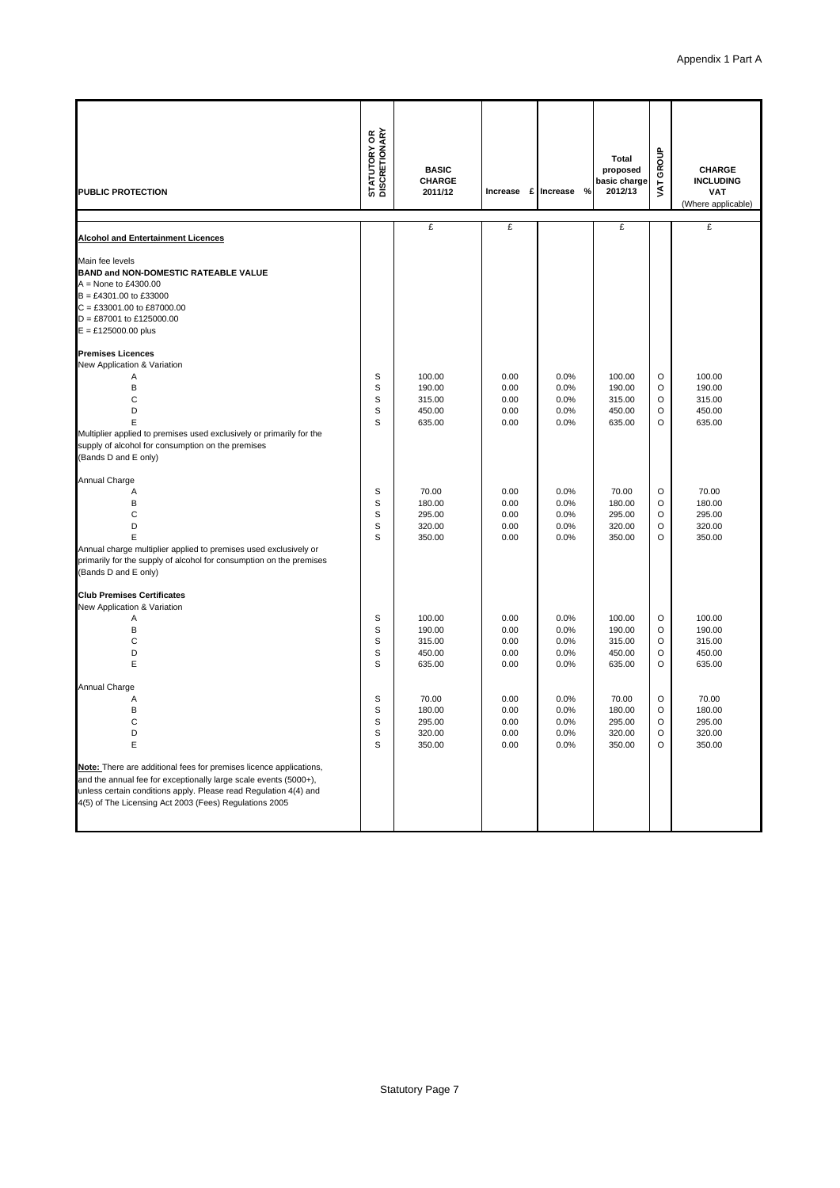Appendix 1 Part A

| PUBLIC PROTECTION | STATUTORY OR DISCRETIONARY | BASIC CHARGE 2011/12 | Increase £ | Increase % | Total proposed basic charge 2012/13 | VAT GROUP | CHARGE INCLUDING VAT (Where applicable) |
|---|---|---|---|---|---|---|---|
| | | £ | £ | | £ | | £ |
| **Alcohol and Entertainment Licences** | | | | | | | |
| Main fee levels | | | | | | | |
| **BAND and NON-DOMESTIC RATEABLE VALUE** | | | | | | | |
| A = None to £4300.00 | | | | | | | |
| B = £4301.00 to £33000 | | | | | | | |
| C = £33001.00 to £87000.00 | | | | | | | |
| D = £87001 to £125000.00 | | | | | | | |
| E = £125000.00 plus | | | | | | | |
| **Premises Licences** | | | | | | | |
| New Application & Variation | | | | | | | |
| A | S | 100.00 | 0.00 | 0.0% | 100.00 | O | 100.00 |
| B | S | 190.00 | 0.00 | 0.0% | 190.00 | O | 190.00 |
| C | S | 315.00 | 0.00 | 0.0% | 315.00 | O | 315.00 |
| D | S | 450.00 | 0.00 | 0.0% | 450.00 | O | 450.00 |
| E | S | 635.00 | 0.00 | 0.0% | 635.00 | O | 635.00 |
| Multiplier applied to premises used exclusively or primarily for the supply of alcohol for consumption on the premises (Bands D and E only) | | | | | | | |
| Annual Charge | | | | | | | |
| A | S | 70.00 | 0.00 | 0.0% | 70.00 | O | 70.00 |
| B | S | 180.00 | 0.00 | 0.0% | 180.00 | O | 180.00 |
| C | S | 295.00 | 0.00 | 0.0% | 295.00 | O | 295.00 |
| D | S | 320.00 | 0.00 | 0.0% | 320.00 | O | 320.00 |
| E | S | 350.00 | 0.00 | 0.0% | 350.00 | O | 350.00 |
| Annual charge multiplier applied to premises used exclusively or primarily for the supply of alcohol for consumption on the premises (Bands D and E only) | | | | | | | |
| **Club Premises Certificates** | | | | | | | |
| New Application & Variation | | | | | | | |
| A | S | 100.00 | 0.00 | 0.0% | 100.00 | O | 100.00 |
| B | S | 190.00 | 0.00 | 0.0% | 190.00 | O | 190.00 |
| C | S | 315.00 | 0.00 | 0.0% | 315.00 | O | 315.00 |
| D | S | 450.00 | 0.00 | 0.0% | 450.00 | O | 450.00 |
| E | S | 635.00 | 0.00 | 0.0% | 635.00 | O | 635.00 |
| Annual Charge | | | | | | | |
| A | S | 70.00 | 0.00 | 0.0% | 70.00 | O | 70.00 |
| B | S | 180.00 | 0.00 | 0.0% | 180.00 | O | 180.00 |
| C | S | 295.00 | 0.00 | 0.0% | 295.00 | O | 295.00 |
| D | S | 320.00 | 0.00 | 0.0% | 320.00 | O | 320.00 |
| E | S | 350.00 | 0.00 | 0.0% | 350.00 | O | 350.00 |
| **Note:** There are additional fees for premises licence applications, and the annual fee for exceptionally large scale events (5000+), unless certain conditions apply. Please read Regulation 4(4) and 4(5) of The Licensing Act 2003 (Fees) Regulations 2005 | | | | | | | |

Statutory Page 7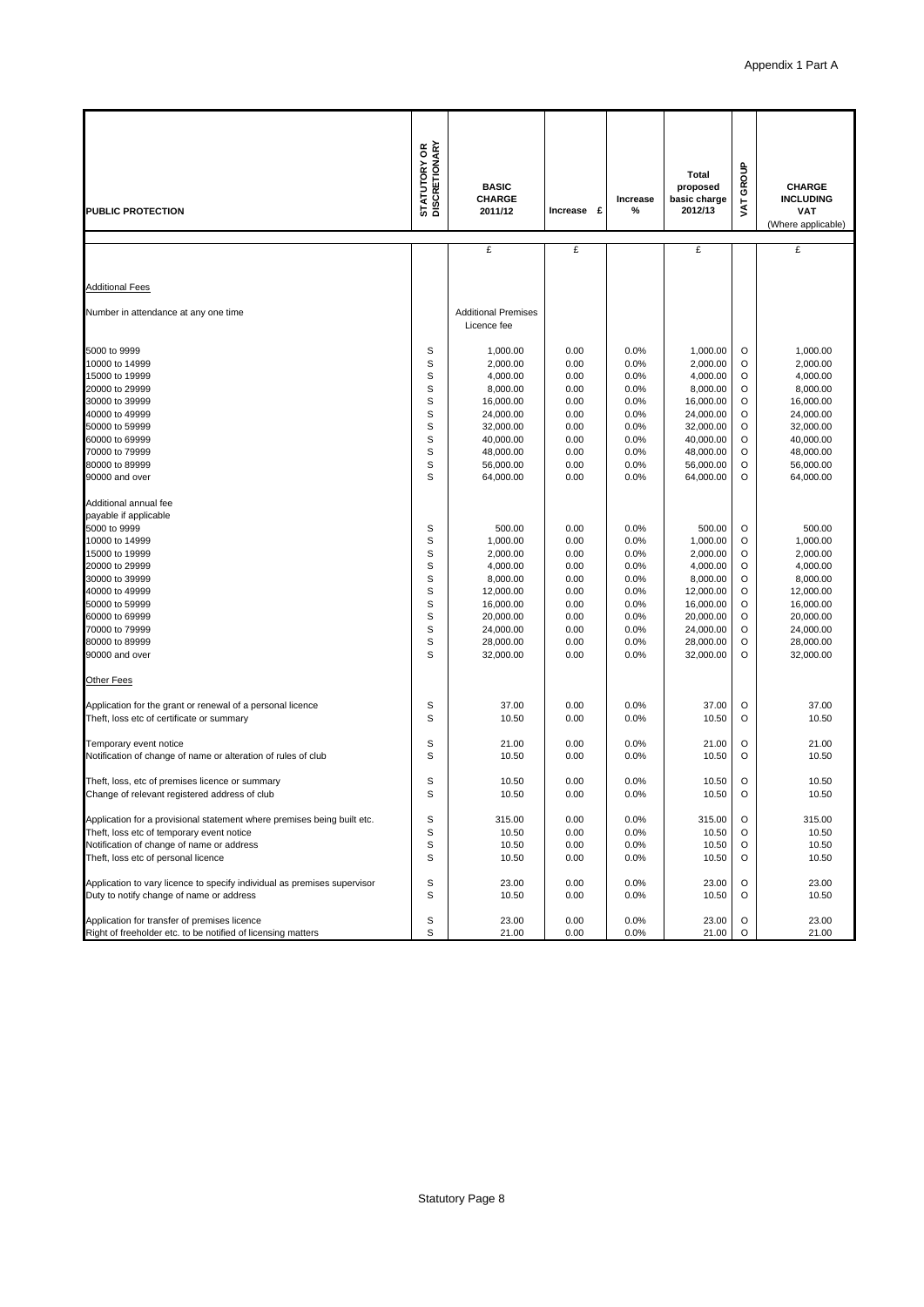| PUBLIC PROTECTION | STATUTORY OR DISCRETIONARY | BASIC CHARGE 2011/12 | Increase £ | Increase % | Total proposed basic charge 2012/13 | VAT GROUP | CHARGE INCLUDING VAT (Where applicable) |
|---|---|---|---|---|---|---|---|
| | | £ | £ | | £ | | £ |
| Additional Fees | | | | | | | |
| Number in attendance at any one time | | Additional Premises Licence fee | | | | | |
| 5000 to 9999 | S | 1,000.00 | 0.00 | 0.0% | 1,000.00 | O | 1,000.00 |
| 10000 to 14999 | S | 2,000.00 | 0.00 | 0.0% | 2,000.00 | O | 2,000.00 |
| 15000 to 19999 | S | 4,000.00 | 0.00 | 0.0% | 4,000.00 | O | 4,000.00 |
| 20000 to 29999 | S | 8,000.00 | 0.00 | 0.0% | 8,000.00 | O | 8,000.00 |
| 30000 to 39999 | S | 16,000.00 | 0.00 | 0.0% | 16,000.00 | O | 16,000.00 |
| 40000 to 49999 | S | 24,000.00 | 0.00 | 0.0% | 24,000.00 | O | 24,000.00 |
| 50000 to 59999 | S | 32,000.00 | 0.00 | 0.0% | 32,000.00 | O | 32,000.00 |
| 60000 to 69999 | S | 40,000.00 | 0.00 | 0.0% | 40,000.00 | O | 40,000.00 |
| 70000 to 79999 | S | 48,000.00 | 0.00 | 0.0% | 48,000.00 | O | 48,000.00 |
| 80000 to 89999 | S | 56,000.00 | 0.00 | 0.0% | 56,000.00 | O | 56,000.00 |
| 90000 and over | S | 64,000.00 | 0.00 | 0.0% | 64,000.00 | O | 64,000.00 |
| Additional annual fee payable if applicable | | | | | | | |
| 5000 to 9999 | S | 500.00 | 0.00 | 0.0% | 500.00 | O | 500.00 |
| 10000 to 14999 | S | 1,000.00 | 0.00 | 0.0% | 1,000.00 | O | 1,000.00 |
| 15000 to 19999 | S | 2,000.00 | 0.00 | 0.0% | 2,000.00 | O | 2,000.00 |
| 20000 to 29999 | S | 4,000.00 | 0.00 | 0.0% | 4,000.00 | O | 4,000.00 |
| 30000 to 39999 | S | 8,000.00 | 0.00 | 0.0% | 8,000.00 | O | 8,000.00 |
| 40000 to 49999 | S | 12,000.00 | 0.00 | 0.0% | 12,000.00 | O | 12,000.00 |
| 50000 to 59999 | S | 16,000.00 | 0.00 | 0.0% | 16,000.00 | O | 16,000.00 |
| 60000 to 69999 | S | 20,000.00 | 0.00 | 0.0% | 20,000.00 | O | 20,000.00 |
| 70000 to 79999 | S | 24,000.00 | 0.00 | 0.0% | 24,000.00 | O | 24,000.00 |
| 80000 to 89999 | S | 28,000.00 | 0.00 | 0.0% | 28,000.00 | O | 28,000.00 |
| 90000 and over | S | 32,000.00 | 0.00 | 0.0% | 32,000.00 | O | 32,000.00 |
| Other Fees | | | | | | | |
| Application for the grant or renewal of a personal licence | S | 37.00 | 0.00 | 0.0% | 37.00 | O | 37.00 |
| Theft, loss etc of certificate or summary | S | 10.50 | 0.00 | 0.0% | 10.50 | O | 10.50 |
| Temporary event notice | S | 21.00 | 0.00 | 0.0% | 21.00 | O | 21.00 |
| Notification of change of name or alteration of rules of club | S | 10.50 | 0.00 | 0.0% | 10.50 | O | 10.50 |
| Theft, loss, etc of premises licence or summary | S | 10.50 | 0.00 | 0.0% | 10.50 | O | 10.50 |
| Change of relevant registered address of club | S | 10.50 | 0.00 | 0.0% | 10.50 | O | 10.50 |
| Application for a provisional statement where premises being built etc. | S | 315.00 | 0.00 | 0.0% | 315.00 | O | 315.00 |
| Theft, loss etc of temporary event notice | S | 10.50 | 0.00 | 0.0% | 10.50 | O | 10.50 |
| Notification of change of name or address | S | 10.50 | 0.00 | 0.0% | 10.50 | O | 10.50 |
| Theft, loss etc of personal licence | S | 10.50 | 0.00 | 0.0% | 10.50 | O | 10.50 |
| Application to vary licence to specify individual as premises supervisor | S | 23.00 | 0.00 | 0.0% | 23.00 | O | 23.00 |
| Duty to notify change of name or address | S | 10.50 | 0.00 | 0.0% | 10.50 | O | 10.50 |
| Application for transfer of premises licence | S | 23.00 | 0.00 | 0.0% | 23.00 | O | 23.00 |
| Right of freeholder etc. to be notified of licensing matters | S | 21.00 | 0.00 | 0.0% | 21.00 | O | 21.00 |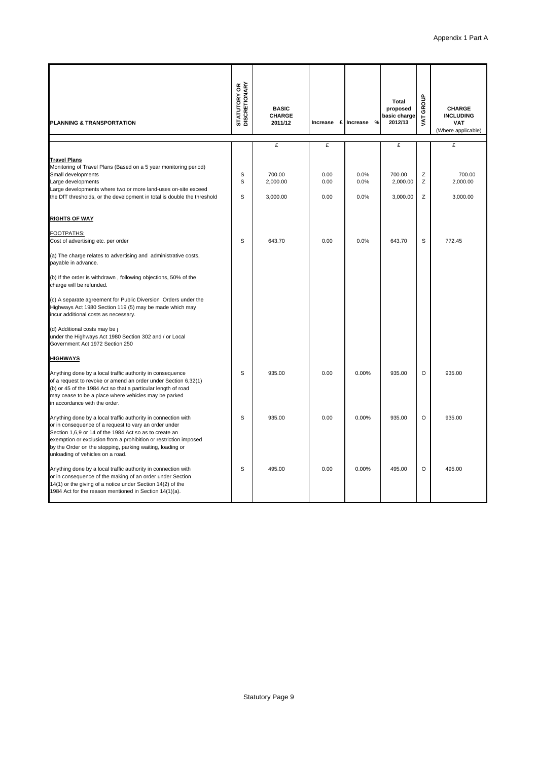Appendix 1 Part A

| PLANNING & TRANSPORTATION | STATUTORY OR DISCRETIONARY | BASIC CHARGE 2011/12 | Increase £ | Increase % | Total proposed basic charge 2012/13 | VAT GROUP | CHARGE INCLUDING VAT (Where applicable) |
|---|---|---|---|---|---|---|---|
| | | £ | £ | | £ | | £ |
| **Travel Plans** | | | | | | | |
| Monitoring of Travel Plans (Based on a 5 year monitoring period) | | | | | | | |
| Small developments | S | 700.00 | 0.00 | 0.0% | 700.00 | Z | 700.00 |
| Large developments | S | 2,000.00 | 0.00 | 0.0% | 2,000.00 | Z | 2,000.00 |
| Large developments where two or more land-uses on-site exceed the DfT thresholds, or the development in total is double the threshold | S | 3,000.00 | 0.00 | 0.0% | 3,000.00 | Z | 3,000.00 |
| **RIGHTS OF WAY** | | | | | | | |
| FOOTPATHS: | | | | | | | |
| Cost of advertising etc. per order | S | 643.70 | 0.00 | 0.0% | 643.70 | S | 772.45 |
| (a) The charge relates to advertising and administrative costs, payable in advance. | | | | | | | |
| (b) If the order is withdrawn , following objections, 50% of the charge will be refunded. | | | | | | | |
| (c) A separate agreement for Public Diversion Orders under the Highways Act 1980 Section 119 (5) may be made which may incur additional costs as necessary. | | | | | | | |
| (d) Additional costs may be under the Highways Act 1980 Section 302 and / or Local Government Act 1972 Section 250 | | | | | | | |
| **HIGHWAYS** | | | | | | | |
| Anything done by a local traffic authority in consequence of a request to revoke or amend an order under Section 6,32(1) (b) or 45 of the 1984 Act so that a particular length of road may cease to be a place where vehicles may be parked in accordance with the order. | S | 935.00 | 0.00 | 0.00% | 935.00 | O | 935.00 |
| Anything done by a local traffic authority in connection with or in consequence of a request to vary an order under Section 1,6,9 or 14 of the 1984 Act so as to create an exemption or exclusion from a prohibition or restriction imposed by the Order on the stopping, parking waiting, loading or unloading of vehicles on a road. | S | 935.00 | 0.00 | 0.00% | 935.00 | O | 935.00 |
| Anything done by a local traffic authority in connection with or in consequence of the making of an order under Section 14(1) or the giving of a notice under Section 14(2) of the 1984 Act for the reason mentioned in Section 14(1)(a). | S | 495.00 | 0.00 | 0.00% | 495.00 | O | 495.00 |

Statutory Page 9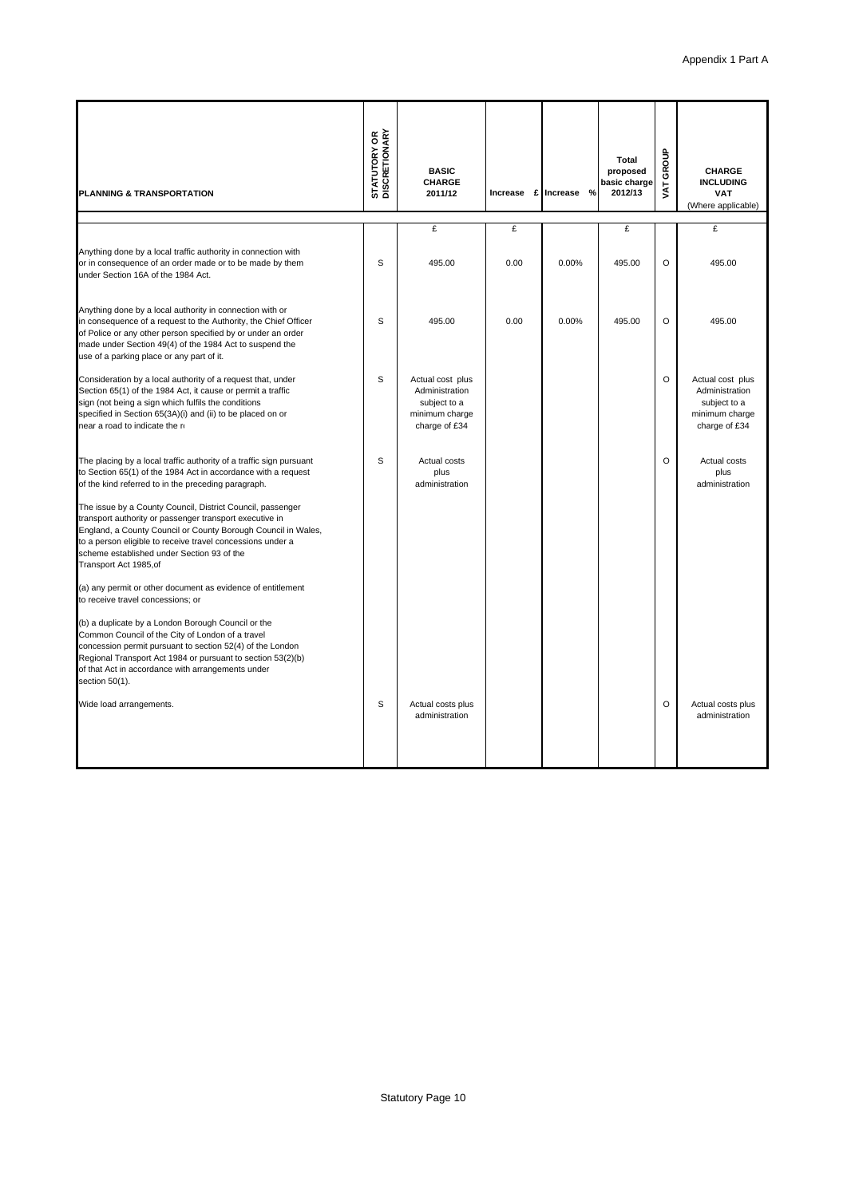Appendix 1 Part A

| PLANNING & TRANSPORTATION | STATUTORY OR DISCRETIONARY | BASIC CHARGE 2011/12 | Increase £ | Increase % | Total proposed basic charge 2012/13 | VAT GROUP | CHARGE INCLUDING VAT (Where applicable) |
|---|---|---|---|---|---|---|---|
| | | £ | £ | | £ | | £ |
| Anything done by a local traffic authority in connection with or in consequence of an order made or to be made by them under Section 16A of the 1984 Act. | S | 495.00 | 0.00 | 0.00% | 495.00 | O | 495.00 |
| Anything done by a local authority in connection with or in consequence of a request to the Authority, the Chief Officer of Police or any other person specified by or under an order made under Section 49(4) of the 1984 Act to suspend the use of a parking place or any part of it. | S | 495.00 | 0.00 | 0.00% | 495.00 | O | 495.00 |
| Consideration by a local authority of a request that, under Section 65(1) of the 1984 Act, it cause or permit a traffic sign (not being a sign which fulfils the conditions specified in Section 65(3A)(i) and (ii) to be placed on or near a road to indicate the r | S | Actual cost plus Administration subject to a minimum charge charge of £34 | | | | O | Actual cost plus Administration subject to a minimum charge charge of £34 |
| The placing by a local traffic authority of a traffic sign pursuant to Section 65(1) of the 1984 Act in accordance with a request of the kind referred to in the preceding paragraph. | S | Actual costs plus administration | | | | O | Actual costs plus administration |
| The issue by a County Council, District Council, passenger transport authority or passenger transport executive in England, a County Council or County Borough Council in Wales, to a person eligible to receive travel concessions under a scheme established under Section 93 of the Transport Act 1985,of | | | | | | | |
| (a) any permit or other document as evidence of entitlement to receive travel concessions; or | | | | | | | |
| (b) a duplicate by a London Borough Council or the Common Council of the City of London of a travel concession permit pursuant to section 52(4) of the London Regional Transport Act 1984 or pursuant to section 53(2)(b) of that Act in accordance with arrangements under section 50(1). | | | | | | | |
| Wide load arrangements. | S | Actual costs plus administration | | | | O | Actual costs plus administration |

Statutory Page 10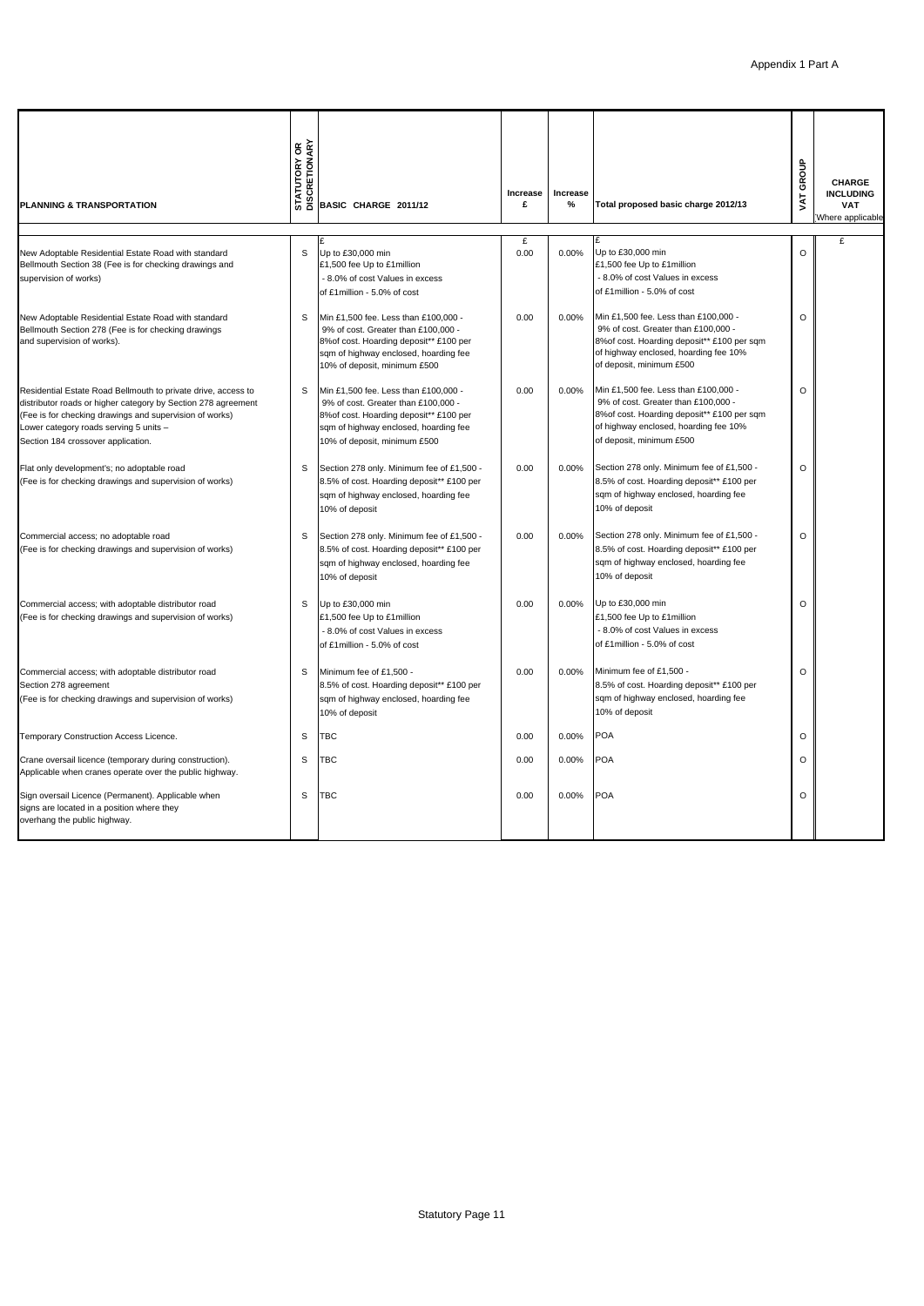Appendix 1 Part A

| PLANNING & TRANSPORTATION | STATUTORY OR DISCRETIONARY | BASIC CHARGE 2011/12 | Increase £ | Increase % | Total proposed basic charge 2012/13 | VAT GROUP | CHARGE INCLUDING VAT Where applicable |
|---|---|---|---|---|---|---|---|
| | | £ | £ | | £ | | £ |
| New Adoptable Residential Estate Road with standard Bellmouth Section 38 (Fee is for checking drawings and supervision of works) | S | Up to £30,000 min £1,500 fee Up to £1million - 8.0% of cost Values in excess of £1million - 5.0% of cost | 0.00 | 0.00% | Up to £30,000 min £1,500 fee Up to £1million - 8.0% of cost Values in excess of £1million - 5.0% of cost | O | |
| New Adoptable Residential Estate Road with standard Bellmouth Section 278 (Fee is for checking drawings and supervision of works). | S | Min £1,500 fee. Less than £100,000 - 9% of cost. Greater than £100,000 - 8%of cost. Hoarding deposit** £100 per sqm of highway enclosed, hoarding fee 10% of deposit, minimum £500 | 0.00 | 0.00% | Min £1,500 fee. Less than £100,000 - 9% of cost. Greater than £100,000 - 8%of cost. Hoarding deposit** £100 per sqm of highway enclosed, hoarding fee 10% of deposit, minimum £500 | O | |
| Residential Estate Road Bellmouth to private drive, access to distributor roads or higher category by Section 278 agreement (Fee is for checking drawings and supervision of works) Lower category roads serving 5 units – Section 184 crossover application. | S | Min £1,500 fee. Less than £100,000 - 9% of cost. Greater than £100,000 - 8%of cost. Hoarding deposit** £100 per sqm of highway enclosed, hoarding fee 10% of deposit, minimum £500 | 0.00 | 0.00% | Min £1,500 fee. Less than £100,000 - 9% of cost. Greater than £100,000 - 8%of cost. Hoarding deposit** £100 per sqm of highway enclosed, hoarding fee 10% of deposit, minimum £500 | O | |
| Flat only development's; no adoptable road (Fee is for checking drawings and supervision of works) | S | Section 278 only. Minimum fee of £1,500 - 8.5% of cost. Hoarding deposit** £100 per sqm of highway enclosed, hoarding fee 10% of deposit | 0.00 | 0.00% | Section 278 only. Minimum fee of £1,500 - 8.5% of cost. Hoarding deposit** £100 per sqm of highway enclosed, hoarding fee 10% of deposit | O | |
| Commercial access; no adoptable road (Fee is for checking drawings and supervision of works) | S | Section 278 only. Minimum fee of £1,500 - 8.5% of cost. Hoarding deposit** £100 per sqm of highway enclosed, hoarding fee 10% of deposit | 0.00 | 0.00% | Section 278 only. Minimum fee of £1,500 - 8.5% of cost. Hoarding deposit** £100 per sqm of highway enclosed, hoarding fee 10% of deposit | O | |
| Commercial access; with adoptable distributor road (Fee is for checking drawings and supervision of works) | S | Up to £30,000 min £1,500 fee Up to £1million - 8.0% of cost Values in excess of £1million - 5.0% of cost | 0.00 | 0.00% | Up to £30,000 min £1,500 fee Up to £1million - 8.0% of cost Values in excess of £1million - 5.0% of cost | O | |
| Commercial access; with adoptable distributor road Section 278 agreement (Fee is for checking drawings and supervision of works) | S | Minimum fee of £1,500 - 8.5% of cost. Hoarding deposit** £100 per sqm of highway enclosed, hoarding fee 10% of deposit | 0.00 | 0.00% | Minimum fee of £1,500 - 8.5% of cost. Hoarding deposit** £100 per sqm of highway enclosed, hoarding fee 10% of deposit | O | |
| Temporary Construction Access Licence. | S | TBC | 0.00 | 0.00% | POA | O | |
| Crane oversail licence (temporary during construction). Applicable when cranes operate over the public highway. | S | TBC | 0.00 | 0.00% | POA | O | |
| Sign oversail Licence (Permanent). Applicable when signs are located in a position where they overhang the public highway. | S | TBC | 0.00 | 0.00% | POA | O | |

Statutory Page 11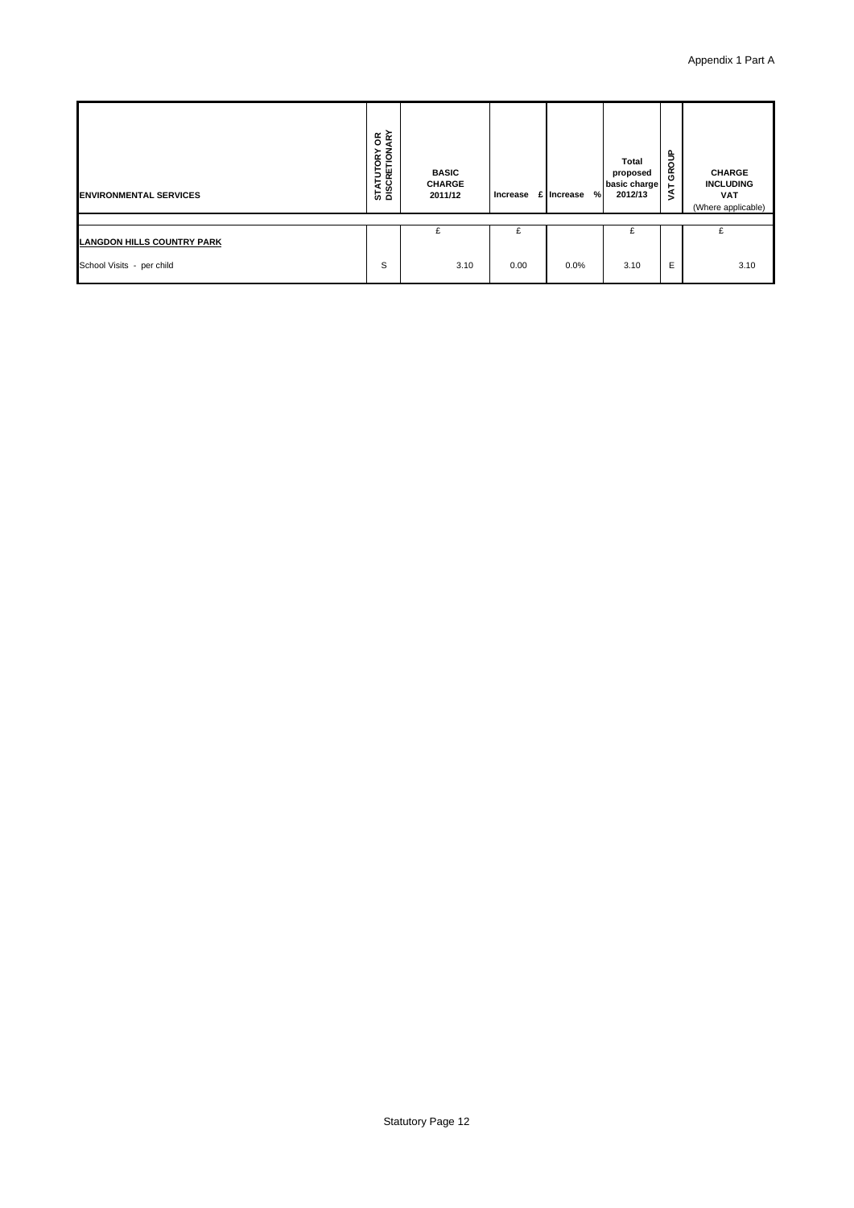| ENVIRONMENTAL SERVICES | STATUTORY OR DISCRETIONARY | BASIC CHARGE 2011/12 | Increase £ | Increase % | Total proposed basic charge 2012/13 | VAT GROUP | CHARGE INCLUDING VAT (Where applicable) |
|---|---|---|---|---|---|---|---|
| **LANGDON HILLS COUNTRY PARK** | | £ | £ | | £ | | £ |
| School Visits - per child | S | 3.10 | 0.00 | 0.0% | 3.10 | E | 3.10 |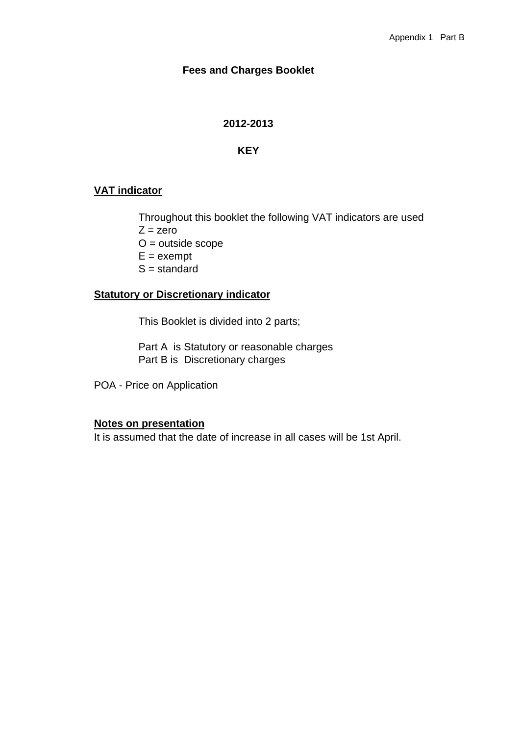Appendix 1 Part B

# Fees and Charges Booklet

## 2012-2013

## KEY

**VAT indicator**

Throughout this booklet the following VAT indicators are used
Z = zero
O = outside scope
E = exempt
S = standard

**Statutory or Discretionary indicator**

This Booklet is divided into 2 parts;

Part A is Statutory or reasonable charges
Part B is Discretionary charges

POA - Price on Application

**Notes on presentation**
It is assumed that the date of increase in all cases will be 1st April.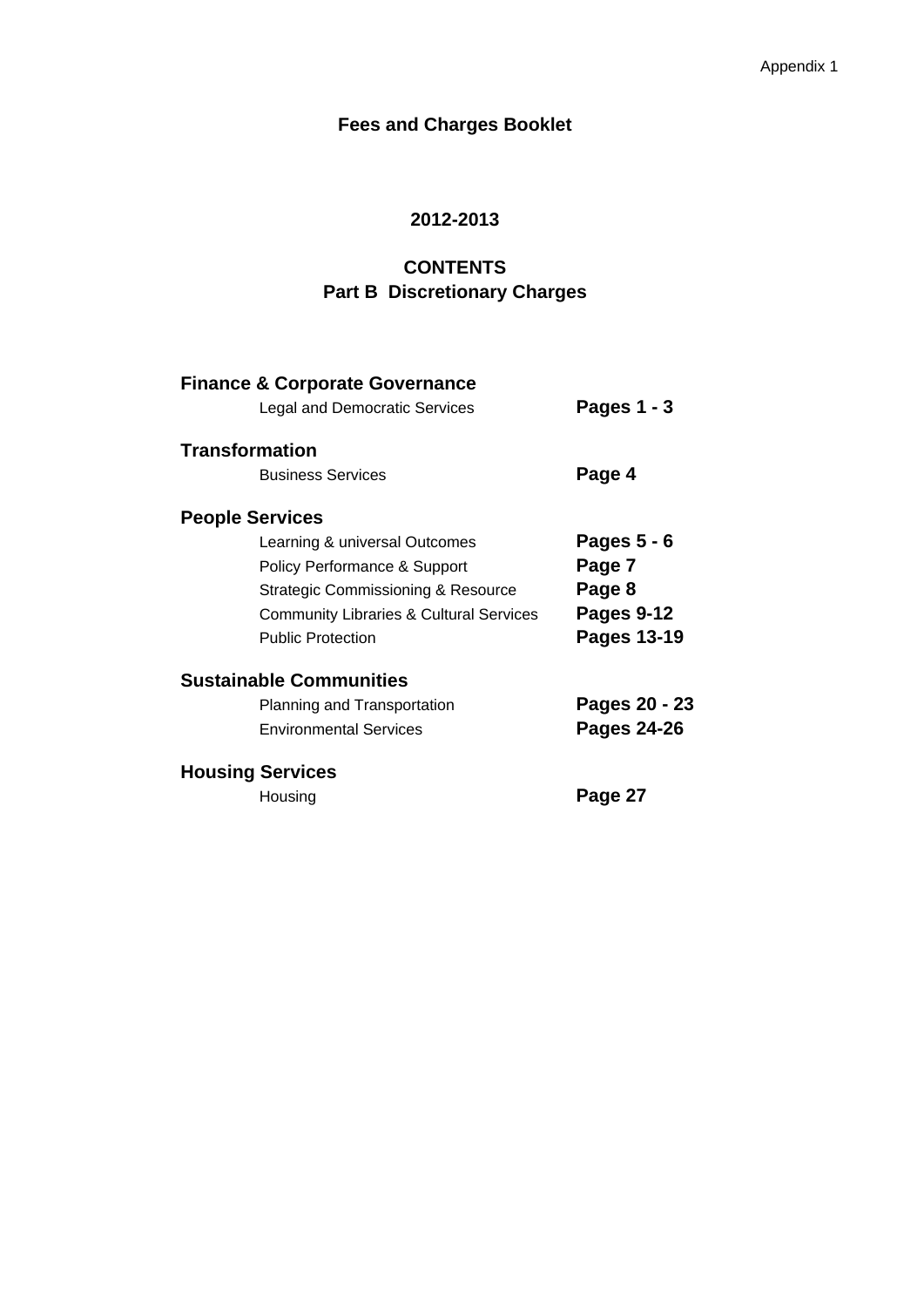Appendix 1

# Fees and Charges Booklet

## 2012-2013

## CONTENTS
## Part B Discretionary Charges

| | |
|---|---|
| **Finance & Corporate Governance** | |
| Legal and Democratic Services | **Pages 1 - 3** |
| **Transformation** | |
| Business Services | **Page 4** |
| **People Services** | |
| Learning & universal Outcomes | **Pages 5 - 6** |
| Policy Performance & Support | **Page 7** |
| Strategic Commissioning & Resource | **Page 8** |
| Community Libraries & Cultural Services | **Pages 9-12** |
| Public Protection | **Pages 13-19** |
| **Sustainable Communities** | |
| Planning and Transportation | **Pages 20 - 23** |
| Environmental Services | **Pages 24-26** |
| **Housing Services** | |
| Housing | **Page 27** |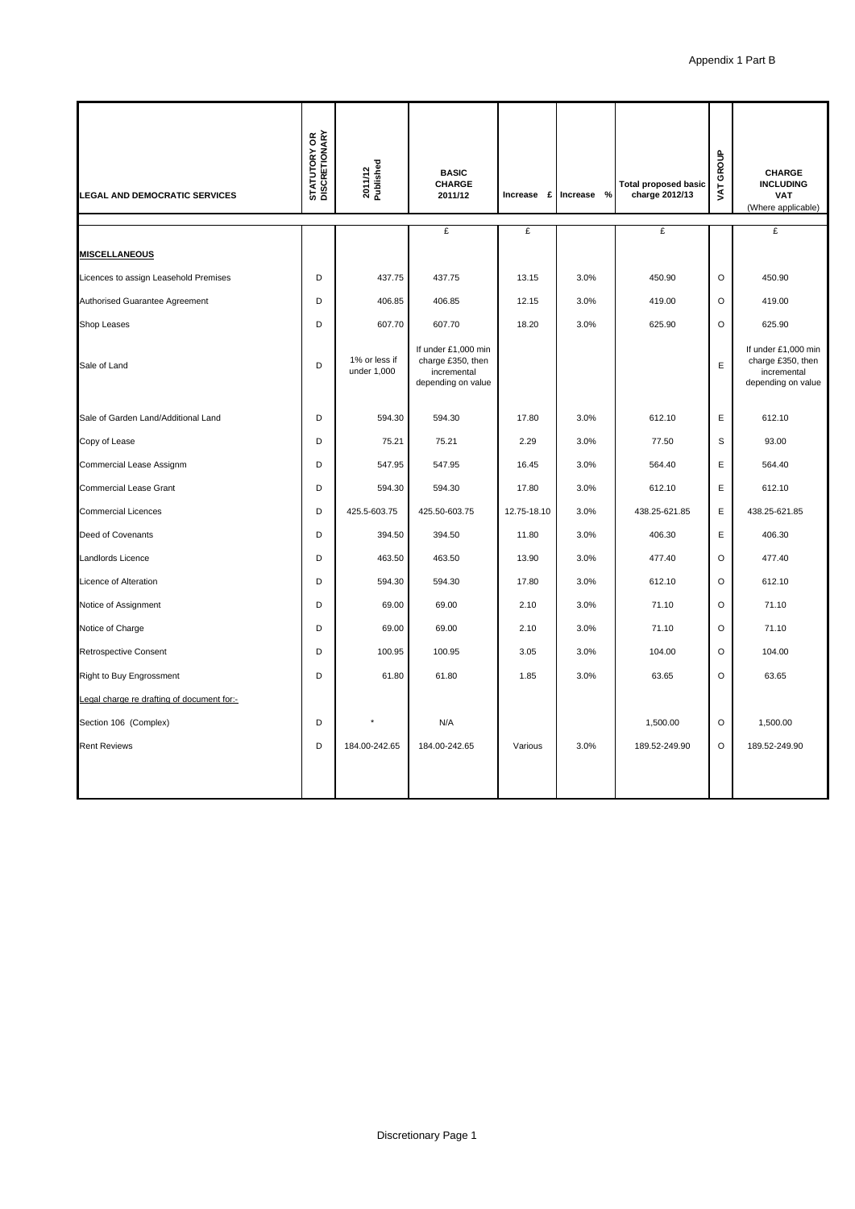Appendix 1 Part B

| LEGAL AND DEMOCRATIC SERVICES | STATUTORY OR DISCRETIONARY | 2011/12 Published | BASIC CHARGE 2011/12 | Increase £ | Increase % | Total proposed basic charge 2012/13 | VAT GROUP | CHARGE INCLUDING VAT (Where applicable) |
|---|---|---|---|---|---|---|---|---|
| | | | £ | £ | | £ | | £ |
| **MISCELLANEOUS** | | | | | | | | |
| Licences to assign Leasehold Premises | D | 437.75 | 437.75 | 13.15 | 3.0% | 450.90 | O | 450.90 |
| Authorised Guarantee Agreement | D | 406.85 | 406.85 | 12.15 | 3.0% | 419.00 | O | 419.00 |
| Shop Leases | D | 607.70 | 607.70 | 18.20 | 3.0% | 625.90 | O | 625.90 |
| Sale of Land | D | 1% or less if under 1,000 | If under £1,000 min charge £350, then incremental depending on value | | | | E | If under £1,000 min charge £350, then incremental depending on value |
| Sale of Garden Land/Additional Land | D | 594.30 | 594.30 | 17.80 | 3.0% | 612.10 | E | 612.10 |
| Copy of Lease | D | 75.21 | 75.21 | 2.29 | 3.0% | 77.50 | S | 93.00 |
| Commercial Lease Assignm | D | 547.95 | 547.95 | 16.45 | 3.0% | 564.40 | E | 564.40 |
| Commercial Lease Grant | D | 594.30 | 594.30 | 17.80 | 3.0% | 612.10 | E | 612.10 |
| Commercial Licences | D | 425.5-603.75 | 425.50-603.75 | 12.75-18.10 | 3.0% | 438.25-621.85 | E | 438.25-621.85 |
| Deed of Covenants | D | 394.50 | 394.50 | 11.80 | 3.0% | 406.30 | E | 406.30 |
| Landlords Licence | D | 463.50 | 463.50 | 13.90 | 3.0% | 477.40 | O | 477.40 |
| Licence of Alteration | D | 594.30 | 594.30 | 17.80 | 3.0% | 612.10 | O | 612.10 |
| Notice of Assignment | D | 69.00 | 69.00 | 2.10 | 3.0% | 71.10 | O | 71.10 |
| Notice of Charge | D | 69.00 | 69.00 | 2.10 | 3.0% | 71.10 | O | 71.10 |
| Retrospective Consent | D | 100.95 | 100.95 | 3.05 | 3.0% | 104.00 | O | 104.00 |
| Right to Buy Engrossment | D | 61.80 | 61.80 | 1.85 | 3.0% | 63.65 | O | 63.65 |
| Legal charge re drafting of document for:- | | | | | | | | |
| Section 106 (Complex) | D | * | N/A | | | 1,500.00 | O | 1,500.00 |
| Rent Reviews | D | 184.00-242.65 | 184.00-242.65 | Various | 3.0% | 189.52-249.90 | O | 189.52-249.90 |

Discretionary Page 1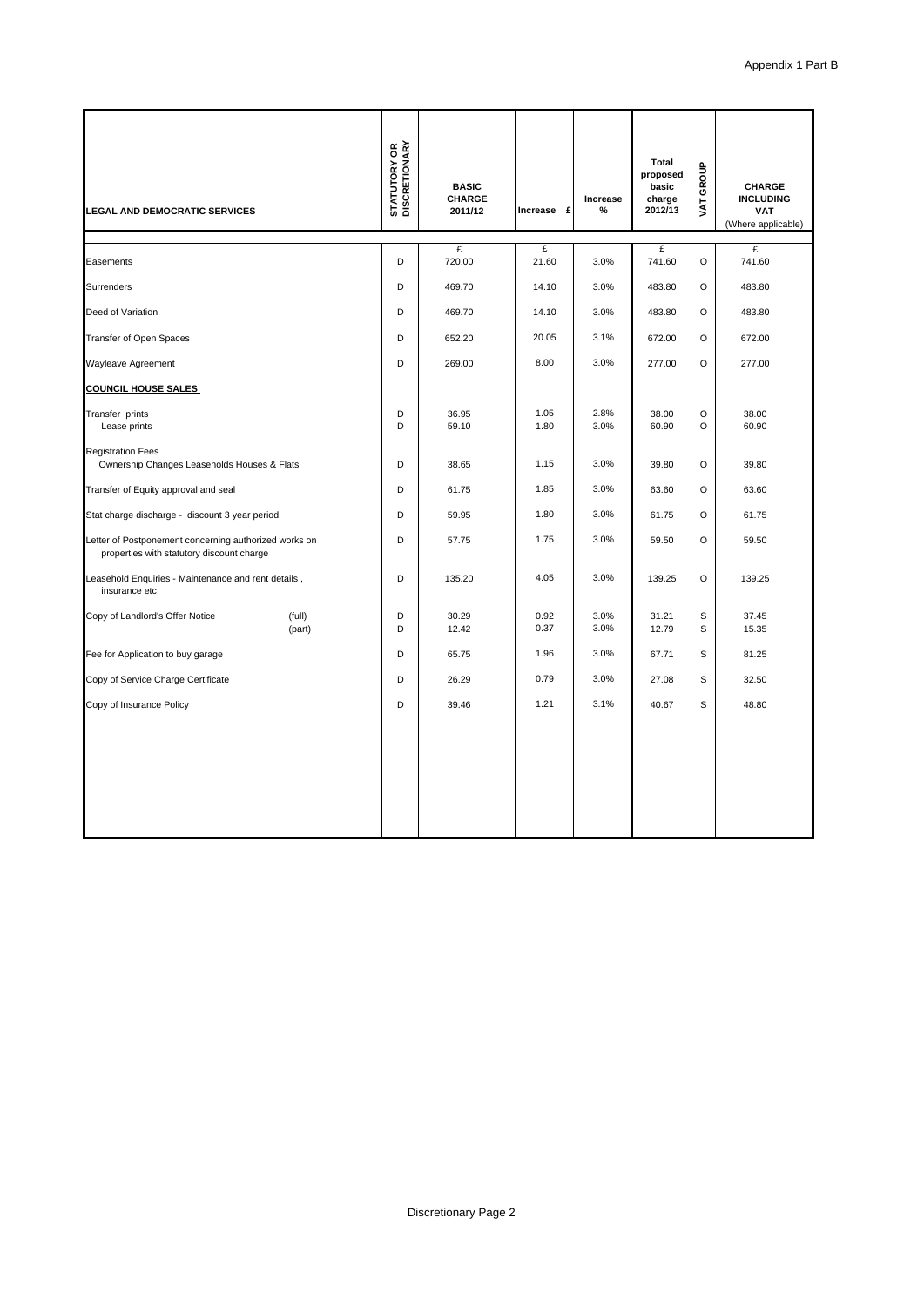Appendix 1 Part B

| LEGAL AND DEMOCRATIC SERVICES | STATUTORY OR DISCRETIONARY | BASIC CHARGE 2011/12 | Increase £ | Increase % | Total proposed basic charge 2012/13 | VAT GROUP | CHARGE INCLUDING VAT (Where applicable) |
|---|---|---|---|---|---|---|---|
| | | £ | £ | | £ | | £ |
| Easements | D | 720.00 | 21.60 | 3.0% | 741.60 | O | 741.60 |
| Surrenders | D | 469.70 | 14.10 | 3.0% | 483.80 | O | 483.80 |
| Deed of Variation | D | 469.70 | 14.10 | 3.0% | 483.80 | O | 483.80 |
| Transfer of Open Spaces | D | 652.20 | 20.05 | 3.1% | 672.00 | O | 672.00 |
| Wayleave Agreement | D | 269.00 | 8.00 | 3.0% | 277.00 | O | 277.00 |
| **COUNCIL HOUSE SALES** | | | | | | | |
| Transfer prints | D | 36.95 | 1.05 | 2.8% | 38.00 | O | 38.00 |
| Lease prints | D | 59.10 | 1.80 | 3.0% | 60.90 | O | 60.90 |
| Registration Fees Ownership Changes Leaseholds Houses & Flats | D | 38.65 | 1.15 | 3.0% | 39.80 | O | 39.80 |
| Transfer of Equity approval and seal | D | 61.75 | 1.85 | 3.0% | 63.60 | O | 63.60 |
| Stat charge discharge - discount 3 year period | D | 59.95 | 1.80 | 3.0% | 61.75 | O | 61.75 |
| Letter of Postponement concerning authorized works on properties with statutory discount charge | D | 57.75 | 1.75 | 3.0% | 59.50 | O | 59.50 |
| Leasehold Enquiries - Maintenance and rent details , insurance etc. | D | 135.20 | 4.05 | 3.0% | 139.25 | O | 139.25 |
| Copy of Landlord's Offer Notice (full) | D | 30.29 | 0.92 | 3.0% | 31.21 | S | 37.45 |
| Copy of Landlord's Offer Notice (part) | D | 12.42 | 0.37 | 3.0% | 12.79 | S | 15.35 |
| Fee for Application to buy garage | D | 65.75 | 1.96 | 3.0% | 67.71 | S | 81.25 |
| Copy of Service Charge Certificate | D | 26.29 | 0.79 | 3.0% | 27.08 | S | 32.50 |
| Copy of Insurance Policy | D | 39.46 | 1.21 | 3.1% | 40.67 | S | 48.80 |

Discretionary Page 2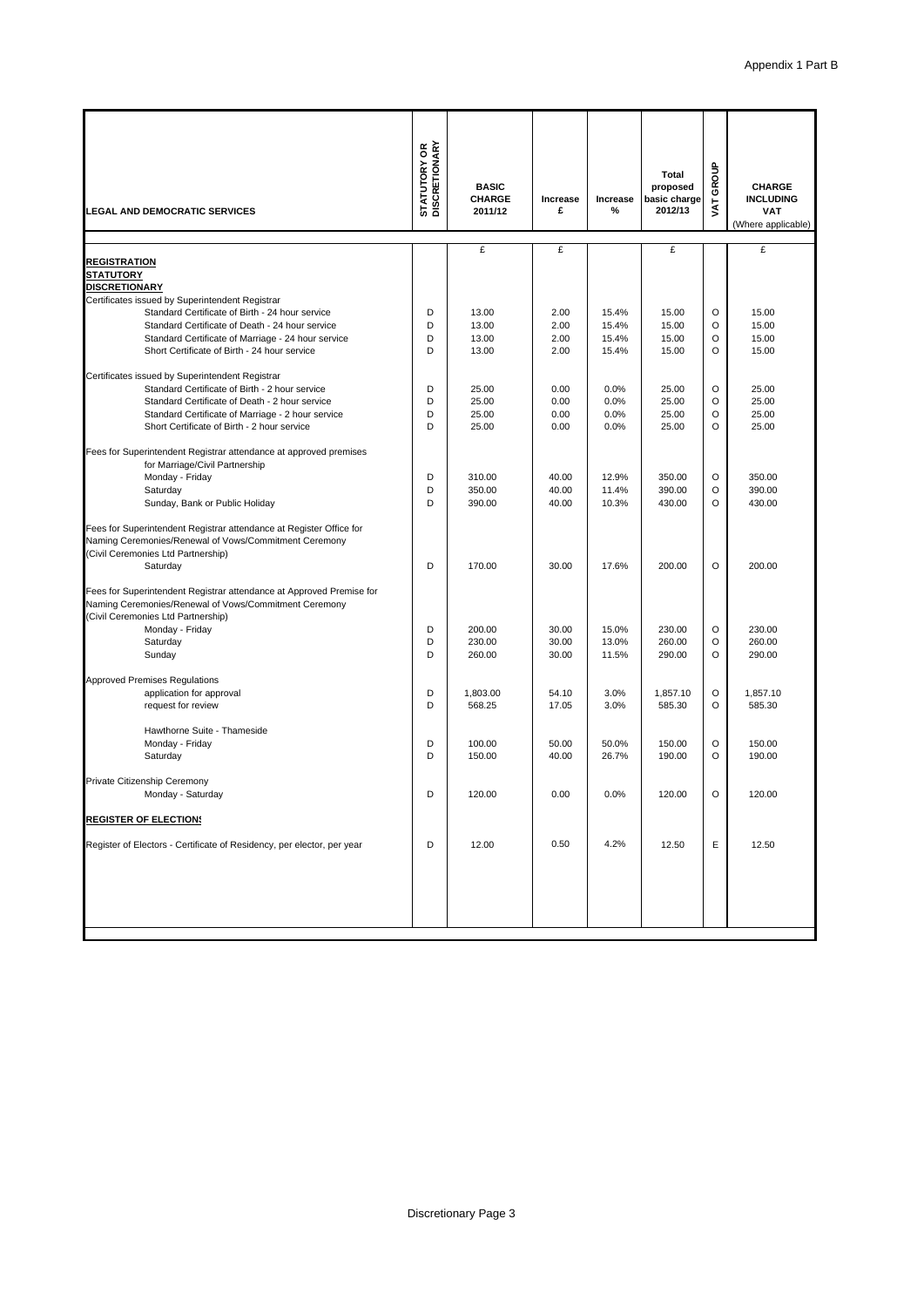Appendix 1 Part B

| LEGAL AND DEMOCRATIC SERVICES | STATUTORY OR DISCRETIONARY | BASIC CHARGE 2011/12 | Increase £ | Increase % | Total proposed basic charge 2012/13 | VAT GROUP | CHARGE INCLUDING VAT (Where applicable) |
|---|---|---|---|---|---|---|---|
| | | £ | £ | | £ | | £ |
| **REGISTRATION** | | | | | | | |
| **STATUTORY** | | | | | | | |
| **DISCRETIONARY** | | | | | | | |
| Certificates issued by Superintendent Registrar | | | | | | | |
| Standard Certificate of Birth - 24 hour service | D | 13.00 | 2.00 | 15.4% | 15.00 | O | 15.00 |
| Standard Certificate of Death - 24 hour service | D | 13.00 | 2.00 | 15.4% | 15.00 | O | 15.00 |
| Standard Certificate of Marriage - 24 hour service | D | 13.00 | 2.00 | 15.4% | 15.00 | O | 15.00 |
| Short Certificate of Birth - 24 hour service | D | 13.00 | 2.00 | 15.4% | 15.00 | O | 15.00 |
| Certificates issued by Superintendent Registrar | | | | | | | |
| Standard Certificate of Birth - 2 hour service | D | 25.00 | 0.00 | 0.0% | 25.00 | O | 25.00 |
| Standard Certificate of Death - 2 hour service | D | 25.00 | 0.00 | 0.0% | 25.00 | O | 25.00 |
| Standard Certificate of Marriage - 2 hour service | D | 25.00 | 0.00 | 0.0% | 25.00 | O | 25.00 |
| Short Certificate of Birth - 2 hour service | D | 25.00 | 0.00 | 0.0% | 25.00 | O | 25.00 |
| Fees for Superintendent Registrar attendance at approved premises for Marriage/Civil Partnership | | | | | | | |
| Monday - Friday | D | 310.00 | 40.00 | 12.9% | 350.00 | O | 350.00 |
| Saturday | D | 350.00 | 40.00 | 11.4% | 390.00 | O | 390.00 |
| Sunday, Bank or Public Holiday | D | 390.00 | 40.00 | 10.3% | 430.00 | O | 430.00 |
| Fees for Superintendent Registrar attendance at Register Office for Naming Ceremonies/Renewal of Vows/Commitment Ceremony (Civil Ceremonies Ltd Partnership) | | | | | | | |
| Saturday | D | 170.00 | 30.00 | 17.6% | 200.00 | O | 200.00 |
| Fees for Superintendent Registrar attendance at Approved Premise for Naming Ceremonies/Renewal of Vows/Commitment Ceremony (Civil Ceremonies Ltd Partnership) | | | | | | | |
| Monday - Friday | D | 200.00 | 30.00 | 15.0% | 230.00 | O | 230.00 |
| Saturday | D | 230.00 | 30.00 | 13.0% | 260.00 | O | 260.00 |
| Sunday | D | 260.00 | 30.00 | 11.5% | 290.00 | O | 290.00 |
| Approved Premises Regulations | | | | | | | |
| application for approval | D | 1,803.00 | 54.10 | 3.0% | 1,857.10 | O | 1,857.10 |
| request for review | D | 568.25 | 17.05 | 3.0% | 585.30 | O | 585.30 |
| Hawthorne Suite - Thameside | | | | | | | |
| Monday - Friday | D | 100.00 | 50.00 | 50.0% | 150.00 | O | 150.00 |
| Saturday | D | 150.00 | 40.00 | 26.7% | 190.00 | O | 190.00 |
| Private Citizenship Ceremony | | | | | | | |
| Monday - Saturday | D | 120.00 | 0.00 | 0.0% | 120.00 | O | 120.00 |
| **REGISTER OF ELECTIONS** | | | | | | | |
| Register of Electors - Certificate of Residency, per elector, per year | D | 12.00 | 0.50 | 4.2% | 12.50 | E | 12.50 |

Discretionary Page 3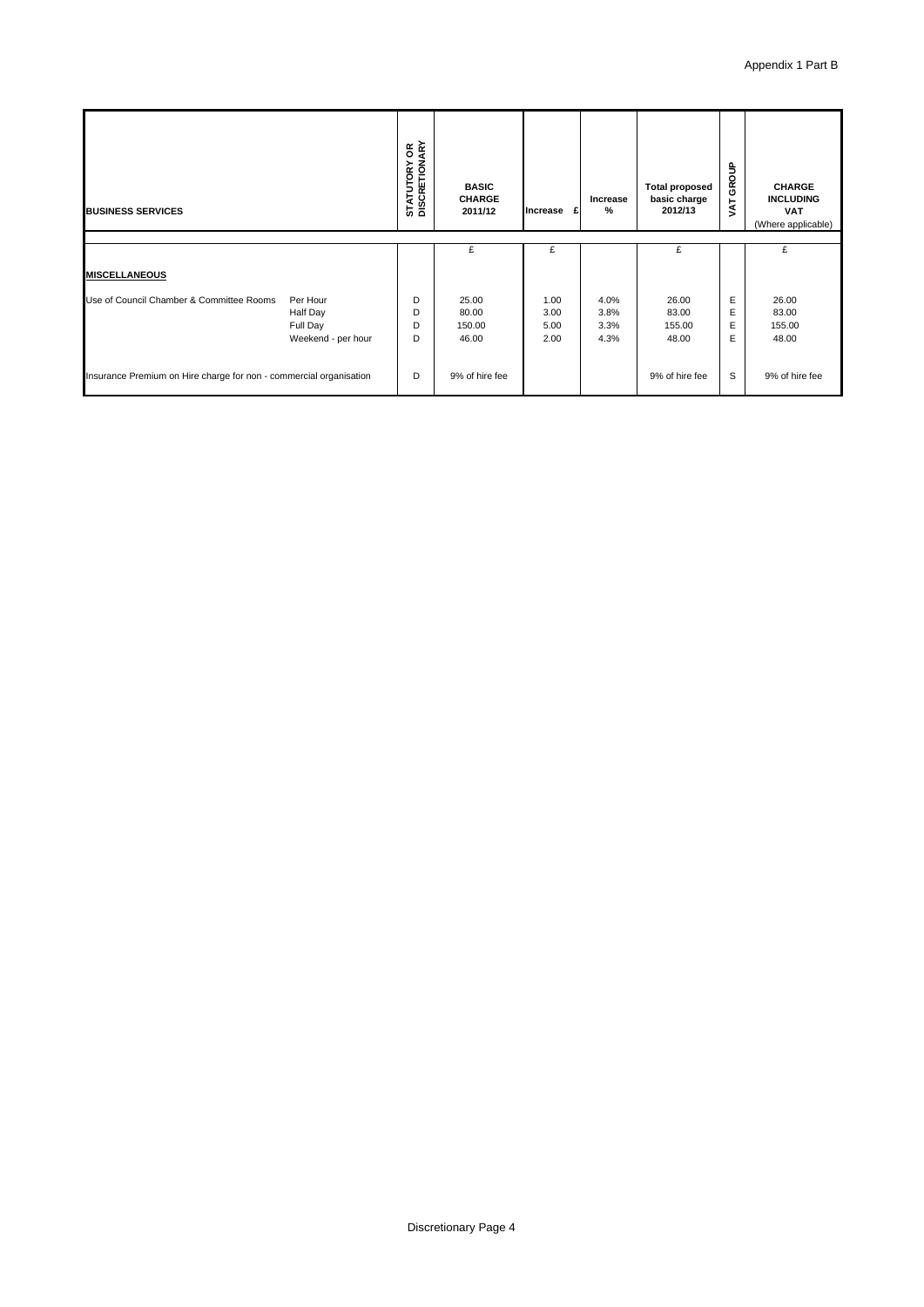Appendix 1 Part B

| BUSINESS SERVICES | | STATUTORY OR DISCRETIONARY | BASIC CHARGE 2011/12 | Increase £ | Increase % | Total proposed basic charge 2012/13 | VAT GROUP | CHARGE INCLUDING VAT (Where applicable) |
|---|---|---|---|---|---|---|---|---|
| | | | £ | £ | | £ | | £ |
| **MISCELLANEOUS** | | | | | | | | |
| Use of Council Chamber & Committee Rooms | Per Hour | D | 25.00 | 1.00 | 4.0% | 26.00 | E | 26.00 |
| | Half Day | D | 80.00 | 3.00 | 3.8% | 83.00 | E | 83.00 |
| | Full Day | D | 150.00 | 5.00 | 3.3% | 155.00 | E | 155.00 |
| | Weekend - per hour | D | 46.00 | 2.00 | 4.3% | 48.00 | E | 48.00 |
| Insurance Premium on Hire charge for non - commercial organisation | | D | 9% of hire fee | | | 9% of hire fee | S | 9% of hire fee |

Discretionary Page 4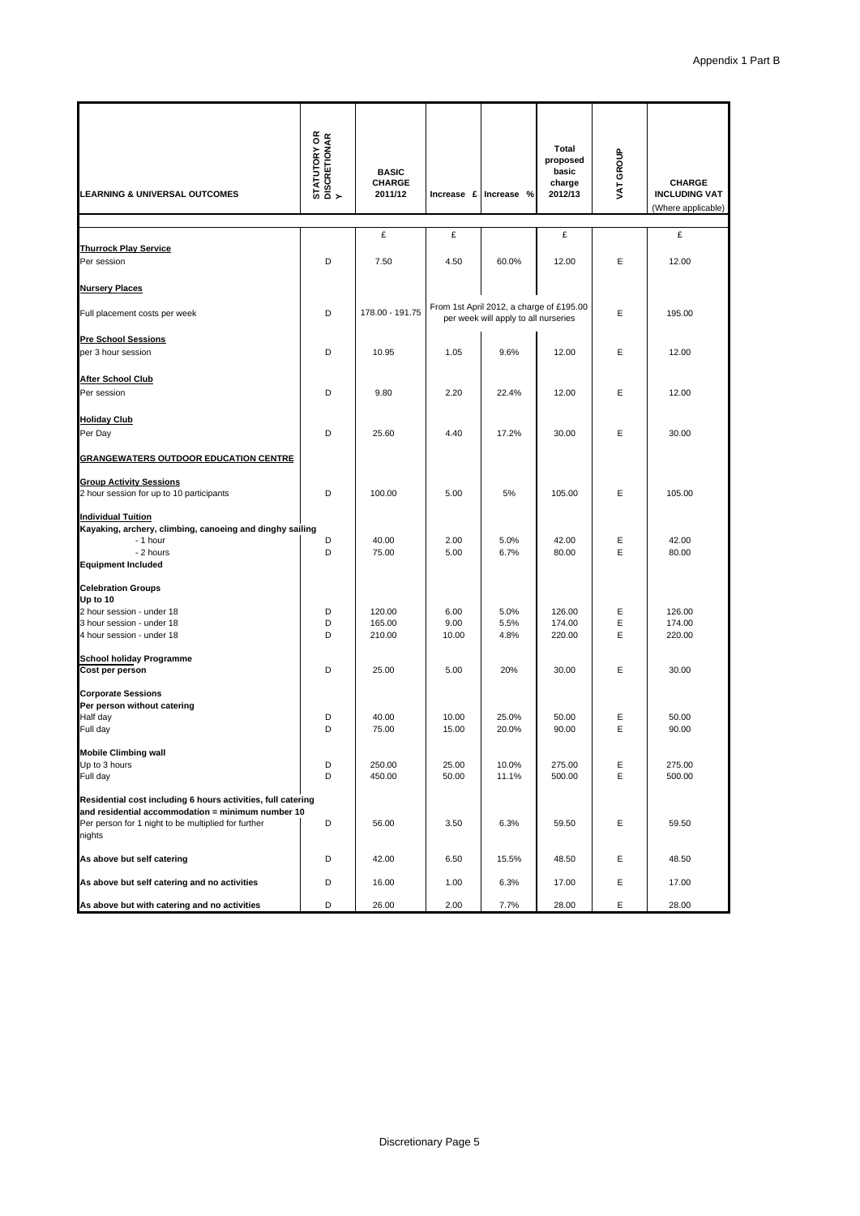Appendix 1 Part B

| LEARNING & UNIVERSAL OUTCOMES | STATUTORY OR DISCRETIONARY | BASIC CHARGE 2011/12 | Increase £ | Increase % | Total proposed basic charge 2012/13 | VAT GROUP | CHARGE INCLUDING VAT (Where applicable) |
|---|---|---|---|---|---|---|---|
| | | £ | £ | | £ | | £ |
| **Thurrock Play Service** | | | | | | | |
| Per session | D | 7.50 | 4.50 | 60.0% | 12.00 | E | 12.00 |
| **Nursery Places** | | | | | | | |
| Full placement costs per week | D | 178.00 - 191.75 | From 1st April 2012, a charge of £195.00 per week will apply to all nurseries | | | E | 195.00 |
| **Pre School Sessions** | | | | | | | |
| per 3 hour session | D | 10.95 | 1.05 | 9.6% | 12.00 | E | 12.00 |
| **After School Club** | | | | | | | |
| Per session | D | 9.80 | 2.20 | 22.4% | 12.00 | E | 12.00 |
| **Holiday Club** | | | | | | | |
| Per Day | D | 25.60 | 4.40 | 17.2% | 30.00 | E | 30.00 |
| **GRANGEWATERS OUTDOOR EDUCATION CENTRE** | | | | | | | |
| **Group Activity Sessions** | | | | | | | |
| 2 hour session for up to 10 participants | D | 100.00 | 5.00 | 5% | 105.00 | E | 105.00 |
| **Individual Tuition** | | | | | | | |
| **Kayaking, archery, climbing, canoeing and dinghy sailing** | | | | | | | |
| - 1 hour | D | 40.00 | 2.00 | 5.0% | 42.00 | E | 42.00 |
| - 2 hours | D | 75.00 | 5.00 | 6.7% | 80.00 | E | 80.00 |
| **Equipment Included** | | | | | | | |
| **Celebration Groups** | | | | | | | |
| **Up to 10** | | | | | | | |
| 2 hour session - under 18 | D | 120.00 | 6.00 | 5.0% | 126.00 | E | 126.00 |
| 3 hour session - under 18 | D | 165.00 | 9.00 | 5.5% | 174.00 | E | 174.00 |
| 4 hour session - under 18 | D | 210.00 | 10.00 | 4.8% | 220.00 | E | 220.00 |
| **School holiday Programme** | | | | | | | |
| **Cost per person** | D | 25.00 | 5.00 | 20% | 30.00 | E | 30.00 |
| **Corporate Sessions** | | | | | | | |
| **Per person without catering** | | | | | | | |
| Half day | D | 40.00 | 10.00 | 25.0% | 50.00 | E | 50.00 |
| Full day | D | 75.00 | 15.00 | 20.0% | 90.00 | E | 90.00 |
| **Mobile Climbing wall** | | | | | | | |
| Up to 3 hours | D | 250.00 | 25.00 | 10.0% | 275.00 | E | 275.00 |
| Full day | D | 450.00 | 50.00 | 11.1% | 500.00 | E | 500.00 |
| **Residential cost including 6 hours activities, full catering and residential accommodation = minimum number 10** | | | | | | | |
| Per person for 1 night to be multiplied for further nights | D | 56.00 | 3.50 | 6.3% | 59.50 | E | 59.50 |
| **As above but self catering** | D | 42.00 | 6.50 | 15.5% | 48.50 | E | 48.50 |
| **As above but self catering and no activities** | D | 16.00 | 1.00 | 6.3% | 17.00 | E | 17.00 |
| **As above but with catering and no activities** | D | 26.00 | 2.00 | 7.7% | 28.00 | E | 28.00 |

Discretionary Page 5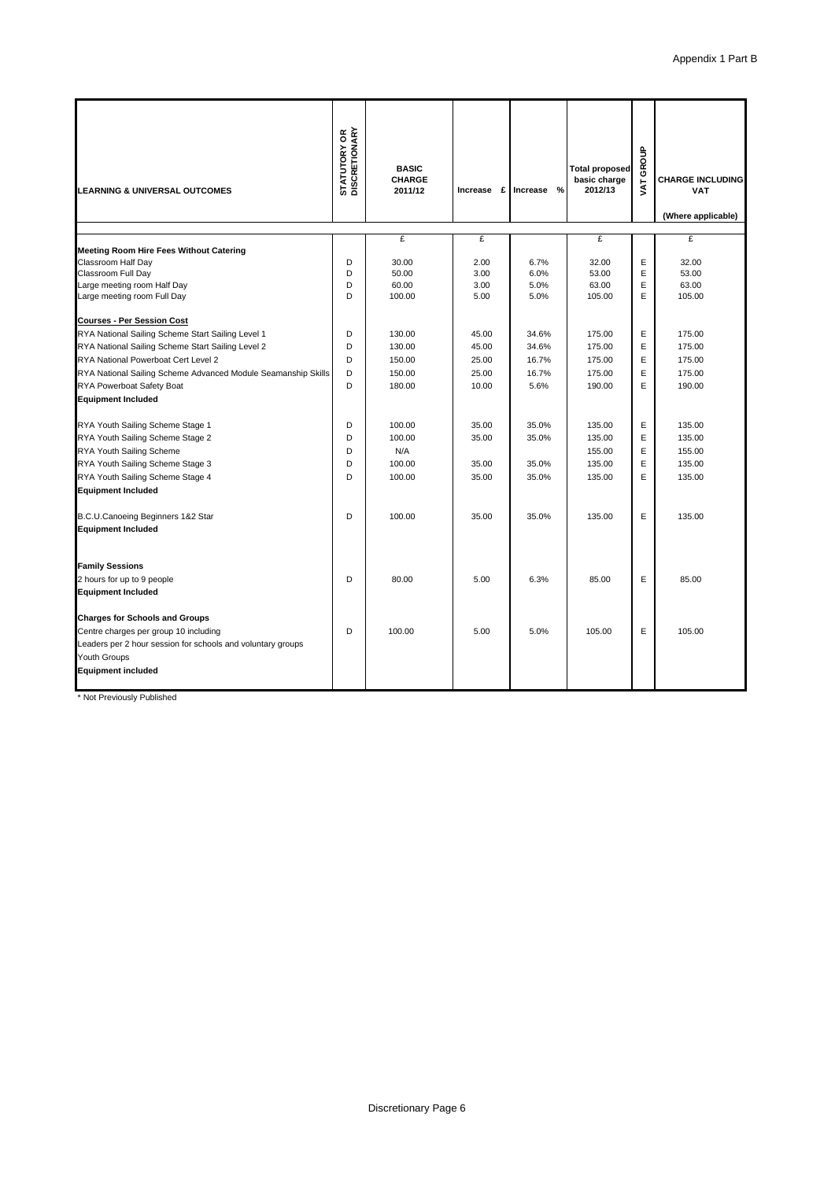Appendix 1 Part B

| LEARNING & UNIVERSAL OUTCOMES | STATUTORY OR DISCRETIONARY | BASIC CHARGE 2011/12 | Increase £ | Increase % | Total proposed basic charge 2012/13 | VAT GROUP | CHARGE INCLUDING VAT (Where applicable) |
|---|---|---|---|---|---|---|---|
| | | £ | £ | | £ | | £ |
| **Meeting Room Hire Fees Without Catering** | | | | | | | |
| Classroom Half Day | D | 30.00 | 2.00 | 6.7% | 32.00 | E | 32.00 |
| Classroom Full Day | D | 50.00 | 3.00 | 6.0% | 53.00 | E | 53.00 |
| Large meeting room Half Day | D | 60.00 | 3.00 | 5.0% | 63.00 | E | 63.00 |
| Large meeting room Full Day | D | 100.00 | 5.00 | 5.0% | 105.00 | E | 105.00 |
| **Courses - Per Session Cost** | | | | | | | |
| RYA National Sailing Scheme Start Sailing Level 1 | D | 130.00 | 45.00 | 34.6% | 175.00 | E | 175.00 |
| RYA National Sailing Scheme Start Sailing Level 2 | D | 130.00 | 45.00 | 34.6% | 175.00 | E | 175.00 |
| RYA National Powerboat Cert Level 2 | D | 150.00 | 25.00 | 16.7% | 175.00 | E | 175.00 |
| RYA National Sailing Scheme Advanced Module Seamanship Skills | D | 150.00 | 25.00 | 16.7% | 175.00 | E | 175.00 |
| RYA Powerboat Safety Boat | D | 180.00 | 10.00 | 5.6% | 190.00 | E | 190.00 |
| **Equipment Included** | | | | | | | |
| RYA Youth Sailing Scheme Stage 1 | D | 100.00 | 35.00 | 35.0% | 135.00 | E | 135.00 |
| RYA Youth Sailing Scheme Stage 2 | D | 100.00 | 35.00 | 35.0% | 135.00 | E | 135.00 |
| RYA Youth Sailing Scheme | D | N/A | | | 155.00 | E | 155.00 |
| RYA Youth Sailing Scheme Stage 3 | D | 100.00 | 35.00 | 35.0% | 135.00 | E | 135.00 |
| RYA Youth Sailing Scheme Stage 4 | D | 100.00 | 35.00 | 35.0% | 135.00 | E | 135.00 |
| **Equipment Included** | | | | | | | |
| B.C.U.Canoeing Beginners 1&2 Star | D | 100.00 | 35.00 | 35.0% | 135.00 | E | 135.00 |
| **Equipment Included** | | | | | | | |
| **Family Sessions** | | | | | | | |
| 2 hours for up to 9 people | D | 80.00 | 5.00 | 6.3% | 85.00 | E | 85.00 |
| **Equipment Included** | | | | | | | |
| **Charges for Schools and Groups** | | | | | | | |
| Centre charges per group 10 including | D | 100.00 | 5.00 | 5.0% | 105.00 | E | 105.00 |
| Leaders per 2 hour session for schools and voluntary groups | | | | | | | |
| Youth Groups | | | | | | | |
| **Equipment included** | | | | | | | |

\* Not Previously Published

Discretionary Page 6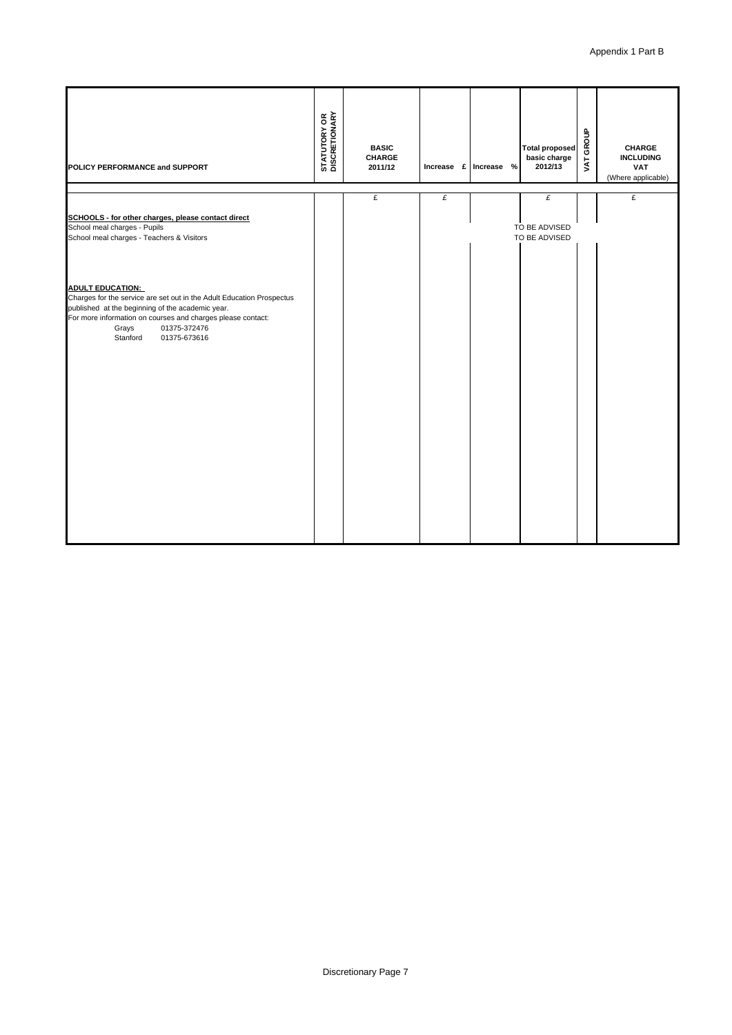Appendix 1 Part B

| POLICY PERFORMANCE and SUPPORT | STATUTORY OR DISCRETIONARY | BASIC CHARGE 2011/12 | Increase £ | Increase % | Total proposed basic charge 2012/13 | VAT GROUP | CHARGE INCLUDING VAT (Where applicable) |
|---|---|---|---|---|---|---|---|
| | | £ | £ | | £ | | £ |
| **SCHOOLS - for other charges, please contact direct** | | | | | | | |
| School meal charges - Pupils | | | | | TO BE ADVISED | | |
| School meal charges - Teachers & Visitors | | | | | TO BE ADVISED | | |
| **ADULT EDUCATION:** | | | | | | | |
| Charges for the service are set out in the Adult Education Prospectus published at the beginning of the academic year. | | | | | | | |
| For more information on courses and charges please contact: | | | | | | | |
| Grays 01375-372476 | | | | | | | |
| Stanford 01375-673616 | | | | | | | |

Discretionary Page 7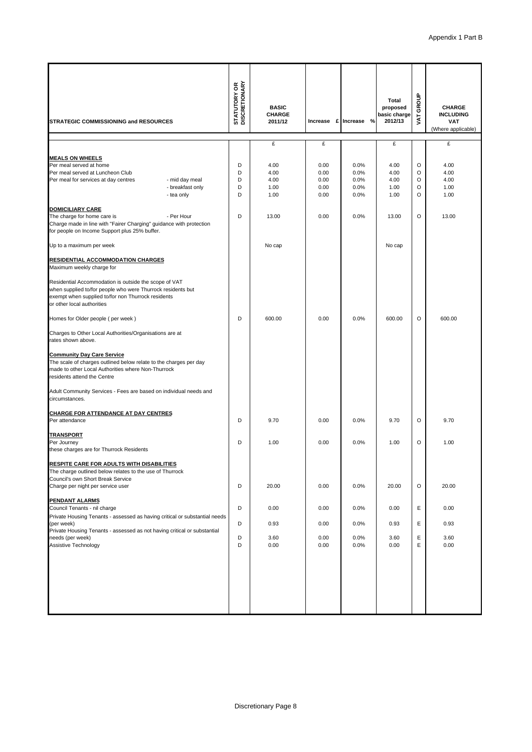Appendix 1 Part B

| STRATEGIC COMMISSIONING and RESOURCES | | STATUTORY OR DISCRETIONARY | BASIC CHARGE 2011/12 | Increase £ | Increase % | Total proposed basic charge 2012/13 | VAT GROUP | CHARGE INCLUDING VAT (Where applicable) |
|---|---|---|---|---|---|---|---|---|
| | | | £ | £ | | £ | | £ |
| **MEALS ON WHEELS** | | | | | | | | |
| Per meal served at home | | D | 4.00 | 0.00 | 0.0% | 4.00 | O | 4.00 |
| Per meal served at Luncheon Club | | D | 4.00 | 0.00 | 0.0% | 4.00 | O | 4.00 |
| Per meal for services at day centres | - mid day meal | D | 4.00 | 0.00 | 0.0% | 4.00 | O | 4.00 |
| | - breakfast only | D | 1.00 | 0.00 | 0.0% | 1.00 | O | 1.00 |
| | - tea only | D | 1.00 | 0.00 | 0.0% | 1.00 | O | 1.00 |
| **DOMICILIARY CARE** | | | | | | | | |
| The charge for home care is | - Per Hour | D | 13.00 | 0.00 | 0.0% | 13.00 | O | 13.00 |
| Charge made in line with "Fairer Charging" guidance with protection for people on Income Support plus 25% buffer. | | | | | | | | |
| Up to a maximum per week | | | No cap | | | No cap | | |
| **RESIDENTIAL ACCOMMODATION CHARGES** | | | | | | | | |
| Maximum weekly charge for | | | | | | | | |
| Residential Accommodation is outside the scope of VAT when supplied to/for people who were Thurrock residents but exempt when supplied to/for non Thurrock residents or other local authorities | | | | | | | | |
| Homes for Older people ( per week ) | | D | 600.00 | 0.00 | 0.0% | 600.00 | O | 600.00 |
| Charges to Other Local Authorities/Organisations are at rates shown above. | | | | | | | | |
| **Community Day Care Service** | | | | | | | | |
| The scale of charges outlined below relate to the charges per day made to other Local Authorities where Non-Thurrock residents attend the Centre | | | | | | | | |
| Adult Community Services - Fees are based on individual needs and circumstances. | | | | | | | | |
| **CHARGE FOR ATTENDANCE AT DAY CENTRES** | | | | | | | | |
| Per attendance | | D | 9.70 | 0.00 | 0.0% | 9.70 | O | 9.70 |
| **TRANSPORT** | | | | | | | | |
| Per Journey | | D | 1.00 | 0.00 | 0.0% | 1.00 | O | 1.00 |
| these charges are for Thurrock Residents | | | | | | | | |
| **RESPITE CARE FOR ADULTS WITH DISABILITIES** | | | | | | | | |
| The charge outlined below relates to the use of Thurrock Council's own Short Break Service | | | | | | | | |
| Charge per night per service user | | D | 20.00 | 0.00 | 0.0% | 20.00 | O | 20.00 |
| **PENDANT ALARMS** | | | | | | | | |
| Council Tenants - nil charge | | D | 0.00 | 0.00 | 0.0% | 0.00 | E | 0.00 |
| Private Housing Tenants - assessed as having critical or substantial needs (per week) | | D | 0.93 | 0.00 | 0.0% | 0.93 | E | 0.93 |
| Private Housing Tenants - assessed as not having critical or substantial needs (per week) | | D | 3.60 | 0.00 | 0.0% | 3.60 | E | 3.60 |
| Assistive Technology | | D | 0.00 | 0.00 | 0.0% | 0.00 | E | 0.00 |

Discretionary Page 8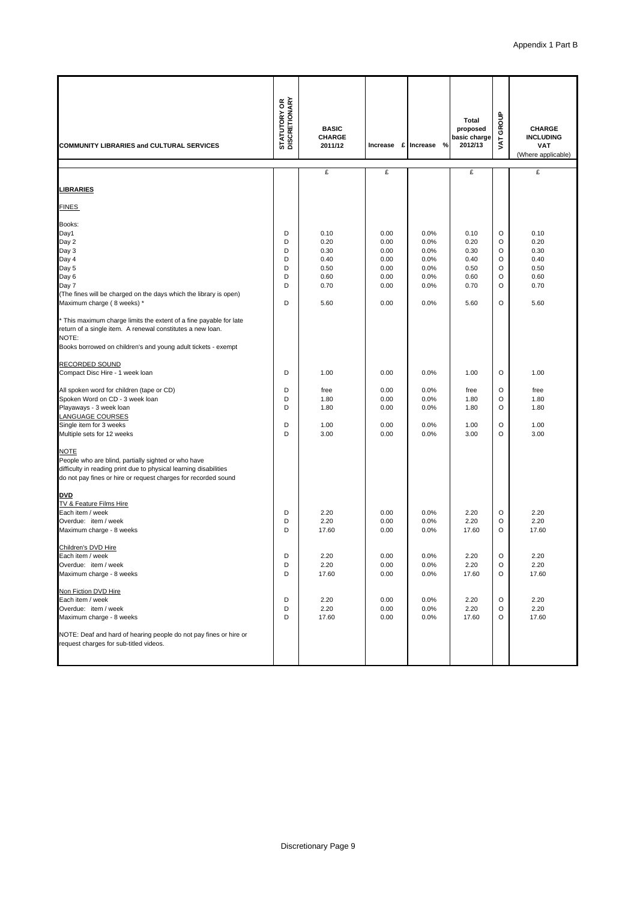Appendix 1 Part B

| COMMUNITY LIBRARIES and CULTURAL SERVICES | STATUTORY OR DISCRETIONARY | BASIC CHARGE 2011/12 | Increase £ | Increase % | Total proposed basic charge 2012/13 | VAT GROUP | CHARGE INCLUDING VAT (Where applicable) |
|---|---|---|---|---|---|---|---|
| | | £ | £ | | £ | | £ |
| **LIBRARIES** | | | | | | | |
| FINES | | | | | | | |
| Books: | | | | | | | |
| Day1 | D | 0.10 | 0.00 | 0.0% | 0.10 | O | 0.10 |
| Day 2 | D | 0.20 | 0.00 | 0.0% | 0.20 | O | 0.20 |
| Day 3 | D | 0.30 | 0.00 | 0.0% | 0.30 | O | 0.30 |
| Day 4 | D | 0.40 | 0.00 | 0.0% | 0.40 | O | 0.40 |
| Day 5 | D | 0.50 | 0.00 | 0.0% | 0.50 | O | 0.50 |
| Day 6 | D | 0.60 | 0.00 | 0.0% | 0.60 | O | 0.60 |
| Day 7 | D | 0.70 | 0.00 | 0.0% | 0.70 | O | 0.70 |
| (The fines will be charged on the days which the library is open) | | | | | | | |
| Maximum charge ( 8 weeks) * | D | 5.60 | 0.00 | 0.0% | 5.60 | O | 5.60 |
| * This maximum charge limits the extent of a fine payable for late return of a single item. A renewal constitutes a new loan. | | | | | | | |
| NOTE: | | | | | | | |
| Books borrowed on children's and young adult tickets - exempt | | | | | | | |
| RECORDED SOUND | | | | | | | |
| Compact Disc Hire - 1 week loan | D | 1.00 | 0.00 | 0.0% | 1.00 | O | 1.00 |
| All spoken word for children (tape or CD) | D | free | 0.00 | 0.0% | free | O | free |
| Spoken Word on CD - 3 week loan | D | 1.80 | 0.00 | 0.0% | 1.80 | O | 1.80 |
| Playaways - 3 week loan | D | 1.80 | 0.00 | 0.0% | 1.80 | O | 1.80 |
| LANGUAGE COURSES | | | | | | | |
| Single item for 3 weeks | D | 1.00 | 0.00 | 0.0% | 1.00 | O | 1.00 |
| Multiple sets for 12 weeks | D | 3.00 | 0.00 | 0.0% | 3.00 | O | 3.00 |
| NOTE | | | | | | | |
| People who are blind, partially sighted or who have difficulty in reading print due to physical learning disabilities do not pay fines or hire or request charges for recorded sound | | | | | | | |
| **DVD** | | | | | | | |
| TV & Feature Films Hire | | | | | | | |
| Each item / week | D | 2.20 | 0.00 | 0.0% | 2.20 | O | 2.20 |
| Overdue: item / week | D | 2.20 | 0.00 | 0.0% | 2.20 | O | 2.20 |
| Maximum charge - 8 weeks | D | 17.60 | 0.00 | 0.0% | 17.60 | O | 17.60 |
| Children's DVD Hire | | | | | | | |
| Each item / week | D | 2.20 | 0.00 | 0.0% | 2.20 | O | 2.20 |
| Overdue: item / week | D | 2.20 | 0.00 | 0.0% | 2.20 | O | 2.20 |
| Maximum charge - 8 weeks | D | 17.60 | 0.00 | 0.0% | 17.60 | O | 17.60 |
| Non Fiction DVD Hire | | | | | | | |
| Each item / week | D | 2.20 | 0.00 | 0.0% | 2.20 | O | 2.20 |
| Overdue: item / week | D | 2.20 | 0.00 | 0.0% | 2.20 | O | 2.20 |
| Maximum charge - 8 weeks | D | 17.60 | 0.00 | 0.0% | 17.60 | O | 17.60 |
| NOTE: Deaf and hard of hearing people do not pay fines or hire or request charges for sub-titled videos. | | | | | | | |

Discretionary Page 9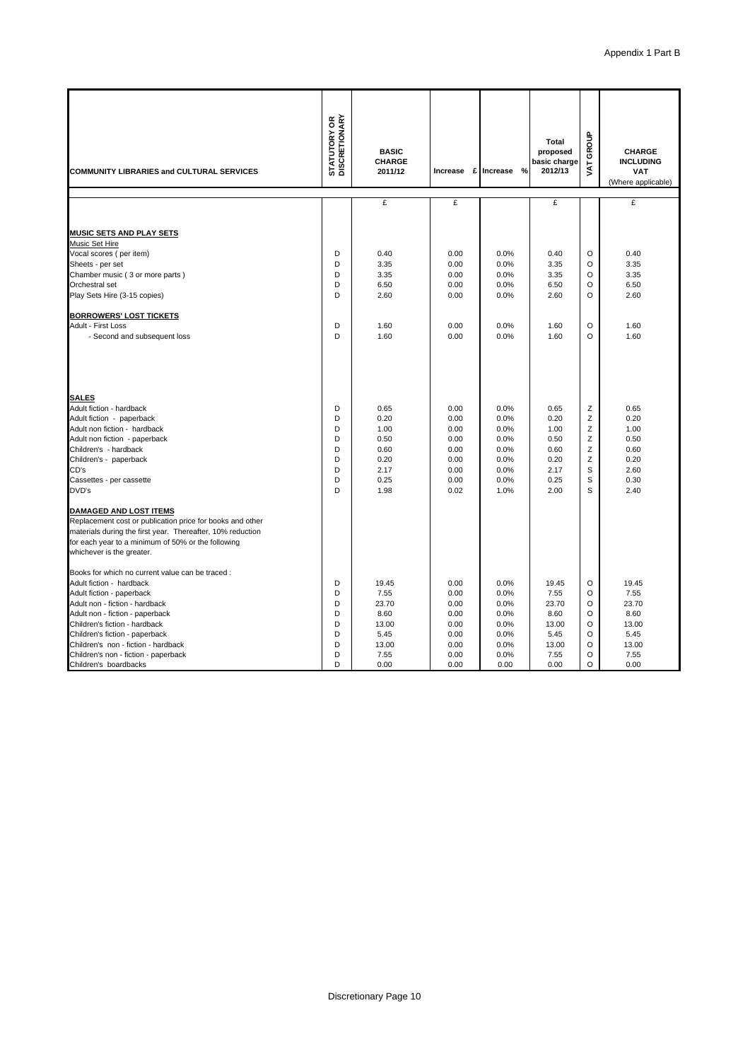Appendix 1 Part B

| COMMUNITY LIBRARIES and CULTURAL SERVICES | STATUTORY OR DISCRETIONARY | BASIC CHARGE 2011/12 | Increase £ | Increase % | Total proposed basic charge 2012/13 | VAT GROUP | CHARGE INCLUDING VAT (Where applicable) |
|---|---|---|---|---|---|---|---|
| | | £ | £ | | £ | | £ |
| **MUSIC SETS AND PLAY SETS** | | | | | | | |
| Music Set Hire | | | | | | | |
| Vocal scores ( per item) | D | 0.40 | 0.00 | 0.0% | 0.40 | O | 0.40 |
| Sheets - per set | D | 3.35 | 0.00 | 0.0% | 3.35 | O | 3.35 |
| Chamber music ( 3 or more parts ) | D | 3.35 | 0.00 | 0.0% | 3.35 | O | 3.35 |
| Orchestral set | D | 6.50 | 0.00 | 0.0% | 6.50 | O | 6.50 |
| Play Sets Hire (3-15 copies) | D | 2.60 | 0.00 | 0.0% | 2.60 | O | 2.60 |
| **BORROWERS' LOST TICKETS** | | | | | | | |
| Adult - First Loss | D | 1.60 | 0.00 | 0.0% | 1.60 | O | 1.60 |
| - Second and subsequent loss | D | 1.60 | 0.00 | 0.0% | 1.60 | O | 1.60 |
| **SALES** | | | | | | | |
| Adult fiction - hardback | D | 0.65 | 0.00 | 0.0% | 0.65 | Z | 0.65 |
| Adult fiction - paperback | D | 0.20 | 0.00 | 0.0% | 0.20 | Z | 0.20 |
| Adult non fiction - hardback | D | 1.00 | 0.00 | 0.0% | 1.00 | Z | 1.00 |
| Adult non fiction - paperback | D | 0.50 | 0.00 | 0.0% | 0.50 | Z | 0.50 |
| Children's - hardback | D | 0.60 | 0.00 | 0.0% | 0.60 | Z | 0.60 |
| Children's - paperback | D | 0.20 | 0.00 | 0.0% | 0.20 | Z | 0.20 |
| CD's | D | 2.17 | 0.00 | 0.0% | 2.17 | S | 2.60 |
| Cassettes - per cassette | D | 0.25 | 0.00 | 0.0% | 0.25 | S | 0.30 |
| DVD's | D | 1.98 | 0.02 | 1.0% | 2.00 | S | 2.40 |
| **DAMAGED AND LOST ITEMS** | | | | | | | |
| Replacement cost or publication price for books and other materials during the first year. Thereafter, 10% reduction for each year to a minimum of 50% or the following whichever is the greater. | | | | | | | |
| Books for which no current value can be traced : | | | | | | | |
| Adult fiction - hardback | D | 19.45 | 0.00 | 0.0% | 19.45 | O | 19.45 |
| Adult fiction - paperback | D | 7.55 | 0.00 | 0.0% | 7.55 | O | 7.55 |
| Adult non - fiction - hardback | D | 23.70 | 0.00 | 0.0% | 23.70 | O | 23.70 |
| Adult non - fiction - paperback | D | 8.60 | 0.00 | 0.0% | 8.60 | O | 8.60 |
| Children's fiction - hardback | D | 13.00 | 0.00 | 0.0% | 13.00 | O | 13.00 |
| Children's fiction - paperback | D | 5.45 | 0.00 | 0.0% | 5.45 | O | 5.45 |
| Children's non - fiction - hardback | D | 13.00 | 0.00 | 0.0% | 13.00 | O | 13.00 |
| Children's non - fiction - paperback | D | 7.55 | 0.00 | 0.0% | 7.55 | O | 7.55 |
| Children's boardbacks | D | 0.00 | 0.00 | 0.00 | 0.00 | O | 0.00 |

Discretionary Page 10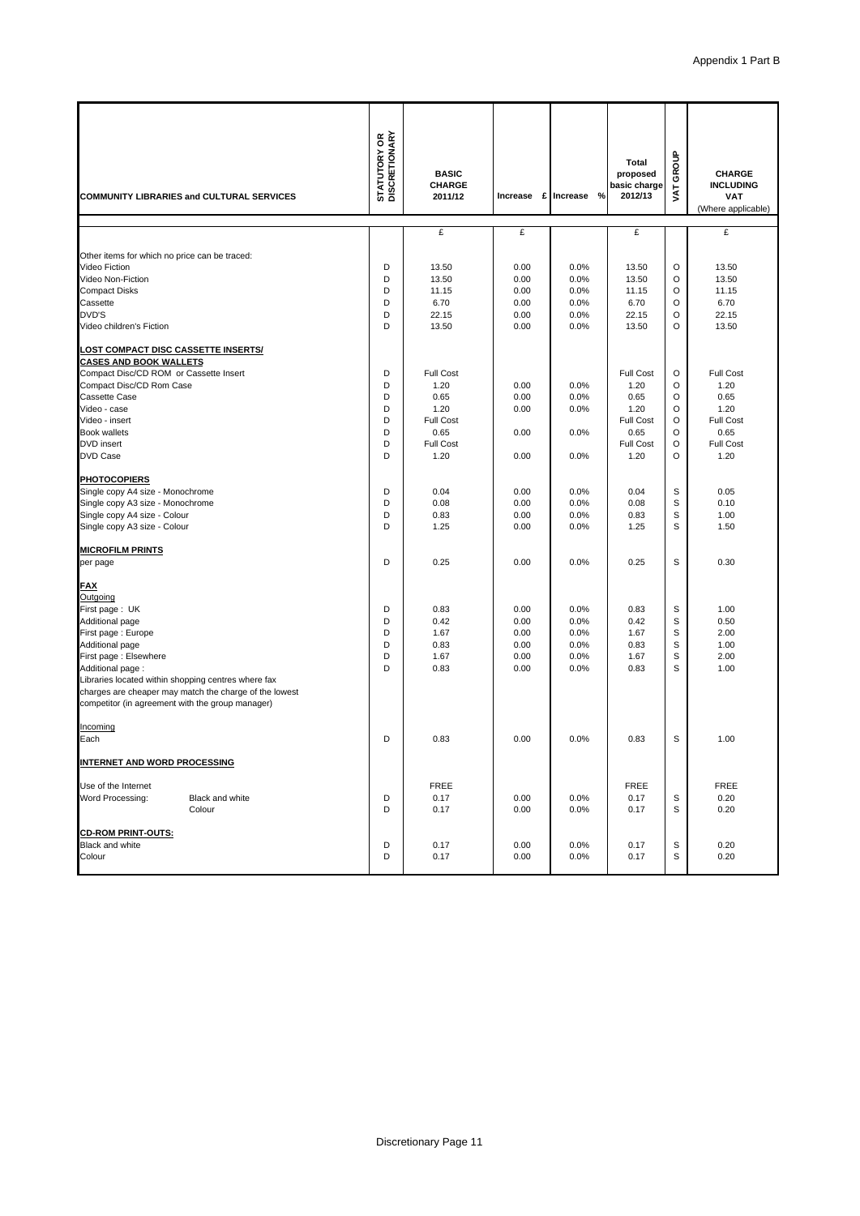Appendix 1 Part B

| COMMUNITY LIBRARIES and CULTURAL SERVICES | STATUTORY OR DISCRETIONARY | BASIC CHARGE 2011/12 | Increase £ | Increase % | Total proposed basic charge 2012/13 | VAT GROUP | CHARGE INCLUDING VAT (Where applicable) |
|---|---|---|---|---|---|---|---|
| | | £ | £ | | £ | | £ |
| Other items for which no price can be traced: | | | | | | | |
| Video Fiction | D | 13.50 | 0.00 | 0.0% | 13.50 | O | 13.50 |
| Video Non-Fiction | D | 13.50 | 0.00 | 0.0% | 13.50 | O | 13.50 |
| Compact Disks | D | 11.15 | 0.00 | 0.0% | 11.15 | O | 11.15 |
| Cassette | D | 6.70 | 0.00 | 0.0% | 6.70 | O | 6.70 |
| DVD'S | D | 22.15 | 0.00 | 0.0% | 22.15 | O | 22.15 |
| Video children's Fiction | D | 13.50 | 0.00 | 0.0% | 13.50 | O | 13.50 |
| **LOST COMPACT DISC CASSETTE INSERTS/ CASES AND BOOK WALLETS** | | | | | | | |
| Compact Disc/CD ROM or Cassette Insert | D | Full Cost | | | Full Cost | O | Full Cost |
| Compact Disc/CD Rom Case | D | 1.20 | 0.00 | 0.0% | 1.20 | O | 1.20 |
| Cassette Case | D | 0.65 | 0.00 | 0.0% | 0.65 | O | 0.65 |
| Video - case | D | 1.20 | 0.00 | 0.0% | 1.20 | O | 1.20 |
| Video - insert | D | Full Cost | | | Full Cost | O | Full Cost |
| Book wallets | D | 0.65 | 0.00 | 0.0% | 0.65 | O | 0.65 |
| DVD insert | D | Full Cost | | | Full Cost | O | Full Cost |
| DVD Case | D | 1.20 | 0.00 | 0.0% | 1.20 | O | 1.20 |
| **PHOTOCOPIERS** | | | | | | | |
| Single copy A4 size - Monochrome | D | 0.04 | 0.00 | 0.0% | 0.04 | S | 0.05 |
| Single copy A3 size - Monochrome | D | 0.08 | 0.00 | 0.0% | 0.08 | S | 0.10 |
| Single copy A4 size - Colour | D | 0.83 | 0.00 | 0.0% | 0.83 | S | 1.00 |
| Single copy A3 size - Colour | D | 1.25 | 0.00 | 0.0% | 1.25 | S | 1.50 |
| **MICROFILM PRINTS** | | | | | | | |
| per page | D | 0.25 | 0.00 | 0.0% | 0.25 | S | 0.30 |
| **FAX** | | | | | | | |
| Outgoing | | | | | | | |
| First page : UK | D | 0.83 | 0.00 | 0.0% | 0.83 | S | 1.00 |
| Additional page | D | 0.42 | 0.00 | 0.0% | 0.42 | S | 0.50 |
| First page : Europe | D | 1.67 | 0.00 | 0.0% | 1.67 | S | 2.00 |
| Additional page | D | 0.83 | 0.00 | 0.0% | 0.83 | S | 1.00 |
| First page : Elsewhere | D | 1.67 | 0.00 | 0.0% | 1.67 | S | 2.00 |
| Additional page : | D | 0.83 | 0.00 | 0.0% | 0.83 | S | 1.00 |
| Libraries located within shopping centres where fax charges are cheaper may match the charge of the lowest competitor (in agreement with the group manager) | | | | | | | |
| Incoming | | | | | | | |
| Each | D | 0.83 | 0.00 | 0.0% | 0.83 | S | 1.00 |
| **INTERNET AND WORD PROCESSING** | | | | | | | |
| Use of the Internet | | FREE | | | FREE | | FREE |
| Word Processing: Black and white | D | 0.17 | 0.00 | 0.0% | 0.17 | S | 0.20 |
| Colour | D | 0.17 | 0.00 | 0.0% | 0.17 | S | 0.20 |
| **CD-ROM PRINT-OUTS:** | | | | | | | |
| Black and white | D | 0.17 | 0.00 | 0.0% | 0.17 | S | 0.20 |
| Colour | D | 0.17 | 0.00 | 0.0% | 0.17 | S | 0.20 |

Discretionary Page 11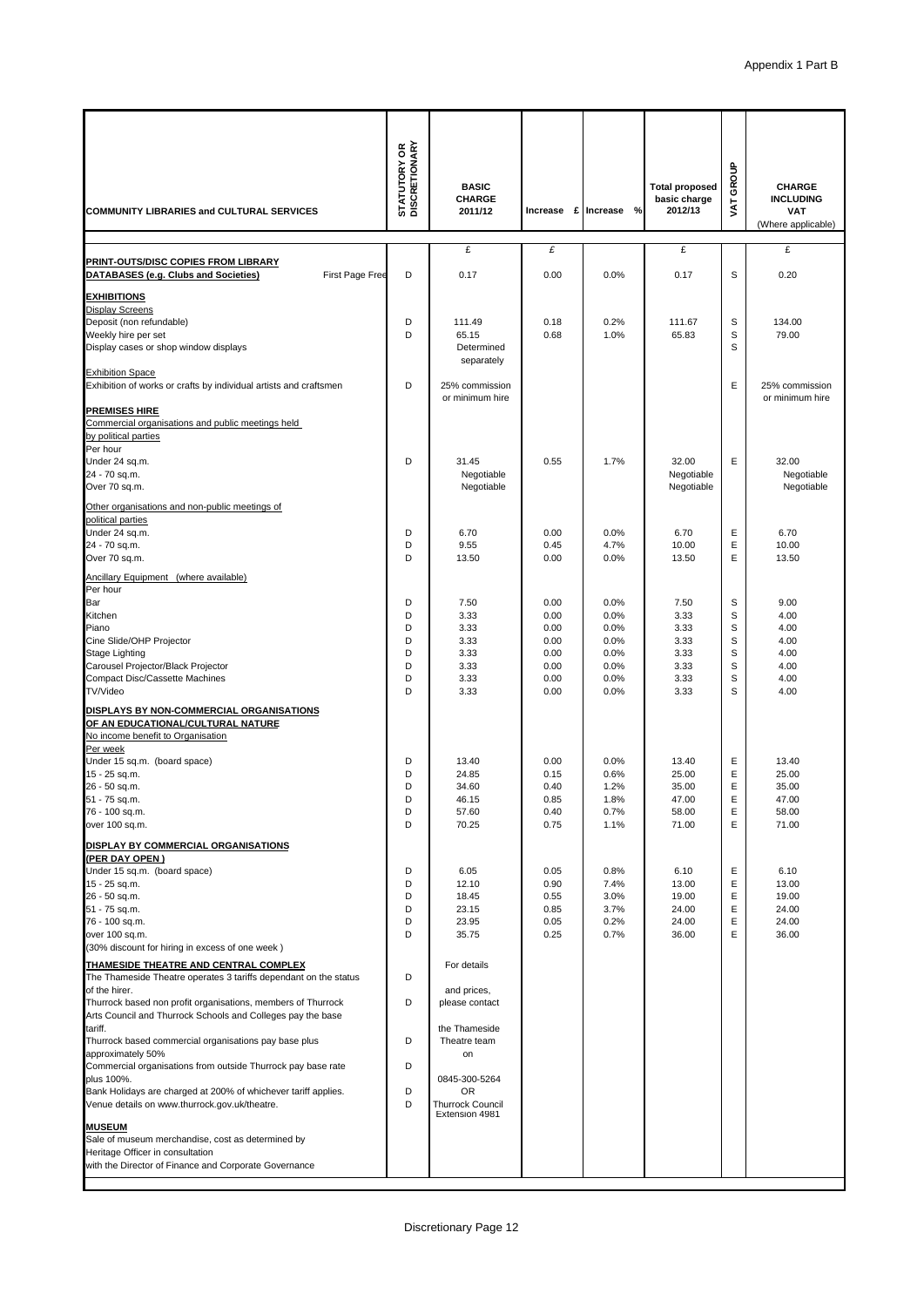Appendix 1 Part B

| COMMUNITY LIBRARIES and CULTURAL SERVICES | STATUTORY OR DISCRETIONARY | BASIC CHARGE 2011/12 | Increase £ | Increase % | Total proposed basic charge 2012/13 | VAT GROUP | CHARGE INCLUDING VAT (Where applicable) |
|---|---|---|---|---|---|---|---|
| | | £ | £ | | £ | | £ |
| **PRINT-OUTS/DISC COPIES FROM LIBRARY DATABASES (e.g. Clubs and Societies)** First Page Free | D | 0.17 | 0.00 | 0.0% | 0.17 | S | 0.20 |
| **EXHIBITIONS** | | | | | | | |
| Display Screens | | | | | | | |
| Deposit (non refundable) | D | 111.49 | 0.18 | 0.2% | 111.67 | S | 134.00 |
| Weekly hire per set | D | 65.15 | 0.68 | 1.0% | 65.83 | S | 79.00 |
| Display cases or shop window displays | | Determined separately | | | | S | |
| Exhibition Space | | | | | | | |
| Exhibition of works or crafts by individual artists and craftsmen | D | 25% commission or minimum hire | | | | E | 25% commission or minimum hire |
| **PREMISES HIRE** | | | | | | | |
| Commercial organisations and public meetings held by political parties | | | | | | | |
| Per hour | | | | | | | |
| Under 24 sq.m. | D | 31.45 | 0.55 | 1.7% | 32.00 | E | 32.00 |
| 24 - 70 sq.m. | | Negotiable | | | Negotiable | | Negotiable |
| Over 70 sq.m. | | Negotiable | | | Negotiable | | Negotiable |
| Other organisations and non-public meetings of political parties | | | | | | | |
| Under 24 sq.m. | D | 6.70 | 0.00 | 0.0% | 6.70 | E | 6.70 |
| 24 - 70 sq.m. | D | 9.55 | 0.45 | 4.7% | 10.00 | E | 10.00 |
| Over 70 sq.m. | D | 13.50 | 0.00 | 0.0% | 13.50 | E | 13.50 |
| Ancillary Equipment (where available) | | | | | | | |
| Per hour | | | | | | | |
| Bar | D | 7.50 | 0.00 | 0.0% | 7.50 | S | 9.00 |
| Kitchen | D | 3.33 | 0.00 | 0.0% | 3.33 | S | 4.00 |
| Piano | D | 3.33 | 0.00 | 0.0% | 3.33 | S | 4.00 |
| Cine Slide/OHP Projector | D | 3.33 | 0.00 | 0.0% | 3.33 | S | 4.00 |
| Stage Lighting | D | 3.33 | 0.00 | 0.0% | 3.33 | S | 4.00 |
| Carousel Projector/Black Projector | D | 3.33 | 0.00 | 0.0% | 3.33 | S | 4.00 |
| Compact Disc/Cassette Machines | D | 3.33 | 0.00 | 0.0% | 3.33 | S | 4.00 |
| TV/Video | D | 3.33 | 0.00 | 0.0% | 3.33 | S | 4.00 |
| **DISPLAYS BY NON-COMMERCIAL ORGANISATIONS OF AN EDUCATIONAL/CULTURAL NATURE** | | | | | | | |
| No income benefit to Organisation | | | | | | | |
| Per week | | | | | | | |
| Under 15 sq.m. (board space) | D | 13.40 | 0.00 | 0.0% | 13.40 | E | 13.40 |
| 15 - 25 sq.m. | D | 24.85 | 0.15 | 0.6% | 25.00 | E | 25.00 |
| 26 - 50 sq.m. | D | 34.60 | 0.40 | 1.2% | 35.00 | E | 35.00 |
| 51 - 75 sq.m. | D | 46.15 | 0.85 | 1.8% | 47.00 | E | 47.00 |
| 76 - 100 sq.m. | D | 57.60 | 0.40 | 0.7% | 58.00 | E | 58.00 |
| over 100 sq.m. | D | 70.25 | 0.75 | 1.1% | 71.00 | E | 71.00 |
| **DISPLAY BY COMMERCIAL ORGANISATIONS (PER DAY OPEN)** | | | | | | | |
| Under 15 sq.m. (board space) | D | 6.05 | 0.05 | 0.8% | 6.10 | E | 6.10 |
| 15 - 25 sq.m. | D | 12.10 | 0.90 | 7.4% | 13.00 | E | 13.00 |
| 26 - 50 sq.m. | D | 18.45 | 0.55 | 3.0% | 19.00 | E | 19.00 |
| 51 - 75 sq.m. | D | 23.15 | 0.85 | 3.7% | 24.00 | E | 24.00 |
| 76 - 100 sq.m. | D | 23.95 | 0.05 | 0.2% | 24.00 | E | 24.00 |
| over 100 sq.m. | D | 35.75 | 0.25 | 0.7% | 36.00 | E | 36.00 |
| (30% discount for hiring in excess of one week) | | | | | | | |
| **THAMESIDE THEATRE AND CENTRAL COMPLEX** | | For details | | | | | |
| The Thameside Theatre operates 3 tariffs dependant on the status of the hirer. | D | and prices, | | | | | |
| Thurrock based non profit organisations, members of Thurrock Arts Council and Thurrock Schools and Colleges pay the base tariff. | D | please contact the Thameside | | | | | |
| Thurrock based commercial organisations pay base plus approximately 50% | D | Theatre team on | | | | | |
| Commercial organisations from outside Thurrock pay base rate plus 100%. | D | 0845-300-5264 | | | | | |
| Bank Holidays are charged at 200% of whichever tariff applies. | D | OR | | | | | |
| Venue details on www.thurrock.gov.uk/theatre. | D | Thurrock Council Extension 4981 | | | | | |
| **MUSEUM** | | | | | | | |
| Sale of museum merchandise, cost as determined by Heritage Officer in consultation with the Director of Finance and Corporate Governance | | | | | | | |

Discretionary Page 12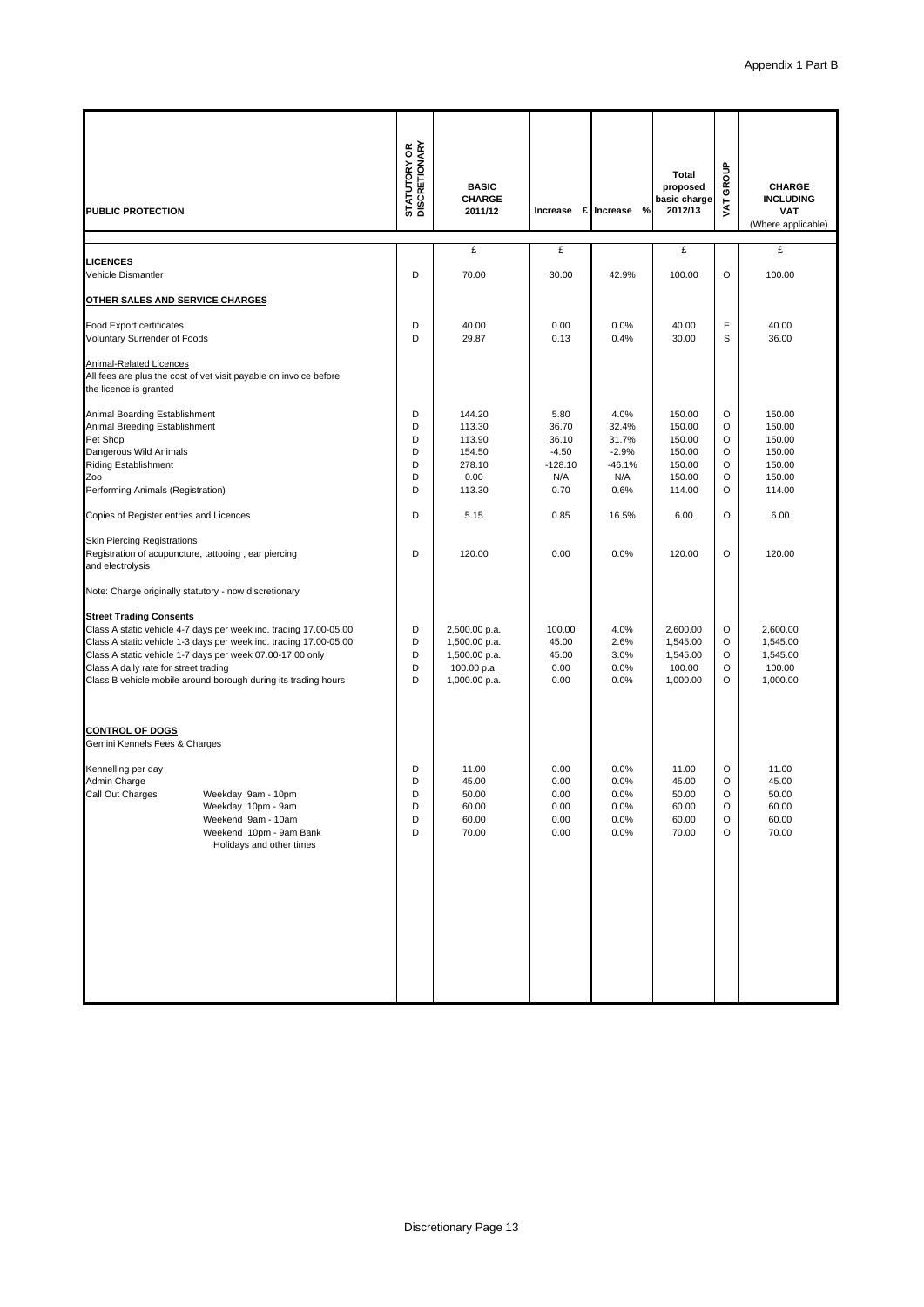| PUBLIC PROTECTION | STATUTORY OR DISCRETIONARY | BASIC CHARGE 2011/12 | Increase £ | Increase % | Total proposed basic charge 2012/13 | VAT GROUP | CHARGE INCLUDING VAT (Where applicable) |
|---|---|---|---|---|---|---|---|
| | | £ | £ | | £ | | £ |
| **LICENCES** | | | | | | | |
| Vehicle Dismantler | D | 70.00 | 30.00 | 42.9% | 100.00 | O | 100.00 |
| **OTHER SALES AND SERVICE CHARGES** | | | | | | | |
| Food Export certificates | D | 40.00 | 0.00 | 0.0% | 40.00 | E | 40.00 |
| Voluntary Surrender of Foods | D | 29.87 | 0.13 | 0.4% | 30.00 | S | 36.00 |
| Animal-Related Licences | | | | | | | |
| All fees are plus the cost of vet visit payable on invoice before the licence is granted | | | | | | | |
| Animal Boarding Establishment | D | 144.20 | 5.80 | 4.0% | 150.00 | O | 150.00 |
| Animal Breeding Establishment | D | 113.30 | 36.70 | 32.4% | 150.00 | O | 150.00 |
| Pet Shop | D | 113.90 | 36.10 | 31.7% | 150.00 | O | 150.00 |
| Dangerous Wild Animals | D | 154.50 | -4.50 | -2.9% | 150.00 | O | 150.00 |
| Riding Establishment | D | 278.10 | -128.10 | -46.1% | 150.00 | O | 150.00 |
| Zoo | D | 0.00 | N/A | N/A | 150.00 | O | 150.00 |
| Performing Animals (Registration) | D | 113.30 | 0.70 | 0.6% | 114.00 | O | 114.00 |
| Copies of Register entries and Licences | D | 5.15 | 0.85 | 16.5% | 6.00 | O | 6.00 |
| Skin Piercing Registrations | | | | | | | |
| Registration of acupuncture, tattooing , ear piercing and electrolysis | D | 120.00 | 0.00 | 0.0% | 120.00 | O | 120.00 |
| Note: Charge originally statutory - now discretionary | | | | | | | |
| **Street Trading Consents** | | | | | | | |
| Class A static vehicle 4-7 days per week inc. trading 17.00-05.00 | D | 2,500.00 p.a. | 100.00 | 4.0% | 2,600.00 | O | 2,600.00 |
| Class A static vehicle 1-3 days per week inc. trading 17.00-05.00 | D | 1,500.00 p.a. | 45.00 | 2.6% | 1,545.00 | O | 1,545.00 |
| Class A static vehicle 1-7 days per week 07.00-17.00 only | D | 1,500.00 p.a. | 45.00 | 3.0% | 1,545.00 | O | 1,545.00 |
| Class A daily rate for street trading | D | 100.00 p.a. | 0.00 | 0.0% | 100.00 | O | 100.00 |
| Class B vehicle mobile around borough during its trading hours | D | 1,000.00 p.a. | 0.00 | 0.0% | 1,000.00 | O | 1,000.00 |
| **CONTROL OF DOGS** | | | | | | | |
| Gemini Kennels Fees & Charges | | | | | | | |
| Kennelling per day | D | 11.00 | 0.00 | 0.0% | 11.00 | O | 11.00 |
| Admin Charge | D | 45.00 | 0.00 | 0.0% | 45.00 | O | 45.00 |
| Call Out Charges — Weekday 9am - 10pm | D | 50.00 | 0.00 | 0.0% | 50.00 | O | 50.00 |
| Weekday 10pm - 9am | D | 60.00 | 0.00 | 0.0% | 60.00 | O | 60.00 |
| Weekend 9am - 10am | D | 60.00 | 0.00 | 0.0% | 60.00 | O | 60.00 |
| Weekend 10pm - 9am Bank Holidays and other times | D | 70.00 | 0.00 | 0.0% | 70.00 | O | 70.00 |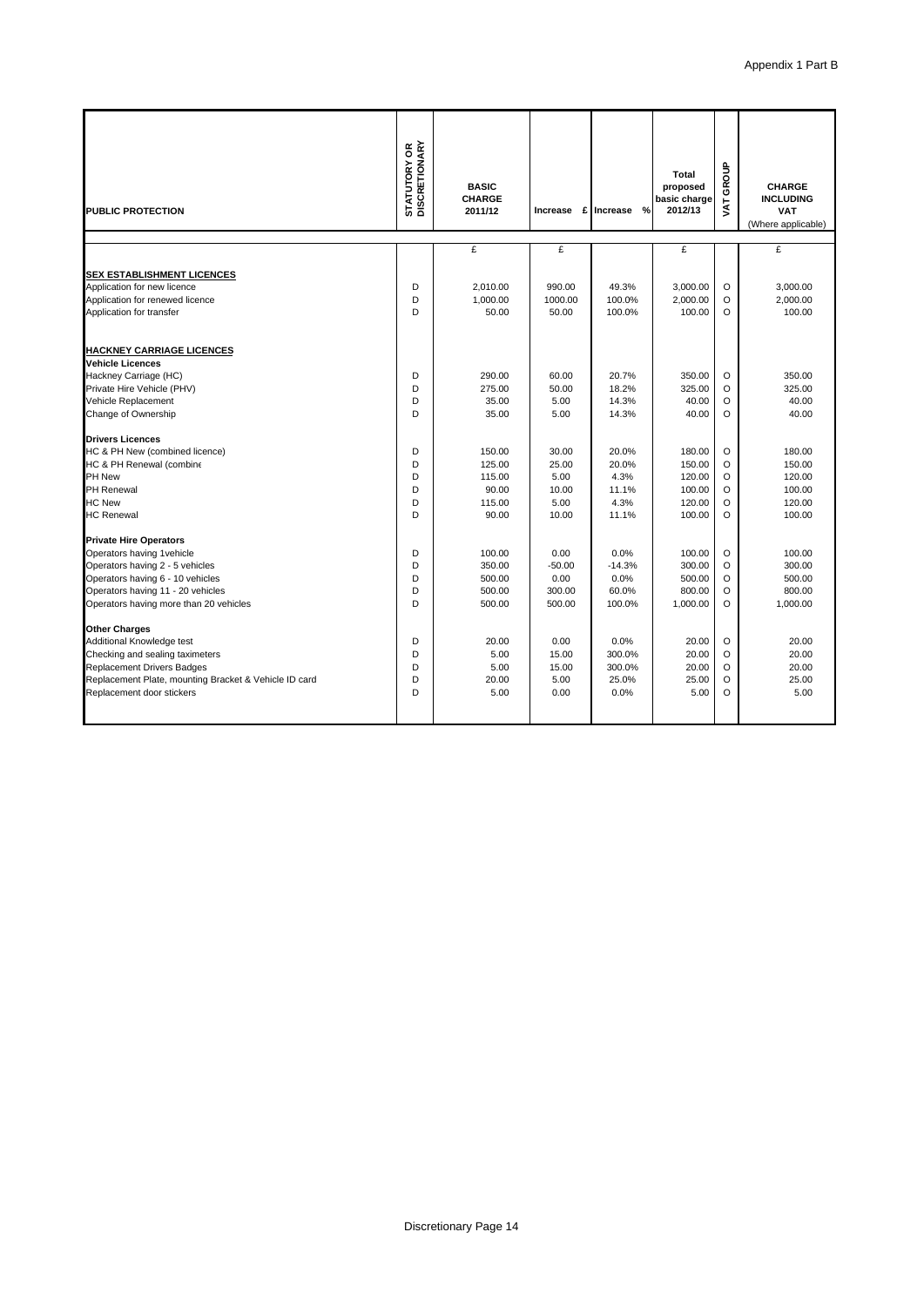Appendix 1 Part B

| PUBLIC PROTECTION | STATUTORY OR DISCRETIONARY | BASIC CHARGE 2011/12 | Increase £ | Increase % | Total proposed basic charge 2012/13 | VAT GROUP | CHARGE INCLUDING VAT (Where applicable) |
|---|---|---|---|---|---|---|---|
| | | £ | £ | | £ | | £ |
| **SEX ESTABLISHMENT LICENCES** | | | | | | | |
| Application for new licence | D | 2,010.00 | 990.00 | 49.3% | 3,000.00 | O | 3,000.00 |
| Application for renewed licence | D | 1,000.00 | 1000.00 | 100.0% | 2,000.00 | O | 2,000.00 |
| Application for transfer | D | 50.00 | 50.00 | 100.0% | 100.00 | O | 100.00 |
| **HACKNEY CARRIAGE LICENCES** | | | | | | | |
| **Vehicle Licences** | | | | | | | |
| Hackney Carriage (HC) | D | 290.00 | 60.00 | 20.7% | 350.00 | O | 350.00 |
| Private Hire Vehicle (PHV) | D | 275.00 | 50.00 | 18.2% | 325.00 | O | 325.00 |
| Vehicle Replacement | D | 35.00 | 5.00 | 14.3% | 40.00 | O | 40.00 |
| Change of Ownership | D | 35.00 | 5.00 | 14.3% | 40.00 | O | 40.00 |
| **Drivers Licences** | | | | | | | |
| HC & PH New (combined licence) | D | 150.00 | 30.00 | 20.0% | 180.00 | O | 180.00 |
| HC & PH Renewal (combine | D | 125.00 | 25.00 | 20.0% | 150.00 | O | 150.00 |
| PH New | D | 115.00 | 5.00 | 4.3% | 120.00 | O | 120.00 |
| PH Renewal | D | 90.00 | 10.00 | 11.1% | 100.00 | O | 100.00 |
| HC New | D | 115.00 | 5.00 | 4.3% | 120.00 | O | 120.00 |
| HC Renewal | D | 90.00 | 10.00 | 11.1% | 100.00 | O | 100.00 |
| **Private Hire Operators** | | | | | | | |
| Operators having 1vehicle | D | 100.00 | 0.00 | 0.0% | 100.00 | O | 100.00 |
| Operators having 2 - 5 vehicles | D | 350.00 | -50.00 | -14.3% | 300.00 | O | 300.00 |
| Operators having 6 - 10 vehicles | D | 500.00 | 0.00 | 0.0% | 500.00 | O | 500.00 |
| Operators having 11 - 20 vehicles | D | 500.00 | 300.00 | 60.0% | 800.00 | O | 800.00 |
| Operators having more than 20 vehicles | D | 500.00 | 500.00 | 100.0% | 1,000.00 | O | 1,000.00 |
| **Other Charges** | | | | | | | |
| Additional Knowledge test | D | 20.00 | 0.00 | 0.0% | 20.00 | O | 20.00 |
| Checking and sealing taximeters | D | 5.00 | 15.00 | 300.0% | 20.00 | O | 20.00 |
| Replacement Drivers Badges | D | 5.00 | 15.00 | 300.0% | 20.00 | O | 20.00 |
| Replacement Plate, mounting Bracket & Vehicle ID card | D | 20.00 | 5.00 | 25.0% | 25.00 | O | 25.00 |
| Replacement door stickers | D | 5.00 | 0.00 | 0.0% | 5.00 | O | 5.00 |

Discretionary Page 14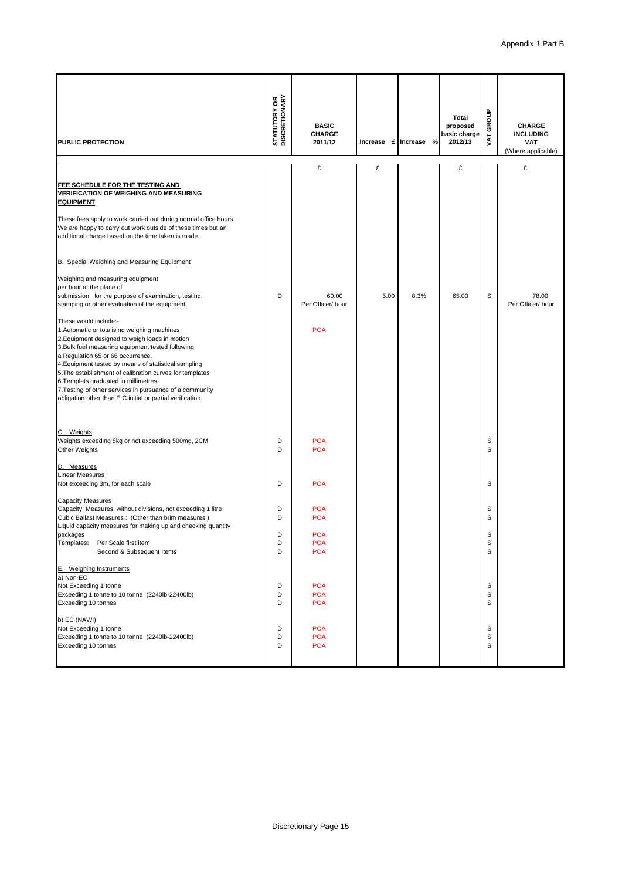Appendix 1 Part B

| PUBLIC PROTECTION | STATUTORY OR DISCRETIONARY | BASIC CHARGE 2011/12 | Increase £ | Increase % | Total proposed basic charge 2012/13 | VAT GROUP | CHARGE INCLUDING VAT (Where applicable) |
|---|---|---|---|---|---|---|---|
| | | £ | £ | | £ | | £ |
| **FEE SCHEDULE FOR THE TESTING AND VERIFICATION OF WEIGHING AND MEASURING EQUIPMENT** | | | | | | | |
| These fees apply to work carried out during normal office hours. We are happy to carry out work outside of these times but an additional charge based on the time taken is made. | | | | | | | |
| B. Special Weighing and Measuring Equipment | | | | | | | |
| Weighing and measuring equipment per hour at the place of submission, for the purpose of examination, testing, stamping or other evaluation of the equipment. | D | 60.00 Per Officer/ hour | 5.00 | 8.3% | 65.00 | S | 78.00 Per Officer/ hour |
| These would include:- 1.Automatic or totalising weighing machines 2.Equipment designed to weigh loads in motion 3.Bulk fuel measuring equipment tested following a Regulation 65 or 66 occurrence. 4.Equipment tested by means of statistical sampling 5.The establishment of calibration curves for templates 6.Templets graduated in millimetres 7.Testing of other services in pursuance of a community obligation other than E.C.initial or partial verification. | | POA | | | | | |
| C. Weights | | | | | | | |
| Weights exceeding 5kg or not exceeding 500mg, 2CM | D | POA | | | | S | |
| Other Weights | D | POA | | | | S | |
| D. Measures | | | | | | | |
| Linear Measures : | | | | | | | |
| Not exceeding 3m, for each scale | D | POA | | | | S | |
| Capacity Measures : | | | | | | | |
| Capacity Measures, without divisions, not exceeding 1 litre | D | POA | | | | S | |
| Cubic Ballast Measures : (Other than brim measures ) | D | POA | | | | S | |
| Liquid capacity measures for making up and checking quantity packages | D | POA | | | | S | |
| Templates: Per Scale first item | D | POA | | | | S | |
| Second & Subsequent Items | D | POA | | | | S | |
| E. Weighing Instruments | | | | | | | |
| a) Non-EC | | | | | | | |
| Not Exceeding 1 tonne | D | POA | | | | S | |
| Exceeding 1 tonne to 10 tonne (2240lb-22400lb) | D | POA | | | | S | |
| Exceeding 10 tonnes | D | POA | | | | S | |
| b) EC (NAWI) | | | | | | | |
| Not Exceeding 1 tonne | D | POA | | | | S | |
| Exceeding 1 tonne to 10 tonne (2240lb-22400lb) | D | POA | | | | S | |
| Exceeding 10 tonnes | D | POA | | | | S | |

Discretionary Page 15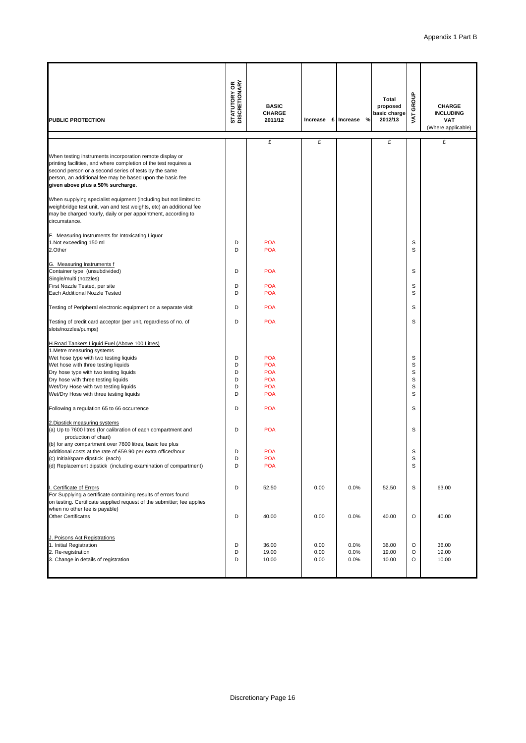| PUBLIC PROTECTION | STATUTORY OR DISCRETIONARY | BASIC CHARGE 2011/12 | Increase £ | Increase % | Total proposed basic charge 2012/13 | VAT GROUP | CHARGE INCLUDING VAT (Where applicable) |
|---|---|---|---|---|---|---|---|
| | | £ | £ | | £ | | £ |
| When testing instruments incorporation remote display or printing facilities, and where completion of the test requires a second person or a second series of tests by the same person, an additional fee may be based upon the basic fee given above plus a 50% surcharge. | | | | | | | |
| When supplying specialist equipment (including but not limited to weighbridge test unit, van and test weights, etc) an additional fee may be charged hourly, daily or per appointment, according to circumstance. | | | | | | | |
| F. Measuring Instruments for Intoxicating Liquor | | | | | | | |
| 1.Not exceeding 150 ml | D | POA | | | | S | |
| 2.Other | D | POA | | | | S | |
| G. Measuring Instruments f | | | | | | | |
| Container type (unsubdivided) | D | POA | | | | S | |
| Single/multi (nozzles) | | | | | | | |
| First Nozzle Tested, per site | D | POA | | | | S | |
| Each Additional Nozzle Tested | D | POA | | | | S | |
| Testing of Peripheral electronic equipment on a separate visit | D | POA | | | | S | |
| Testing of credit card acceptor (per unit, regardless of no. of slots/nozzles/pumps) | D | POA | | | | S | |
| H.Road Tankers Liquid Fuel (Above 100 Litres) | | | | | | | |
| 1.Metre measuring systems | | | | | | | |
| Wet hose type with two testing liquids | D | POA | | | | S | |
| Wet hose with three testing liquids | D | POA | | | | S | |
| Dry hose type with two testing liquids | D | POA | | | | S | |
| Dry hose with three testing liquids | D | POA | | | | S | |
| Wet/Dry Hose with two testing liquids | D | POA | | | | S | |
| Wet/Dry Hose with three testing liquids | D | POA | | | | S | |
| Following a regulation 65 to 66 occurrence | D | POA | | | | S | |
| 2.Dipstick measuring systems | | | | | | | |
| (a) Up to 7600 litres (for calibration of each compartment and production of chart) | D | POA | | | | S | |
| (b) for any compartment over 7600 litres, basic fee plus additional costs at the rate of £59.90 per extra officer/hour | D | POA | | | | S | |
| (c) Initial/spare dipstick (each) | D | POA | | | | S | |
| (d) Replacement dipstick (including examination of compartment) | D | POA | | | | S | |
| I. Certificate of Errors For Supplying a certificate containing results of errors found on testing. Certificate supplied request of the submitter; fee applies when no other fee is payable) | D | 52.50 | 0.00 | 0.0% | 52.50 | S | 63.00 |
| Other Certificates | D | 40.00 | 0.00 | 0.0% | 40.00 | O | 40.00 |
| J. Poisons Act Registrations | | | | | | | |
| 1. Initial Registration | D | 36.00 | 0.00 | 0.0% | 36.00 | O | 36.00 |
| 2. Re-registration | D | 19.00 | 0.00 | 0.0% | 19.00 | O | 19.00 |
| 3. Change in details of registration | D | 10.00 | 0.00 | 0.0% | 10.00 | O | 10.00 |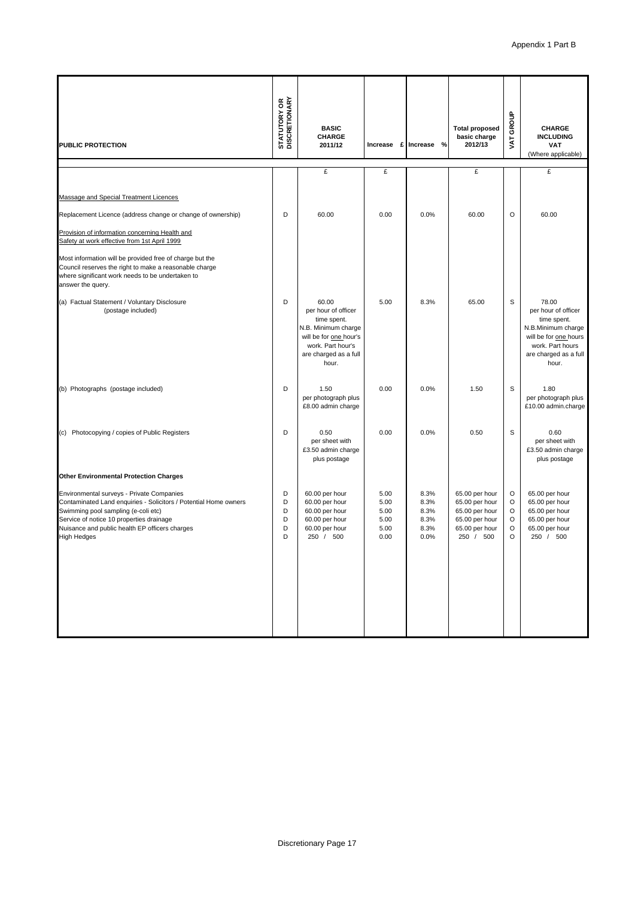Appendix 1 Part B

| PUBLIC PROTECTION | STATUTORY OR DISCRETIONARY | BASIC CHARGE 2011/12 | Increase £ | Increase % | Total proposed basic charge 2012/13 | VAT GROUP | CHARGE INCLUDING VAT (Where applicable) |
|---|---|---|---|---|---|---|---|
| | | £ | £ | | £ | | £ |
| Massage and Special Treatment Licences | | | | | | | |
| Replacement Licence (address change or change of ownership) | D | 60.00 | 0.00 | 0.0% | 60.00 | O | 60.00 |
| Provision of information concerning Health and Safety at work effective from 1st April 1999 | | | | | | | |
| Most information will be provided free of charge but the Council reserves the right to make a reasonable charge where significant work needs to be undertaken to answer the query. | | | | | | | |
| (a) Factual Statement / Voluntary Disclosure (postage included) | D | 60.00 per hour of officer time spent. N.B. Minimum charge will be for one hour's work. Part hour's are charged as a full hour. | 5.00 | 8.3% | 65.00 | S | 78.00 per hour of officer time spent. N.B.Minimum charge will be for one hours work. Part hours are charged as a full hour. |
| (b) Photographs (postage included) | D | 1.50 per photograph plus £8.00 admin charge | 0.00 | 0.0% | 1.50 | S | 1.80 per photograph plus £10.00 admin.charge |
| (c) Photocopying / copies of Public Registers | D | 0.50 per sheet with £3.50 admin charge plus postage | 0.00 | 0.0% | 0.50 | S | 0.60 per sheet with £3.50 admin charge plus postage |
| **Other Environmental Protection Charges** | | | | | | | |
| Environmental surveys - Private Companies | D | 60.00 per hour | 5.00 | 8.3% | 65.00 per hour | O | 65.00 per hour |
| Contaminated Land enquiries - Solicitors / Potential Home owners | D | 60.00 per hour | 5.00 | 8.3% | 65.00 per hour | O | 65.00 per hour |
| Swimming pool sampling (e-coli etc) | D | 60.00 per hour | 5.00 | 8.3% | 65.00 per hour | O | 65.00 per hour |
| Service of notice 10 properties drainage | D | 60.00 per hour | 5.00 | 8.3% | 65.00 per hour | O | 65.00 per hour |
| Nuisance and public health EP officers charges | D | 60.00 per hour | 5.00 | 8.3% | 65.00 per hour | O | 65.00 per hour |
| High Hedges | D | 250 / 500 | 0.00 | 0.0% | 250 / 500 | O | 250 / 500 |

Discretionary Page 17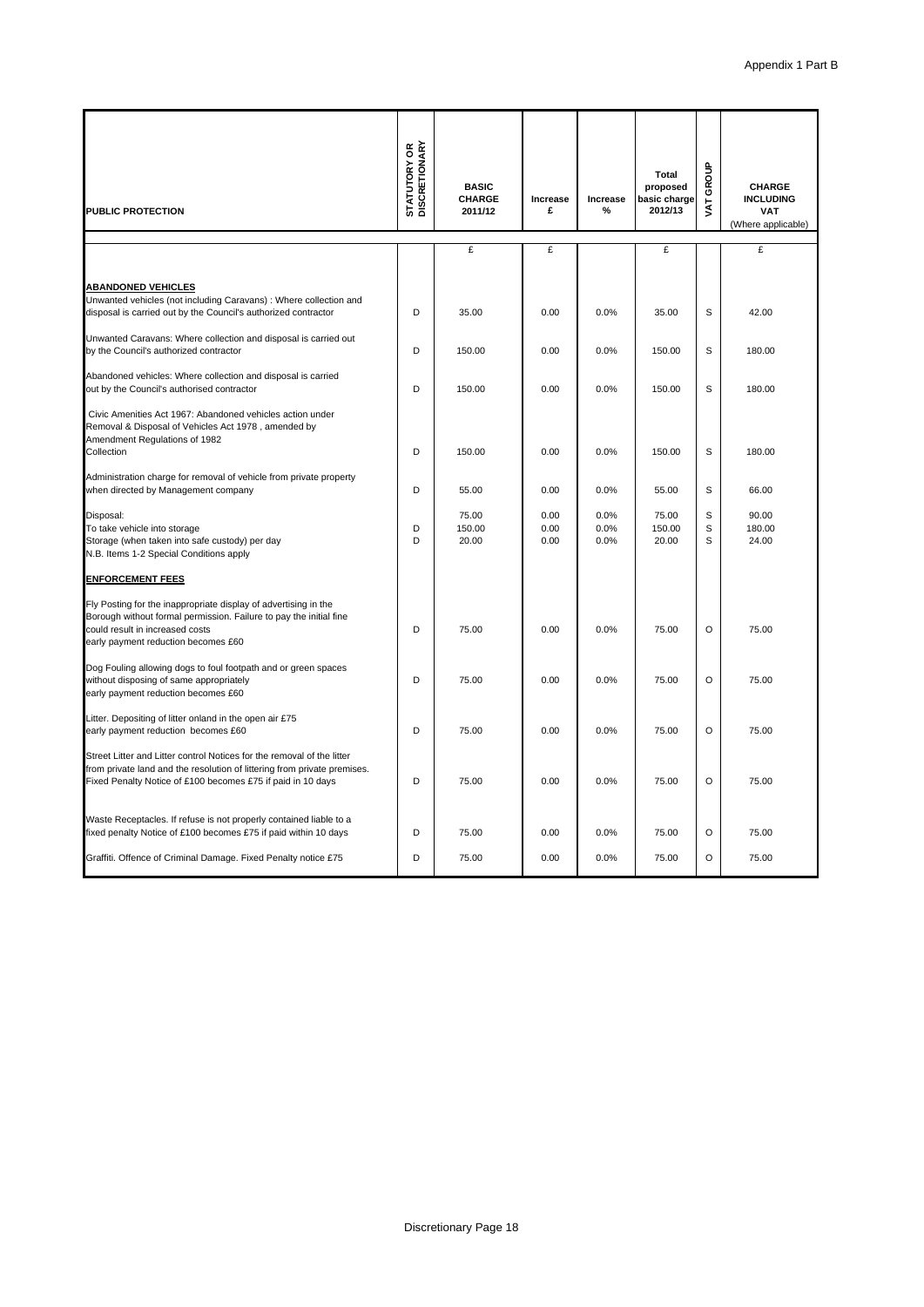Appendix 1 Part B

| PUBLIC PROTECTION | STATUTORY OR DISCRETIONARY | BASIC CHARGE 2011/12 | Increase £ | Increase % | Total proposed basic charge 2012/13 | VAT GROUP | CHARGE INCLUDING VAT (Where applicable) |
|---|---|---|---|---|---|---|---|
| | | £ | £ | | £ | | £ |
| **ABANDONED VEHICLES** | | | | | | | |
| Unwanted vehicles (not including Caravans) : Where collection and disposal is carried out by the Council's authorized contractor | D | 35.00 | 0.00 | 0.0% | 35.00 | S | 42.00 |
| Unwanted Caravans: Where collection and disposal is carried out by the Council's authorized contractor | D | 150.00 | 0.00 | 0.0% | 150.00 | S | 180.00 |
| Abandoned vehicles: Where collection and disposal is carried out by the Council's authorised contractor | D | 150.00 | 0.00 | 0.0% | 150.00 | S | 180.00 |
| Civic Amenities Act 1967: Abandoned vehicles action under Removal & Disposal of Vehicles Act 1978 , amended by Amendment Regulations of 1982 Collection | D | 150.00 | 0.00 | 0.0% | 150.00 | S | 180.00 |
| Administration charge for removal of vehicle from private property when directed by Management company | D | 55.00 | 0.00 | 0.0% | 55.00 | S | 66.00 |
| Disposal: | | 75.00 | 0.00 | 0.0% | 75.00 | S | 90.00 |
| To take vehicle into storage | D | 150.00 | 0.00 | 0.0% | 150.00 | S | 180.00 |
| Storage (when taken into safe custody) per day | D | 20.00 | 0.00 | 0.0% | 20.00 | S | 24.00 |
| N.B. Items 1-2 Special Conditions apply | | | | | | | |
| **ENFORCEMENT FEES** | | | | | | | |
| Fly Posting for the inappropriate display of advertising in the Borough without formal permission. Failure to pay the initial fine could result in increased costs early payment reduction becomes £60 | D | 75.00 | 0.00 | 0.0% | 75.00 | O | 75.00 |
| Dog Fouling allowing dogs to foul footpath and or green spaces without disposing of same appropriately early payment reduction becomes £60 | D | 75.00 | 0.00 | 0.0% | 75.00 | O | 75.00 |
| Litter. Depositing of litter onland in the open air £75 early payment reduction becomes £60 | D | 75.00 | 0.00 | 0.0% | 75.00 | O | 75.00 |
| Street Litter and Litter control Notices for the removal of the litter from private land and the resolution of littering from private premises. Fixed Penalty Notice of £100 becomes £75 if paid in 10 days | D | 75.00 | 0.00 | 0.0% | 75.00 | O | 75.00 |
| Waste Receptacles. If refuse is not properly contained liable to a fixed penalty Notice of £100 becomes £75 if paid within 10 days | D | 75.00 | 0.00 | 0.0% | 75.00 | O | 75.00 |
| Graffiti. Offence of Criminal Damage. Fixed Penalty notice £75 | D | 75.00 | 0.00 | 0.0% | 75.00 | O | 75.00 |

Discretionary Page 18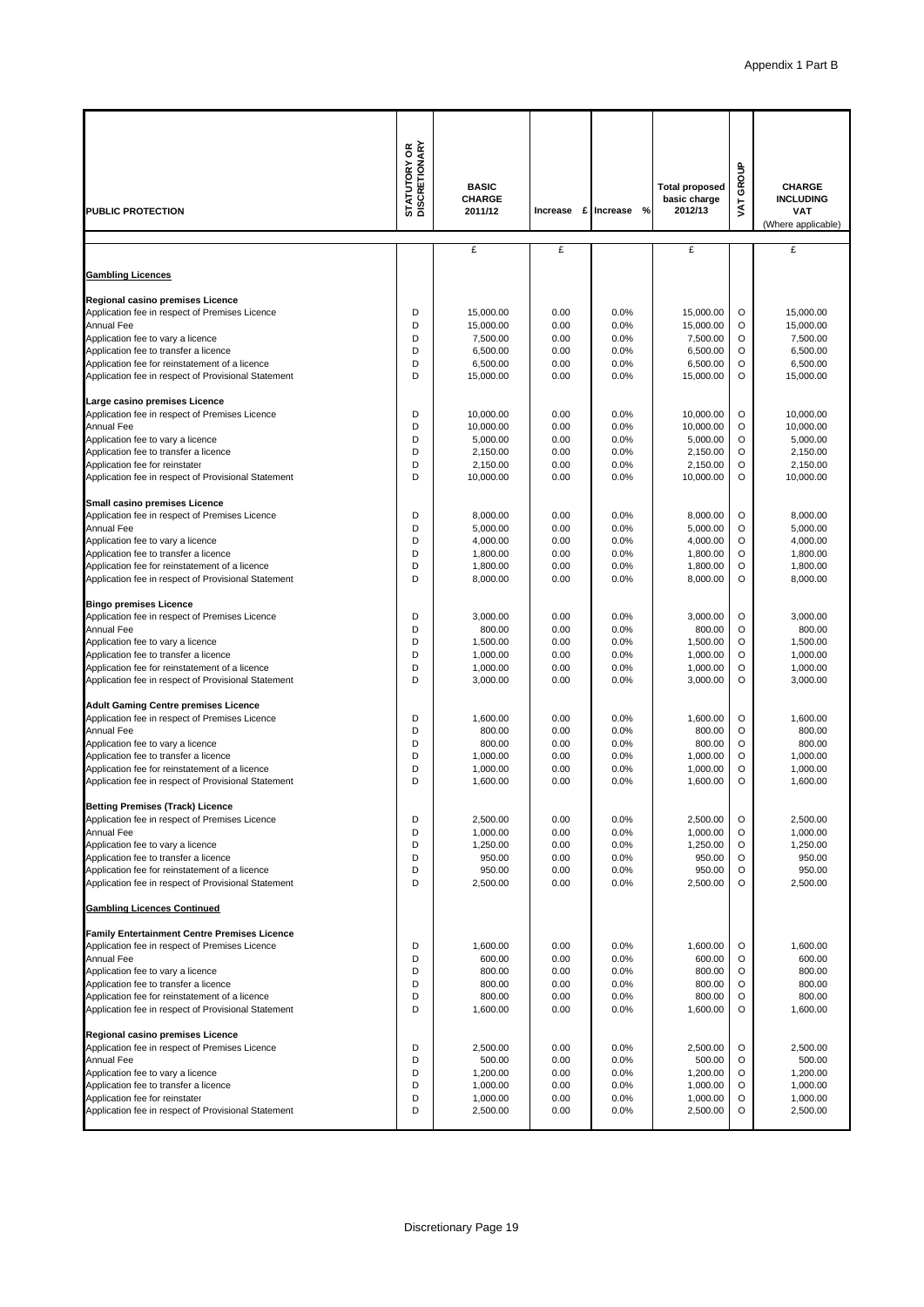Appendix 1 Part B

| PUBLIC PROTECTION | STATUTORY OR DISCRETIONARY | BASIC CHARGE 2011/12 | Increase £ | Increase % | Total proposed basic charge 2012/13 | VAT GROUP | CHARGE INCLUDING VAT (Where applicable) |
|---|---|---|---|---|---|---|---|
| | | £ | £ | | £ | | £ |
| **Gambling Licences** | | | | | | | |
| **Regional casino premises Licence** | | | | | | | |
| Application fee in respect of Premises Licence | D | 15,000.00 | 0.00 | 0.0% | 15,000.00 | O | 15,000.00 |
| Annual Fee | D | 15,000.00 | 0.00 | 0.0% | 15,000.00 | O | 15,000.00 |
| Application fee to vary a licence | D | 7,500.00 | 0.00 | 0.0% | 7,500.00 | O | 7,500.00 |
| Application fee to transfer a licence | D | 6,500.00 | 0.00 | 0.0% | 6,500.00 | O | 6,500.00 |
| Application fee for reinstatement of a licence | D | 6,500.00 | 0.00 | 0.0% | 6,500.00 | O | 6,500.00 |
| Application fee in respect of Provisional Statement | D | 15,000.00 | 0.00 | 0.0% | 15,000.00 | O | 15,000.00 |
| **Large casino premises Licence** | | | | | | | |
| Application fee in respect of Premises Licence | D | 10,000.00 | 0.00 | 0.0% | 10,000.00 | O | 10,000.00 |
| Annual Fee | D | 10,000.00 | 0.00 | 0.0% | 10,000.00 | O | 10,000.00 |
| Application fee to vary a licence | D | 5,000.00 | 0.00 | 0.0% | 5,000.00 | O | 5,000.00 |
| Application fee to transfer a licence | D | 2,150.00 | 0.00 | 0.0% | 2,150.00 | O | 2,150.00 |
| Application fee for reinstater | D | 2,150.00 | 0.00 | 0.0% | 2,150.00 | O | 2,150.00 |
| Application fee in respect of Provisional Statement | D | 10,000.00 | 0.00 | 0.0% | 10,000.00 | O | 10,000.00 |
| **Small casino premises Licence** | | | | | | | |
| Application fee in respect of Premises Licence | D | 8,000.00 | 0.00 | 0.0% | 8,000.00 | O | 8,000.00 |
| Annual Fee | D | 5,000.00 | 0.00 | 0.0% | 5,000.00 | O | 5,000.00 |
| Application fee to vary a licence | D | 4,000.00 | 0.00 | 0.0% | 4,000.00 | O | 4,000.00 |
| Application fee to transfer a licence | D | 1,800.00 | 0.00 | 0.0% | 1,800.00 | O | 1,800.00 |
| Application fee for reinstatement of a licence | D | 1,800.00 | 0.00 | 0.0% | 1,800.00 | O | 1,800.00 |
| Application fee in respect of Provisional Statement | D | 8,000.00 | 0.00 | 0.0% | 8,000.00 | O | 8,000.00 |
| **Bingo premises Licence** | | | | | | | |
| Application fee in respect of Premises Licence | D | 3,000.00 | 0.00 | 0.0% | 3,000.00 | O | 3,000.00 |
| Annual Fee | D | 800.00 | 0.00 | 0.0% | 800.00 | O | 800.00 |
| Application fee to vary a licence | D | 1,500.00 | 0.00 | 0.0% | 1,500.00 | O | 1,500.00 |
| Application fee to transfer a licence | D | 1,000.00 | 0.00 | 0.0% | 1,000.00 | O | 1,000.00 |
| Application fee for reinstatement of a licence | D | 1,000.00 | 0.00 | 0.0% | 1,000.00 | O | 1,000.00 |
| Application fee in respect of Provisional Statement | D | 3,000.00 | 0.00 | 0.0% | 3,000.00 | O | 3,000.00 |
| **Adult Gaming Centre premises Licence** | | | | | | | |
| Application fee in respect of Premises Licence | D | 1,600.00 | 0.00 | 0.0% | 1,600.00 | O | 1,600.00 |
| Annual Fee | D | 800.00 | 0.00 | 0.0% | 800.00 | O | 800.00 |
| Application fee to vary a licence | D | 800.00 | 0.00 | 0.0% | 800.00 | O | 800.00 |
| Application fee to transfer a licence | D | 1,000.00 | 0.00 | 0.0% | 1,000.00 | O | 1,000.00 |
| Application fee for reinstatement of a licence | D | 1,000.00 | 0.00 | 0.0% | 1,000.00 | O | 1,000.00 |
| Application fee in respect of Provisional Statement | D | 1,600.00 | 0.00 | 0.0% | 1,600.00 | O | 1,600.00 |
| **Betting Premises (Track) Licence** | | | | | | | |
| Application fee in respect of Premises Licence | D | 2,500.00 | 0.00 | 0.0% | 2,500.00 | O | 2,500.00 |
| Annual Fee | D | 1,000.00 | 0.00 | 0.0% | 1,000.00 | O | 1,000.00 |
| Application fee to vary a licence | D | 1,250.00 | 0.00 | 0.0% | 1,250.00 | O | 1,250.00 |
| Application fee to transfer a licence | D | 950.00 | 0.00 | 0.0% | 950.00 | O | 950.00 |
| Application fee for reinstatement of a licence | D | 950.00 | 0.00 | 0.0% | 950.00 | O | 950.00 |
| Application fee in respect of Provisional Statement | D | 2,500.00 | 0.00 | 0.0% | 2,500.00 | O | 2,500.00 |
| **Gambling Licences Continued** | | | | | | | |
| **Family Entertainment Centre Premises Licence** | | | | | | | |
| Application fee in respect of Premises Licence | D | 1,600.00 | 0.00 | 0.0% | 1,600.00 | O | 1,600.00 |
| Annual Fee | D | 600.00 | 0.00 | 0.0% | 600.00 | O | 600.00 |
| Application fee to vary a licence | D | 800.00 | 0.00 | 0.0% | 800.00 | O | 800.00 |
| Application fee to transfer a licence | D | 800.00 | 0.00 | 0.0% | 800.00 | O | 800.00 |
| Application fee for reinstatement of a licence | D | 800.00 | 0.00 | 0.0% | 800.00 | O | 800.00 |
| Application fee in respect of Provisional Statement | D | 1,600.00 | 0.00 | 0.0% | 1,600.00 | O | 1,600.00 |
| **Regional casino premises Licence** | | | | | | | |
| Application fee in respect of Premises Licence | D | 2,500.00 | 0.00 | 0.0% | 2,500.00 | O | 2,500.00 |
| Annual Fee | D | 500.00 | 0.00 | 0.0% | 500.00 | O | 500.00 |
| Application fee to vary a licence | D | 1,200.00 | 0.00 | 0.0% | 1,200.00 | O | 1,200.00 |
| Application fee to transfer a licence | D | 1,000.00 | 0.00 | 0.0% | 1,000.00 | O | 1,000.00 |
| Application fee for reinstater | D | 1,000.00 | 0.00 | 0.0% | 1,000.00 | O | 1,000.00 |
| Application fee in respect of Provisional Statement | D | 2,500.00 | 0.00 | 0.0% | 2,500.00 | O | 2,500.00 |

Discretionary Page 19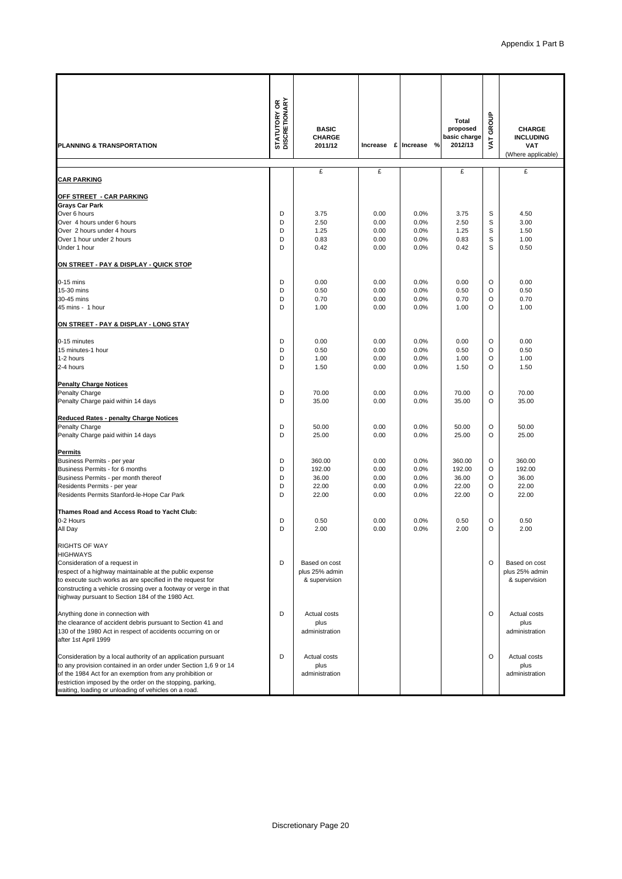Appendix 1 Part B

| PLANNING & TRANSPORTATION | STATUTORY OR DISCRETIONARY | BASIC CHARGE 2011/12 | Increase £ | Increase % | Total proposed basic charge 2012/13 | VAT GROUP | CHARGE INCLUDING VAT (Where applicable) |
|---|---|---|---|---|---|---|---|
| | | £ | £ | | £ | | £ |
| **CAR PARKING** | | | | | | | |
| **OFF STREET - CAR PARKING** | | | | | | | |
| **Grays Car Park** | | | | | | | |
| Over 6 hours | D | 3.75 | 0.00 | 0.0% | 3.75 | S | 4.50 |
| Over 4 hours under 6 hours | D | 2.50 | 0.00 | 0.0% | 2.50 | S | 3.00 |
| Over 2 hours under 4 hours | D | 1.25 | 0.00 | 0.0% | 1.25 | S | 1.50 |
| Over 1 hour under 2 hours | D | 0.83 | 0.00 | 0.0% | 0.83 | S | 1.00 |
| Under 1 hour | D | 0.42 | 0.00 | 0.0% | 0.42 | S | 0.50 |
| **ON STREET - PAY & DISPLAY - QUICK STOP** | | | | | | | |
| 0-15 mins | D | 0.00 | 0.00 | 0.0% | 0.00 | O | 0.00 |
| 15-30 mins | D | 0.50 | 0.00 | 0.0% | 0.50 | O | 0.50 |
| 30-45 mins | D | 0.70 | 0.00 | 0.0% | 0.70 | O | 0.70 |
| 45 mins - 1 hour | D | 1.00 | 0.00 | 0.0% | 1.00 | O | 1.00 |
| **ON STREET - PAY & DISPLAY - LONG STAY** | | | | | | | |
| 0-15 minutes | D | 0.00 | 0.00 | 0.0% | 0.00 | O | 0.00 |
| 15 minutes-1 hour | D | 0.50 | 0.00 | 0.0% | 0.50 | O | 0.50 |
| 1-2 hours | D | 1.00 | 0.00 | 0.0% | 1.00 | O | 1.00 |
| 2-4 hours | D | 1.50 | 0.00 | 0.0% | 1.50 | O | 1.50 |
| **Penalty Charge Notices** | | | | | | | |
| Penalty Charge | D | 70.00 | 0.00 | 0.0% | 70.00 | O | 70.00 |
| Penalty Charge paid within 14 days | D | 35.00 | 0.00 | 0.0% | 35.00 | O | 35.00 |
| **Reduced Rates - penalty Charge Notices** | | | | | | | |
| Penalty Charge | D | 50.00 | 0.00 | 0.0% | 50.00 | O | 50.00 |
| Penalty Charge paid within 14 days | D | 25.00 | 0.00 | 0.0% | 25.00 | O | 25.00 |
| **Permits** | | | | | | | |
| Business Permits - per year | D | 360.00 | 0.00 | 0.0% | 360.00 | O | 360.00 |
| Business Permits - for 6 months | D | 192.00 | 0.00 | 0.0% | 192.00 | O | 192.00 |
| Business Permits - per month thereof | D | 36.00 | 0.00 | 0.0% | 36.00 | O | 36.00 |
| Residents Permits - per year | D | 22.00 | 0.00 | 0.0% | 22.00 | O | 22.00 |
| Residents Permits Stanford-le-Hope Car Park | D | 22.00 | 0.00 | 0.0% | 22.00 | O | 22.00 |
| **Thames Road and Access Road to Yacht Club:** | | | | | | | |
| 0-2 Hours | D | 0.50 | 0.00 | 0.0% | 0.50 | O | 0.50 |
| All Day | D | 2.00 | 0.00 | 0.0% | 2.00 | O | 2.00 |
| RIGHTS OF WAY | | | | | | | |
| HIGHWAYS | | | | | | | |
| Consideration of a request in respect of a highway maintainable at the public expense to execute such works as are specified in the request for constructing a vehicle crossing over a footway or verge in that highway pursuant to Section 184 of the 1980 Act. | D | Based on cost plus 25% admin & supervision | | | | O | Based on cost plus 25% admin & supervision |
| Anything done in connection with the clearance of accident debris pursuant to Section 41 and 130 of the 1980 Act in respect of accidents occurring on or after 1st April 1999 | D | Actual costs plus administration | | | | O | Actual costs plus administration |
| Consideration by a local authority of an application pursuant to any provision contained in an order under Section 1,6 9 or 14 of the 1984 Act for an exemption from any prohibition or restriction imposed by the order on the stopping, parking, waiting, loading or unloading of vehicles on a road. | D | Actual costs plus administration | | | | O | Actual costs plus administration |

Discretionary Page 20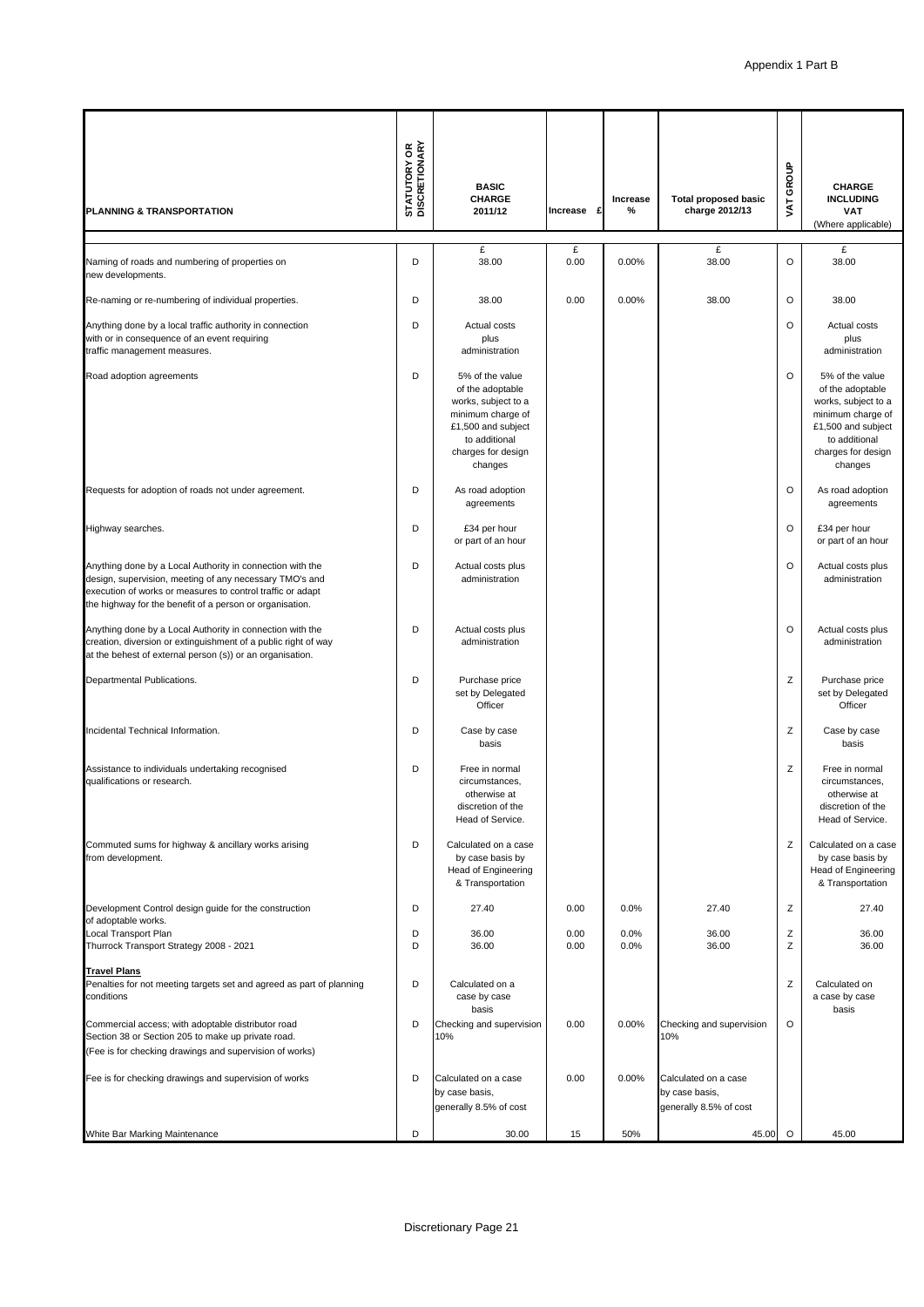Appendix 1 Part B

| PLANNING & TRANSPORTATION | STATUTORY OR DISCRETIONARY | BASIC CHARGE 2011/12 | Increase £ | Increase % | Total proposed basic charge 2012/13 | VAT GROUP | CHARGE INCLUDING VAT (Where applicable) |
|---|---|---|---|---|---|---|---|
| | | £ | £ | | £ | | £ |
| Naming of roads and numbering of properties on new developments. | D | 38.00 | 0.00 | 0.00% | 38.00 | O | 38.00 |
| Re-naming or re-numbering of individual properties. | D | 38.00 | 0.00 | 0.00% | 38.00 | O | 38.00 |
| Anything done by a local traffic authority in connection with or in consequence of an event requiring traffic management measures. | D | Actual costs plus administration | | | | O | Actual costs plus administration |
| Road adoption agreements | D | 5% of the value of the adoptable works, subject to a minimum charge of £1,500 and subject to additional charges for design changes | | | | O | 5% of the value of the adoptable works, subject to a minimum charge of £1,500 and subject to additional charges for design changes |
| Requests for adoption of roads not under agreement. | D | As road adoption agreements | | | | O | As road adoption agreements |
| Highway searches. | D | £34 per hour or part of an hour | | | | O | £34 per hour or part of an hour |
| Anything done by a Local Authority in connection with the design, supervision, meeting of any necessary TMO's and execution of works or measures to control traffic or adapt the highway for the benefit of a person or organisation. | D | Actual costs plus administration | | | | O | Actual costs plus administration |
| Anything done by a Local Authority in connection with the creation, diversion or extinguishment of a public right of way at the behest of external person (s)) or an organisation. | D | Actual costs plus administration | | | | O | Actual costs plus administration |
| Departmental Publications. | D | Purchase price set by Delegated Officer | | | | Z | Purchase price set by Delegated Officer |
| Incidental Technical Information. | D | Case by case basis | | | | Z | Case by case basis |
| Assistance to individuals undertaking recognised qualifications or research. | D | Free in normal circumstances, otherwise at discretion of the Head of Service. | | | | Z | Free in normal circumstances, otherwise at discretion of the Head of Service. |
| Commuted sums for highway & ancillary works arising from development. | D | Calculated on a case by case basis by Head of Engineering & Transportation | | | | Z | Calculated on a case by case basis by Head of Engineering & Transportation |
| Development Control design guide for the construction of adoptable works. | D | 27.40 | 0.00 | 0.0% | 27.40 | Z | 27.40 |
| Local Transport Plan | D | 36.00 | 0.00 | 0.0% | 36.00 | Z | 36.00 |
| Thurrock Transport Strategy 2008 - 2021 | D | 36.00 | 0.00 | 0.0% | 36.00 | Z | 36.00 |
| **Travel Plans** | | | | | | | |
| Penalties for not meeting targets set and agreed as part of planning conditions | D | Calculated on a case by case basis | | | | Z | Calculated on a case by case basis |
| Commercial access; with adoptable distributor road Section 38 or Section 205 to make up private road. (Fee is for checking drawings and supervision of works) | D | Checking and supervision 10% | 0.00 | 0.00% | Checking and supervision 10% | O | |
| Fee is for checking drawings and supervision of works | D | Calculated on a case by case basis, generally 8.5% of cost | 0.00 | 0.00% | Calculated on a case by case basis, generally 8.5% of cost | | |
| White Bar Marking Maintenance | D | 30.00 | 15 | 50% | 45.00 | O | 45.00 |

Discretionary Page 21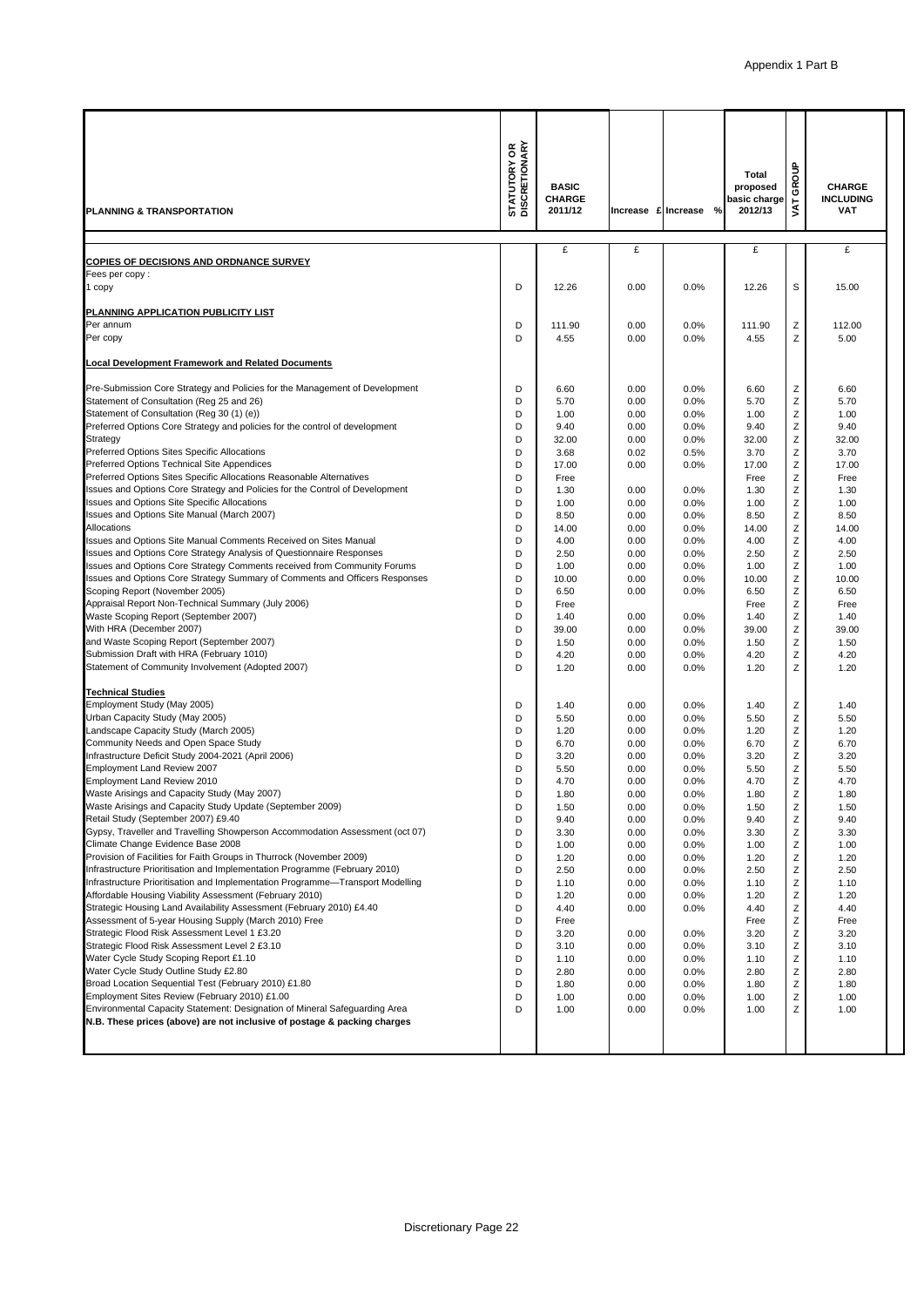Appendix 1 Part B

| PLANNING & TRANSPORTATION | STATUTORY OR DISCRETIONARY | BASIC CHARGE 2011/12 | Increase £ | Increase % | Total proposed basic charge 2012/13 | VAT GROUP | CHARGE INCLUDING VAT |
|---|---|---|---|---|---|---|---|
| | | £ | £ | | £ | | £ |
| **COPIES OF DECISIONS AND ORDNANCE SURVEY** | | | | | | | |
| Fees per copy : | | | | | | | |
| 1 copy | D | 12.26 | 0.00 | 0.0% | 12.26 | S | 15.00 |
| **PLANNING APPLICATION PUBLICITY LIST** | | | | | | | |
| Per annum | D | 111.90 | 0.00 | 0.0% | 111.90 | Z | 112.00 |
| Per copy | D | 4.55 | 0.00 | 0.0% | 4.55 | Z | 5.00 |
| **Local Development Framework and Related Documents** | | | | | | | |
| Pre-Submission Core Strategy and Policies for the Management of Development | D | 6.60 | 0.00 | 0.0% | 6.60 | Z | 6.60 |
| Statement of Consultation (Reg 25 and 26) | D | 5.70 | 0.00 | 0.0% | 5.70 | Z | 5.70 |
| Statement of Consultation (Reg 30 (1) (e)) | D | 1.00 | 0.00 | 0.0% | 1.00 | Z | 1.00 |
| Preferred Options Core Strategy and policies for the control of development | D | 9.40 | 0.00 | 0.0% | 9.40 | Z | 9.40 |
| Strategy | D | 32.00 | 0.00 | 0.0% | 32.00 | Z | 32.00 |
| Preferred Options Sites Specific Allocations | D | 3.68 | 0.02 | 0.5% | 3.70 | Z | 3.70 |
| Preferred Options Technical Site Appendices | D | 17.00 | 0.00 | 0.0% | 17.00 | Z | 17.00 |
| Preferred Options Sites Specific Allocations Reasonable Alternatives | D | Free | | | Free | Z | Free |
| Issues and Options Core Strategy and Policies for the Control of Development | D | 1.30 | 0.00 | 0.0% | 1.30 | Z | 1.30 |
| Issues and Options Site Specific Allocations | D | 1.00 | 0.00 | 0.0% | 1.00 | Z | 1.00 |
| Issues and Options Site Manual (March 2007) | D | 8.50 | 0.00 | 0.0% | 8.50 | Z | 8.50 |
| Allocations | D | 14.00 | 0.00 | 0.0% | 14.00 | Z | 14.00 |
| Issues and Options Site Manual Comments Received on Sites Manual | D | 4.00 | 0.00 | 0.0% | 4.00 | Z | 4.00 |
| Issues and Options Core Strategy Analysis of Questionnaire Responses | D | 2.50 | 0.00 | 0.0% | 2.50 | Z | 2.50 |
| Issues and Options Core Strategy Comments received from Community Forums | D | 1.00 | 0.00 | 0.0% | 1.00 | Z | 1.00 |
| Issues and Options Core Strategy Summary of Comments and Officers Responses | D | 10.00 | 0.00 | 0.0% | 10.00 | Z | 10.00 |
| Scoping Report (November 2005) | D | 6.50 | 0.00 | 0.0% | 6.50 | Z | 6.50 |
| Appraisal Report Non-Technical Summary (July 2006) | D | Free | | | Free | Z | Free |
| Waste Scoping Report (September 2007) | D | 1.40 | 0.00 | 0.0% | 1.40 | Z | 1.40 |
| With HRA (December 2007) | D | 39.00 | 0.00 | 0.0% | 39.00 | Z | 39.00 |
| and Waste Scoping Report (September 2007) | D | 1.50 | 0.00 | 0.0% | 1.50 | Z | 1.50 |
| Submission Draft with HRA (February 1010) | D | 4.20 | 0.00 | 0.0% | 4.20 | Z | 4.20 |
| Statement of Community Involvement (Adopted 2007) | D | 1.20 | 0.00 | 0.0% | 1.20 | Z | 1.20 |
| **Technical Studies** | | | | | | | |
| Employment Study (May 2005) | D | 1.40 | 0.00 | 0.0% | 1.40 | Z | 1.40 |
| Urban Capacity Study (May 2005) | D | 5.50 | 0.00 | 0.0% | 5.50 | Z | 5.50 |
| Landscape Capacity Study (March 2005) | D | 1.20 | 0.00 | 0.0% | 1.20 | Z | 1.20 |
| Community Needs and Open Space Study | D | 6.70 | 0.00 | 0.0% | 6.70 | Z | 6.70 |
| Infrastructure Deficit Study 2004-2021 (April 2006) | D | 3.20 | 0.00 | 0.0% | 3.20 | Z | 3.20 |
| Employment Land Review 2007 | D | 5.50 | 0.00 | 0.0% | 5.50 | Z | 5.50 |
| Employment Land Review 2010 | D | 4.70 | 0.00 | 0.0% | 4.70 | Z | 4.70 |
| Waste Arisings and Capacity Study (May 2007) | D | 1.80 | 0.00 | 0.0% | 1.80 | Z | 1.80 |
| Waste Arisings and Capacity Study Update (September 2009) | D | 1.50 | 0.00 | 0.0% | 1.50 | Z | 1.50 |
| Retail Study (September 2007) £9.40 | D | 9.40 | 0.00 | 0.0% | 9.40 | Z | 9.40 |
| Gypsy, Traveller and Travelling Showperson Accommodation Assessment (oct 07) | D | 3.30 | 0.00 | 0.0% | 3.30 | Z | 3.30 |
| Climate Change Evidence Base 2008 | D | 1.00 | 0.00 | 0.0% | 1.00 | Z | 1.00 |
| Provision of Facilities for Faith Groups in Thurrock (November 2009) | D | 1.20 | 0.00 | 0.0% | 1.20 | Z | 1.20 |
| Infrastructure Prioritisation and Implementation Programme (February 2010) | D | 2.50 | 0.00 | 0.0% | 2.50 | Z | 2.50 |
| Infrastructure Prioritisation and Implementation Programme—Transport Modelling | D | 1.10 | 0.00 | 0.0% | 1.10 | Z | 1.10 |
| Affordable Housing Viability Assessment (February 2010) | D | 1.20 | 0.00 | 0.0% | 1.20 | Z | 1.20 |
| Strategic Housing Land Availability Assessment (February 2010) £4.40 | D | 4.40 | 0.00 | 0.0% | 4.40 | Z | 4.40 |
| Assessment of 5-year Housing Supply (March 2010) Free | D | Free | | | Free | Z | Free |
| Strategic Flood Risk Assessment Level 1 £3.20 | D | 3.20 | 0.00 | 0.0% | 3.20 | Z | 3.20 |
| Strategic Flood Risk Assessment Level 2 £3.10 | D | 3.10 | 0.00 | 0.0% | 3.10 | Z | 3.10 |
| Water Cycle Study Scoping Report £1.10 | D | 1.10 | 0.00 | 0.0% | 1.10 | Z | 1.10 |
| Water Cycle Study Outline Study £2.80 | D | 2.80 | 0.00 | 0.0% | 2.80 | Z | 2.80 |
| Broad Location Sequential Test (February 2010) £1.80 | D | 1.80 | 0.00 | 0.0% | 1.80 | Z | 1.80 |
| Employment Sites Review (February 2010) £1.00 | D | 1.00 | 0.00 | 0.0% | 1.00 | Z | 1.00 |
| Environmental Capacity Statement: Designation of Mineral Safeguarding Area | D | 1.00 | 0.00 | 0.0% | 1.00 | Z | 1.00 |
| **N.B. These prices (above) are not inclusive of postage & packing charges** | | | | | | | |

Discretionary Page 22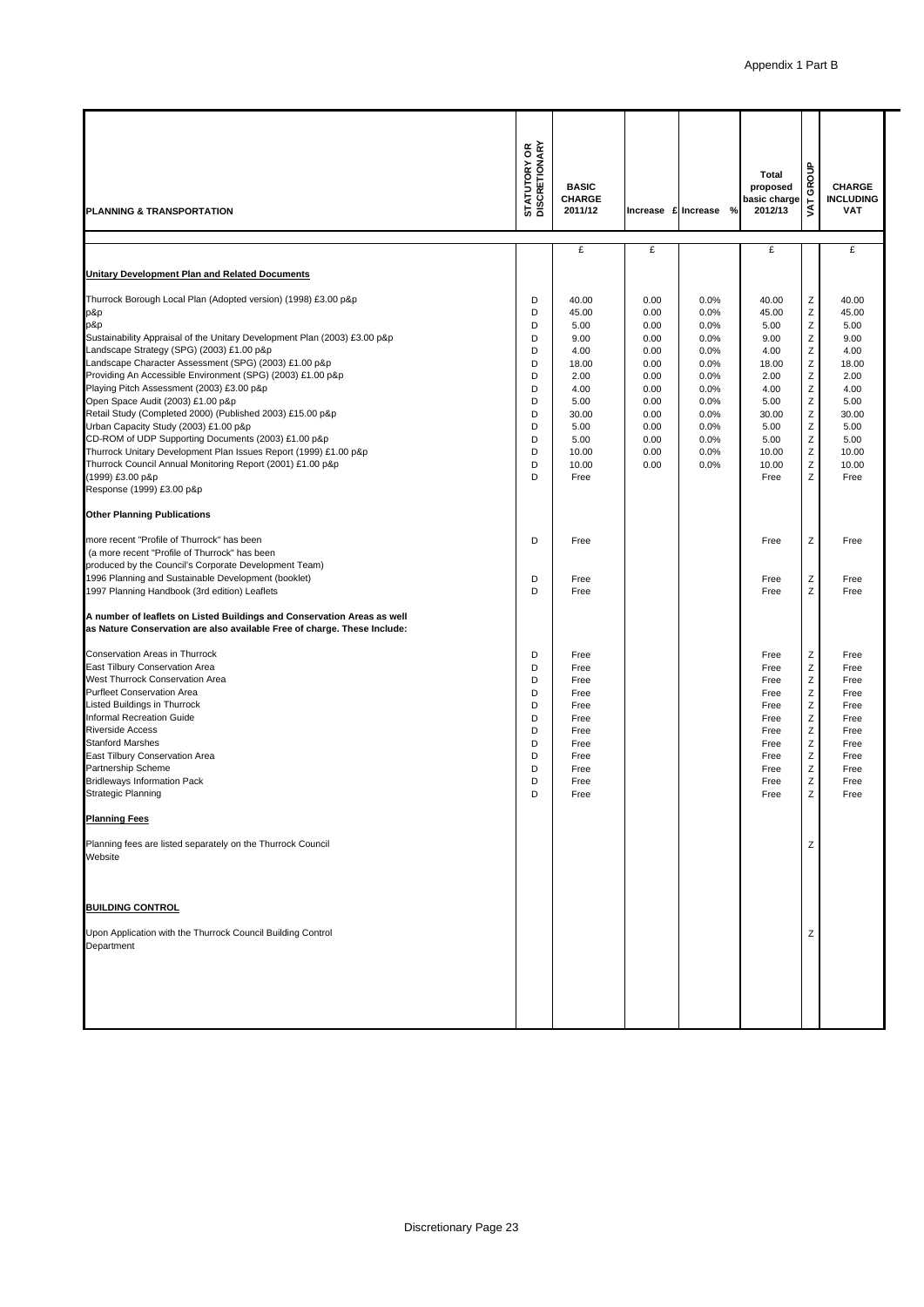Appendix 1 Part B

| PLANNING & TRANSPORTATION | STATUTORY OR DISCRETIONARY | BASIC CHARGE 2011/12 | Increase £ | Increase % | Total proposed basic charge 2012/13 | VAT GROUP | CHARGE INCLUDING VAT |
|---|---|---|---|---|---|---|---|
| | | £ | £ | | £ | | £ |
| **Unitary Development Plan and Related Documents** | | | | | | | |
| Thurrock Borough Local Plan (Adopted version) (1998) £3.00 p&p | D | 40.00 | 0.00 | 0.0% | 40.00 | Z | 40.00 |
| p&p | D | 45.00 | 0.00 | 0.0% | 45.00 | Z | 45.00 |
| p&p | D | 5.00 | 0.00 | 0.0% | 5.00 | Z | 5.00 |
| Sustainability Appraisal of the Unitary Development Plan (2003) £3.00 p&p | D | 9.00 | 0.00 | 0.0% | 9.00 | Z | 9.00 |
| Landscape Strategy (SPG) (2003) £1.00 p&p | D | 4.00 | 0.00 | 0.0% | 4.00 | Z | 4.00 |
| Landscape Character Assessment (SPG) (2003) £1.00 p&p | D | 18.00 | 0.00 | 0.0% | 18.00 | Z | 18.00 |
| Providing An Accessible Environment (SPG) (2003) £1.00 p&p | D | 2.00 | 0.00 | 0.0% | 2.00 | Z | 2.00 |
| Playing Pitch Assessment (2003) £3.00 p&p | D | 4.00 | 0.00 | 0.0% | 4.00 | Z | 4.00 |
| Open Space Audit (2003) £1.00 p&p | D | 5.00 | 0.00 | 0.0% | 5.00 | Z | 5.00 |
| Retail Study (Completed 2000) (Published 2003) £15.00 p&p | D | 30.00 | 0.00 | 0.0% | 30.00 | Z | 30.00 |
| Urban Capacity Study (2003) £1.00 p&p | D | 5.00 | 0.00 | 0.0% | 5.00 | Z | 5.00 |
| CD-ROM of UDP Supporting Documents (2003) £1.00 p&p | D | 5.00 | 0.00 | 0.0% | 5.00 | Z | 5.00 |
| Thurrock Unitary Development Plan Issues Report (1999) £1.00 p&p | D | 10.00 | 0.00 | 0.0% | 10.00 | Z | 10.00 |
| Thurrock Council Annual Monitoring Report (2001) £1.00 p&p | D | 10.00 | 0.00 | 0.0% | 10.00 | Z | 10.00 |
| (1999) £3.00 p&p | D | Free | | | Free | Z | Free |
| Response (1999) £3.00 p&p | | | | | | | |
| **Other Planning Publications** | | | | | | | |
| more recent "Profile of Thurrock" has been | D | Free | | | Free | Z | Free |
| (a more recent "Profile of Thurrock" has been | | | | | | | |
| produced by the Council's Corporate Development Team) | | | | | | | |
| 1996 Planning and Sustainable Development (booklet) | D | Free | | | Free | Z | Free |
| 1997 Planning Handbook (3rd edition) Leaflets | D | Free | | | Free | Z | Free |
| **A number of leaflets on Listed Buildings and Conservation Areas as well as Nature Conservation are also available Free of charge. These Include:** | | | | | | | |
| Conservation Areas in Thurrock | D | Free | | | Free | Z | Free |
| East Tilbury Conservation Area | D | Free | | | Free | Z | Free |
| West Thurrock Conservation Area | D | Free | | | Free | Z | Free |
| Purfleet Conservation Area | D | Free | | | Free | Z | Free |
| Listed Buildings in Thurrock | D | Free | | | Free | Z | Free |
| Informal Recreation Guide | D | Free | | | Free | Z | Free |
| Riverside Access | D | Free | | | Free | Z | Free |
| Stanford Marshes | D | Free | | | Free | Z | Free |
| East Tilbury Conservation Area | D | Free | | | Free | Z | Free |
| Partnership Scheme | D | Free | | | Free | Z | Free |
| Bridleways Information Pack | D | Free | | | Free | Z | Free |
| Strategic Planning | D | Free | | | Free | Z | Free |
| **Planning Fees** | | | | | | | |
| Planning fees are listed separately on the Thurrock Council Website | | | | | | Z | |
| **BUILDING CONTROL** | | | | | | | |
| Upon Application with the Thurrock Council Building Control Department | | | | | | Z | |

Discretionary Page 23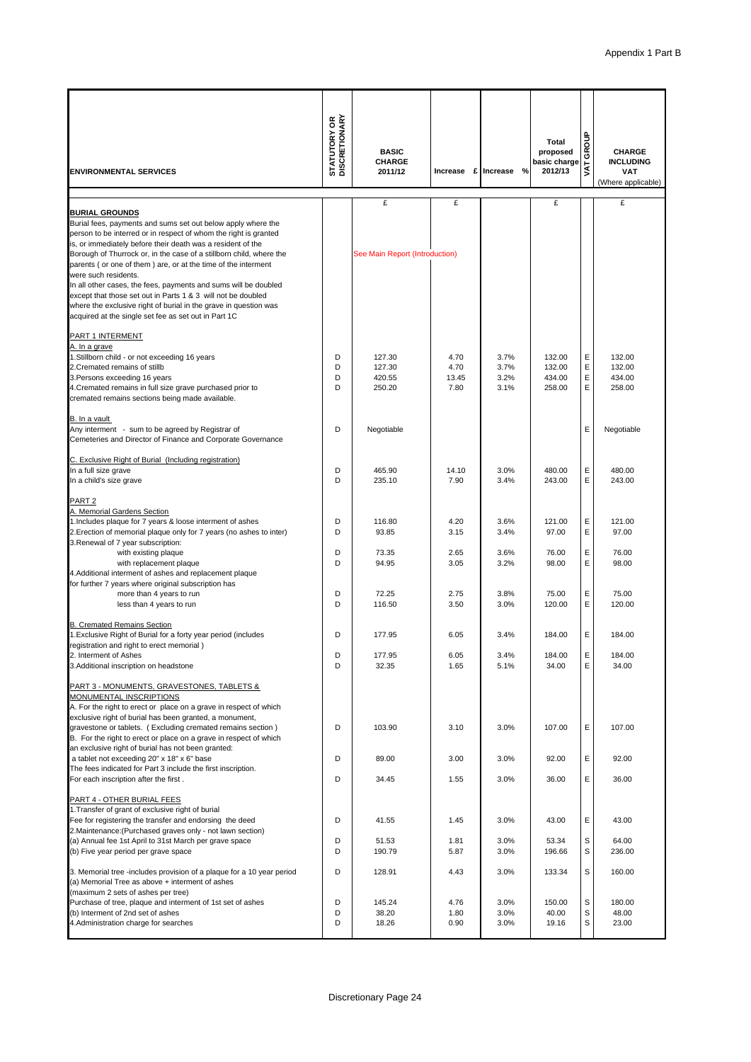Appendix 1 Part B

| ENVIRONMENTAL SERVICES | STATUTORY OR DISCRETIONARY | BASIC CHARGE 2011/12 | Increase £ | Increase % | Total proposed basic charge 2012/13 | VAT GROUP | CHARGE INCLUDING VAT (Where applicable) |
|---|---|---|---|---|---|---|---|
| | | £ | £ | | £ | | £ |
| **BURIAL GROUNDS** | | | | | | | |
| Burial fees, payments and sums set out below apply where the person to be interred or in respect of whom the right is granted is, or immediately before their death was a resident of the Borough of Thurrock or, in the case of a stillborn child, where the parents ( or one of them ) are, or at the time of the interment were such residents. In all other cases, the fees, payments and sums will be doubled except that those set out in Parts 1 & 3 will not be doubled where the exclusive right of burial in the grave in question was acquired at the single set fee as set out in Part 1C | | See Main Report (Introduction) | | | | | |
| PART 1 INTERMENT | | | | | | | |
| A. In a grave | | | | | | | |
| 1.Stillborn child - or not exceeding 16 years | D | 127.30 | 4.70 | 3.7% | 132.00 | E | 132.00 |
| 2.Cremated remains of stillb | D | 127.30 | 4.70 | 3.7% | 132.00 | E | 132.00 |
| 3.Persons exceeding 16 years | D | 420.55 | 13.45 | 3.2% | 434.00 | E | 434.00 |
| 4.Cremated remains in full size grave purchased prior to cremated remains sections being made available. | D | 250.20 | 7.80 | 3.1% | 258.00 | E | 258.00 |
| B. In a vault | | | | | | | |
| Any interment - sum to be agreed by Registrar of Cemeteries and Director of Finance and Corporate Governance | D | Negotiable | | | | E | Negotiable |
| C. Exclusive Right of Burial (Including registration) | | | | | | | |
| In a full size grave | D | 465.90 | 14.10 | 3.0% | 480.00 | E | 480.00 |
| In a child's size grave | D | 235.10 | 7.90 | 3.4% | 243.00 | E | 243.00 |
| PART 2 | | | | | | | |
| A. Memorial Gardens Section | | | | | | | |
| 1.Includes plaque for 7 years & loose interment of ashes | D | 116.80 | 4.20 | 3.6% | 121.00 | E | 121.00 |
| 2.Erection of memorial plaque only for 7 years (no ashes to inter) | D | 93.85 | 3.15 | 3.4% | 97.00 | E | 97.00 |
| 3.Renewal of 7 year subscription: | | | | | | | |
| with existing plaque | D | 73.35 | 2.65 | 3.6% | 76.00 | E | 76.00 |
| with replacement plaque | D | 94.95 | 3.05 | 3.2% | 98.00 | E | 98.00 |
| 4.Additional interment of ashes and replacement plaque for further 7 years where original subscription has | | | | | | | |
| more than 4 years to run | D | 72.25 | 2.75 | 3.8% | 75.00 | E | 75.00 |
| less than 4 years to run | D | 116.50 | 3.50 | 3.0% | 120.00 | E | 120.00 |
| B. Cremated Remains Section | | | | | | | |
| 1.Exclusive Right of Burial for a forty year period (includes registration and right to erect memorial ) | D | 177.95 | 6.05 | 3.4% | 184.00 | E | 184.00 |
| 2. Interment of Ashes | D | 177.95 | 6.05 | 3.4% | 184.00 | E | 184.00 |
| 3.Additional inscription on headstone | D | 32.35 | 1.65 | 5.1% | 34.00 | E | 34.00 |
| PART 3 - MONUMENTS, GRAVESTONES, TABLETS & MONUMENTAL INSCRIPTIONS | | | | | | | |
| A. For the right to erect or place on a grave in respect of which exclusive right of burial has been granted, a monument, gravestone or tablets. ( Excluding cremated remains section ) | D | 103.90 | 3.10 | 3.0% | 107.00 | E | 107.00 |
| B. For the right to erect or place on a grave in respect of which an exclusive right of burial has not been granted: a tablet not exceeding 20" x 18" x 6" base | D | 89.00 | 3.00 | 3.0% | 92.00 | E | 92.00 |
| The fees indicated for Part 3 include the first inscription. | | | | | | | |
| For each inscription after the first . | D | 34.45 | 1.55 | 3.0% | 36.00 | E | 36.00 |
| PART 4 - OTHER BURIAL FEES | | | | | | | |
| 1.Transfer of grant of exclusive right of burial | | | | | | | |
| Fee for registering the transfer and endorsing the deed | D | 41.55 | 1.45 | 3.0% | 43.00 | E | 43.00 |
| 2.Maintenance:(Purchased graves only - not lawn section) | | | | | | | |
| (a) Annual fee 1st April to 31st March per grave space | D | 51.53 | 1.81 | 3.0% | 53.34 | S | 64.00 |
| (b) Five year period per grave space | D | 190.79 | 5.87 | 3.0% | 196.66 | S | 236.00 |
| 3. Memorial tree -includes provision of a plaque for a 10 year period | D | 128.91 | 4.43 | 3.0% | 133.34 | S | 160.00 |
| (a) Memorial Tree as above + interment of ashes (maximum 2 sets of ashes per tree) | | | | | | | |
| Purchase of tree, plaque and interment of 1st set of ashes | D | 145.24 | 4.76 | 3.0% | 150.00 | S | 180.00 |
| (b) Interment of 2nd set of ashes | D | 38.20 | 1.80 | 3.0% | 40.00 | S | 48.00 |
| 4.Administration charge for searches | D | 18.26 | 0.90 | 3.0% | 19.16 | S | 23.00 |

Discretionary Page 24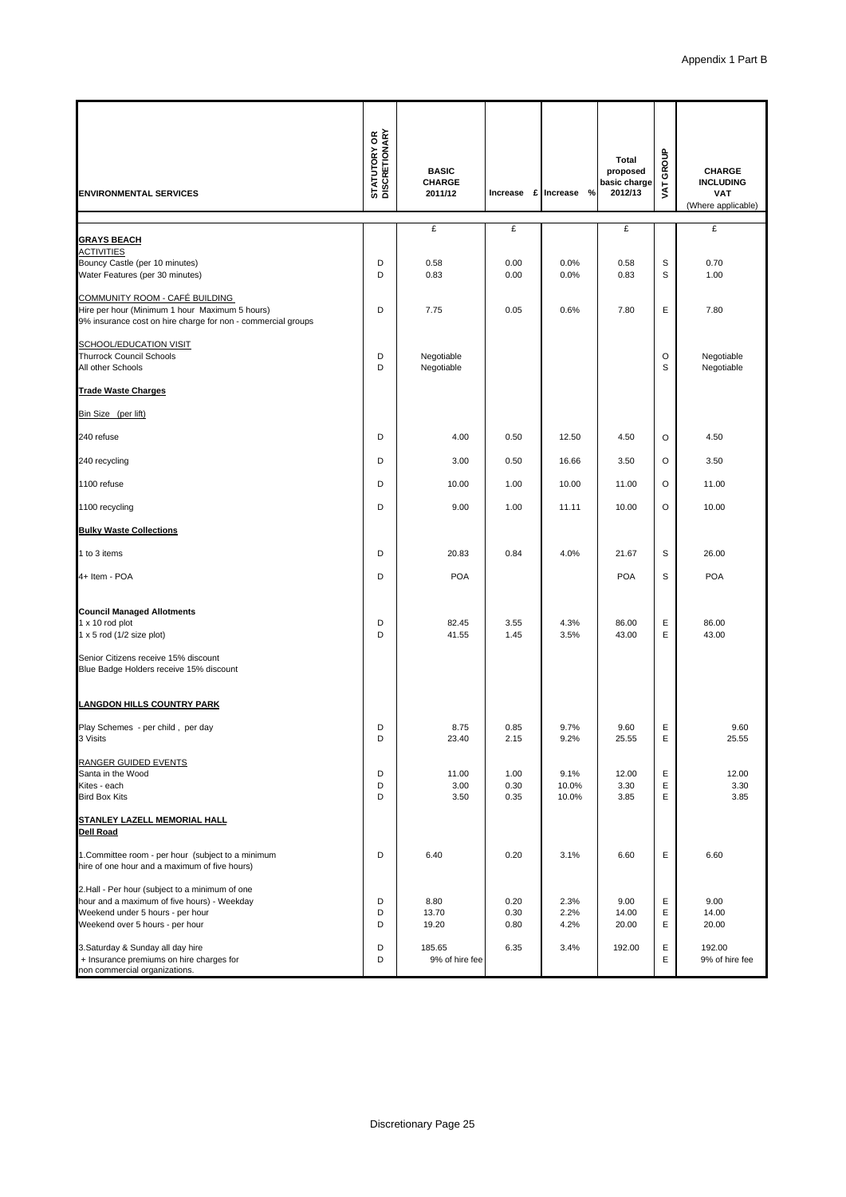Appendix 1 Part B

| ENVIRONMENTAL SERVICES | STATUTORY OR DISCRETIONARY | BASIC CHARGE 2011/12 | Increase £ | Increase % | Total proposed basic charge 2012/13 | VAT GROUP | CHARGE INCLUDING VAT (Where applicable) |
|---|---|---|---|---|---|---|---|
| | | £ | £ | | £ | | £ |
| **GRAYS BEACH** | | | | | | | |
| ACTIVITIES | | | | | | | |
| Bouncy Castle (per 10 minutes) | D | 0.58 | 0.00 | 0.0% | 0.58 | S | 0.70 |
| Water Features (per 30 minutes) | D | 0.83 | 0.00 | 0.0% | 0.83 | S | 1.00 |
| COMMUNITY ROOM - CAFÉ BUILDING | | | | | | | |
| Hire per hour (Minimum 1 hour Maximum 5 hours) | D | 7.75 | 0.05 | 0.6% | 7.80 | E | 7.80 |
| 9% insurance cost on hire charge for non - commercial groups | | | | | | | |
| SCHOOL/EDUCATION VISIT | | | | | | | |
| Thurrock Council Schools | D | Negotiable | | | | O | Negotiable |
| All other Schools | D | Negotiable | | | | S | Negotiable |
| **Trade Waste Charges** | | | | | | | |
| Bin Size (per lift) | | | | | | | |
| 240 refuse | D | 4.00 | 0.50 | 12.50 | 4.50 | O | 4.50 |
| 240 recycling | D | 3.00 | 0.50 | 16.66 | 3.50 | O | 3.50 |
| 1100 refuse | D | 10.00 | 1.00 | 10.00 | 11.00 | O | 11.00 |
| 1100 recycling | D | 9.00 | 1.00 | 11.11 | 10.00 | O | 10.00 |
| **Bulky Waste Collections** | | | | | | | |
| 1 to 3 items | D | 20.83 | 0.84 | 4.0% | 21.67 | S | 26.00 |
| 4+ Item - POA | D | POA | | | POA | S | POA |
| **Council Managed Allotments** | | | | | | | |
| 1 x 10 rod plot | D | 82.45 | 3.55 | 4.3% | 86.00 | E | 86.00 |
| 1 x 5 rod (1/2 size plot) | D | 41.55 | 1.45 | 3.5% | 43.00 | E | 43.00 |
| Senior Citizens receive 15% discount | | | | | | | |
| Blue Badge Holders receive 15% discount | | | | | | | |
| **LANGDON HILLS COUNTRY PARK** | | | | | | | |
| Play Schemes - per child , per day | D | 8.75 | 0.85 | 9.7% | 9.60 | E | 9.60 |
| 3 Visits | D | 23.40 | 2.15 | 9.2% | 25.55 | E | 25.55 |
| RANGER GUIDED EVENTS | | | | | | | |
| Santa in the Wood | D | 11.00 | 1.00 | 9.1% | 12.00 | E | 12.00 |
| Kites - each | D | 3.00 | 0.30 | 10.0% | 3.30 | E | 3.30 |
| Bird Box Kits | D | 3.50 | 0.35 | 10.0% | 3.85 | E | 3.85 |
| **STANLEY LAZELL MEMORIAL HALL** | | | | | | | |
| **Dell Road** | | | | | | | |
| 1.Committee room - per hour (subject to a minimum hire of one hour and a maximum of five hours) | D | 6.40 | 0.20 | 3.1% | 6.60 | E | 6.60 |
| 2.Hall - Per hour (subject to a minimum of one hour and a maximum of five hours) - Weekday | D | 8.80 | 0.20 | 2.3% | 9.00 | E | 9.00 |
| Weekend under 5 hours - per hour | D | 13.70 | 0.30 | 2.2% | 14.00 | E | 14.00 |
| Weekend over 5 hours - per hour | D | 19.20 | 0.80 | 4.2% | 20.00 | E | 20.00 |
| 3.Saturday & Sunday all day hire | D | 185.65 | 6.35 | 3.4% | 192.00 | E | 192.00 |
| + Insurance premiums on hire charges for non commercial organizations. | D | 9% of hire fee | | | | E | 9% of hire fee |

Discretionary Page 25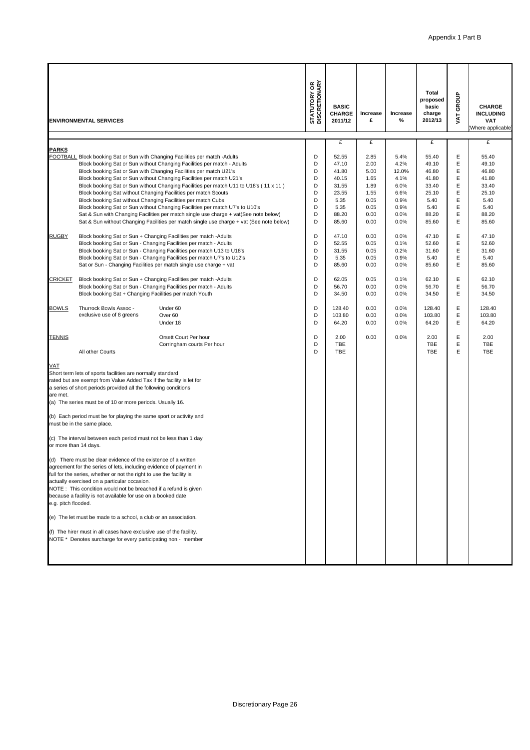Appendix 1 Part B

| ENVIRONMENTAL SERVICES | STATUTORY OR DISCRETIONARY | BASIC CHARGE 2011/12 | Increase £ | Increase % | Total proposed basic charge 2012/13 | VAT GROUP | CHARGE INCLUDING VAT (Where applicable) |
|---|---|---|---|---|---|---|---|
| | | £ | £ | | £ | | £ |
| **PARKS** | | | | | | | |
| FOOTBALL Block booking Sat or Sun with Changing Facilities per match -Adults | D | 52.55 | 2.85 | 5.4% | 55.40 | E | 55.40 |
| Block booking Sat or Sun without Changing Facilities per match - Adults | D | 47.10 | 2.00 | 4.2% | 49.10 | E | 49.10 |
| Block booking Sat or Sun with Changing Facilities per match U21's | D | 41.80 | 5.00 | 12.0% | 46.80 | E | 46.80 |
| Block booking Sat or Sun without Changing Facilities per match U21's | D | 40.15 | 1.65 | 4.1% | 41.80 | E | 41.80 |
| Block booking Sat or Sun without Changing Facilities per match U11 to U18's ( 11 x 11 ) | D | 31.55 | 1.89 | 6.0% | 33.40 | E | 33.40 |
| Block booking Sat without Changing Facilities per match Scouts | D | 23.55 | 1.55 | 6.6% | 25.10 | E | 25.10 |
| Block booking Sat without Changing Facilities per match Cubs | D | 5.35 | 0.05 | 0.9% | 5.40 | E | 5.40 |
| Block booking Sat or Sun without Changing Facilities per match U7's to U10's | D | 5.35 | 0.05 | 0.9% | 5.40 | E | 5.40 |
| Sat & Sun with Changing Facilities per match single use charge + vat(See note below) | D | 88.20 | 0.00 | 0.0% | 88.20 | E | 88.20 |
| Sat & Sun without Changing Facilities per match single use charge + vat (See note below) | D | 85.60 | 0.00 | 0.0% | 85.60 | E | 85.60 |
| RUGBY Block booking Sat or Sun + Changing Facilities per match -Adults | D | 47.10 | 0.00 | 0.0% | 47.10 | E | 47.10 |
| Block booking Sat or Sun - Changing Facilities per match - Adults | D | 52.55 | 0.05 | 0.1% | 52.60 | E | 52.60 |
| Block booking Sat or Sun - Changing Facilities per match U13 to U18's | D | 31.55 | 0.05 | 0.2% | 31.60 | E | 31.60 |
| Block booking Sat or Sun - Changing Facilities per match U7's to U12's | D | 5.35 | 0.05 | 0.9% | 5.40 | E | 5.40 |
| Sat or Sun - Changing Facilities per match single use charge + vat | D | 85.60 | 0.00 | 0.0% | 85.60 | E | 85.60 |
| CRICKET Block booking Sat or Sun + Changing Facilities per match -Adults | D | 62.05 | 0.05 | 0.1% | 62.10 | E | 62.10 |
| Block booking Sat or Sun - Changing Facilities per match - Adults | D | 56.70 | 0.00 | 0.0% | 56.70 | E | 56.70 |
| Block booking Sat + Changing Facilities per match Youth | D | 34.50 | 0.00 | 0.0% | 34.50 | E | 34.50 |
| BOWLS Thurrock Bowls Assoc - exclusive use of 8 greens — Under 60 | D | 128.40 | 0.00 | 0.0% | 128.40 | E | 128.40 |
| Over 60 | D | 103.80 | 0.00 | 0.0% | 103.80 | E | 103.80 |
| Under 18 | D | 64.20 | 0.00 | 0.0% | 64.20 | E | 64.20 |
| TENNIS Orsett Court Per hour | D | 2.00 | 0.00 | 0.0% | 2.00 | E | 2.00 |
| Corringham courts Per hour | D | TBE | | | TBE | E | TBE |
| All other Courts | D | TBE | | | TBE | E | TBE |

VAT

Short term lets of sports facilities are normally standard rated but are exempt from Value Added Tax if the facility is let for a series of short periods provided all the following conditions are met.

(a) The series must be of 10 or more periods. Usually 16.

(b) Each period must be for playing the same sport or activity and must be in the same place.

(c) The interval between each period must not be less than 1 day or more than 14 days.

(d) There must be clear evidence of the existence of a written agreement for the series of lets, including evidence of payment in full for the series, whether or not the right to use the facility is actually exercised on a particular occasion.
NOTE : This condition would not be breached if a refund is given because a facility is not available for use on a booked date e.g. pitch flooded.

(e) The let must be made to a school, a club or an association.

(f) The hirer must in all cases have exclusive use of the facility.
NOTE * Denotes surcharge for every participating non - member

Discretionary Page 26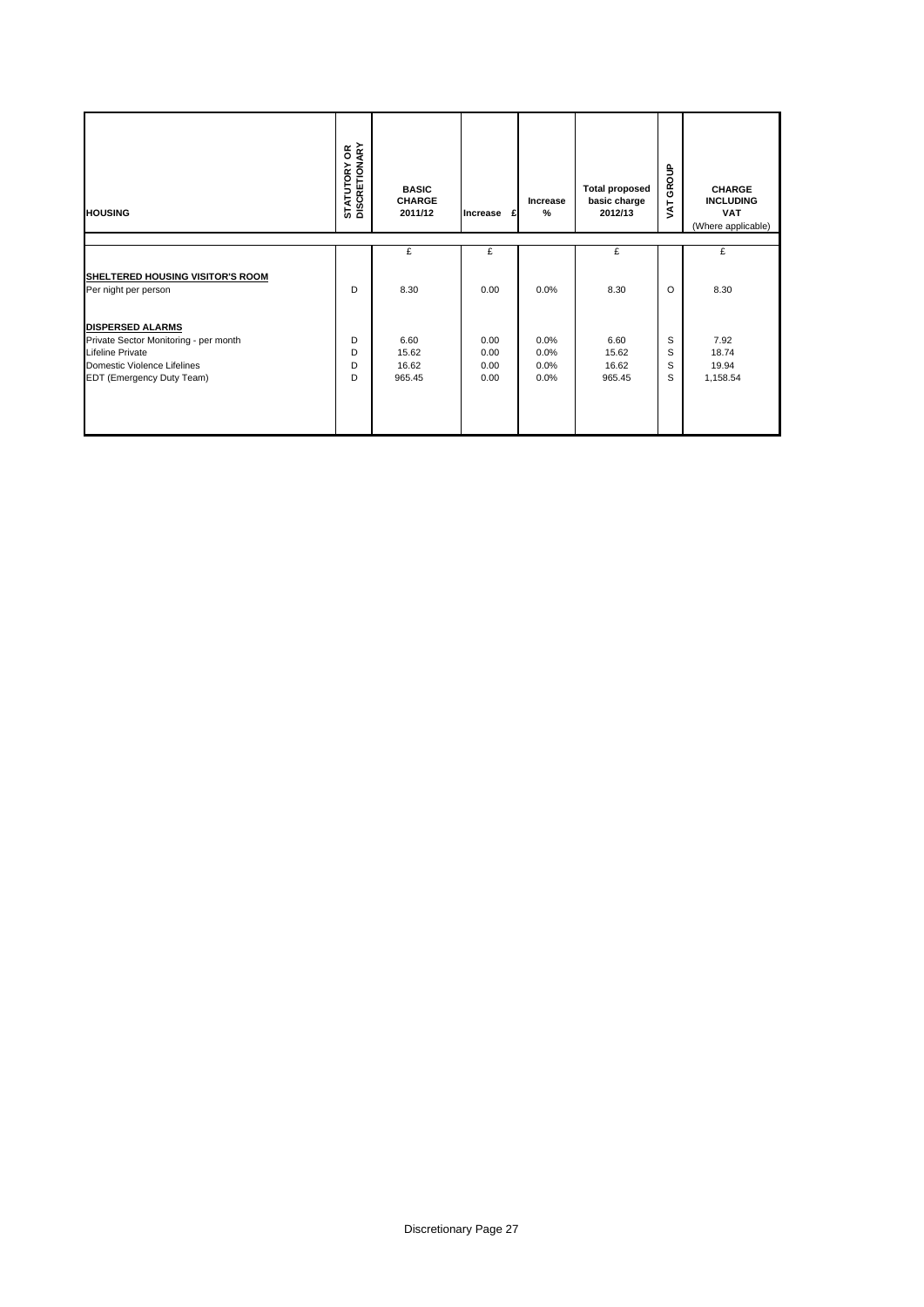| HOUSING | STATUTORY OR DISCRETIONARY | BASIC CHARGE 2011/12 | Increase £ | Increase % | Total proposed basic charge 2012/13 | VAT GROUP | CHARGE INCLUDING VAT (Where applicable) |
|---|---|---|---|---|---|---|---|
| | | £ | £ | | £ | | £ |
| **SHELTERED HOUSING VISITOR'S ROOM** | | | | | | | |
| Per night per person | D | 8.30 | 0.00 | 0.0% | 8.30 | O | 8.30 |
| **DISPERSED ALARMS** | | | | | | | |
| Private Sector Monitoring - per month | D | 6.60 | 0.00 | 0.0% | 6.60 | S | 7.92 |
| Lifeline Private | D | 15.62 | 0.00 | 0.0% | 15.62 | S | 18.74 |
| Domestic Violence Lifelines | D | 16.62 | 0.00 | 0.0% | 16.62 | S | 19.94 |
| EDT (Emergency Duty Team) | D | 965.45 | 0.00 | 0.0% | 965.45 | S | 1,158.54 |

Discretionary Page 27